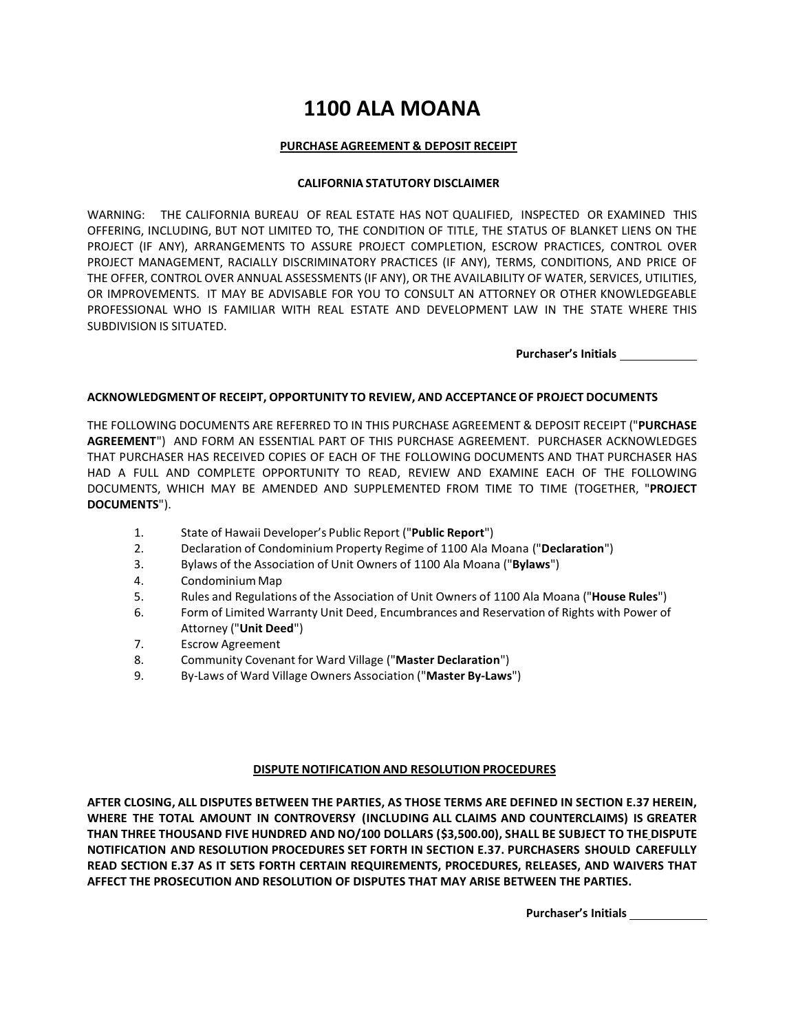# 1100 ALA MOANA

**PURCHASE AGREEMENT & DEPOSIT RECEIPT**

**CALIFORNIA STATUTORY DISCLAIMER**

WARNING: THE CALIFORNIA BUREAU OF REAL ESTATE HAS NOT QUALIFIED, INSPECTED OR EXAMINED THIS OFFERING, INCLUDING, BUT NOT LIMITED TO, THE CONDITION OF TITLE, THE STATUS OF BLANKET LIENS ON THE PROJECT (IF ANY), ARRANGEMENTS TO ASSURE PROJECT COMPLETION, ESCROW PRACTICES, CONTROL OVER PROJECT MANAGEMENT, RACIALLY DISCRIMINATORY PRACTICES (IF ANY), TERMS, CONDITIONS, AND PRICE OF THE OFFER, CONTROL OVER ANNUAL ASSESSMENTS (IF ANY), OR THE AVAILABILITY OF WATER, SERVICES, UTILITIES, OR IMPROVEMENTS. IT MAY BE ADVISABLE FOR YOU TO CONSULT AN ATTORNEY OR OTHER KNOWLEDGEABLE PROFESSIONAL WHO IS FAMILIAR WITH REAL ESTATE AND DEVELOPMENT LAW IN THE STATE WHERE THIS SUBDIVISION IS SITUATED.

**Purchaser's Initials** ____________

**ACKNOWLEDGMENT OF RECEIPT, OPPORTUNITY TO REVIEW, AND ACCEPTANCE OF PROJECT DOCUMENTS**

THE FOLLOWING DOCUMENTS ARE REFERRED TO IN THIS PURCHASE AGREEMENT & DEPOSIT RECEIPT ("**PURCHASE AGREEMENT**") AND FORM AN ESSENTIAL PART OF THIS PURCHASE AGREEMENT. PURCHASER ACKNOWLEDGES THAT PURCHASER HAS RECEIVED COPIES OF EACH OF THE FOLLOWING DOCUMENTS AND THAT PURCHASER HAS HAD A FULL AND COMPLETE OPPORTUNITY TO READ, REVIEW AND EXAMINE EACH OF THE FOLLOWING DOCUMENTS, WHICH MAY BE AMENDED AND SUPPLEMENTED FROM TIME TO TIME (TOGETHER, "**PROJECT DOCUMENTS**").

1. State of Hawaii Developer's Public Report ("**Public Report**")
2. Declaration of Condominium Property Regime of 1100 Ala Moana ("**Declaration**")
3. Bylaws of the Association of Unit Owners of 1100 Ala Moana ("**Bylaws**")
4. Condominium Map
5. Rules and Regulations of the Association of Unit Owners of 1100 Ala Moana ("**House Rules**")
6. Form of Limited Warranty Unit Deed, Encumbrances and Reservation of Rights with Power of Attorney ("**Unit Deed**")
7. Escrow Agreement
8. Community Covenant for Ward Village ("**Master Declaration**")
9. By-Laws of Ward Village Owners Association ("**Master By-Laws**")

**DISPUTE NOTIFICATION AND RESOLUTION PROCEDURES**

**AFTER CLOSING, ALL DISPUTES BETWEEN THE PARTIES, AS THOSE TERMS ARE DEFINED IN SECTION E.37 HEREIN, WHERE THE TOTAL AMOUNT IN CONTROVERSY (INCLUDING ALL CLAIMS AND COUNTERCLAIMS) IS GREATER THAN THREE THOUSAND FIVE HUNDRED AND NO/100 DOLLARS ($3,500.00), SHALL BE SUBJECT TO THE DISPUTE NOTIFICATION AND RESOLUTION PROCEDURES SET FORTH IN SECTION E.37. PURCHASERS SHOULD CAREFULLY READ SECTION E.37 AS IT SETS FORTH CERTAIN REQUIREMENTS, PROCEDURES, RELEASES, AND WAIVERS THAT AFFECT THE PROSECUTION AND RESOLUTION OF DISPUTES THAT MAY ARISE BETWEEN THE PARTIES.**

**Purchaser's Initials** ____________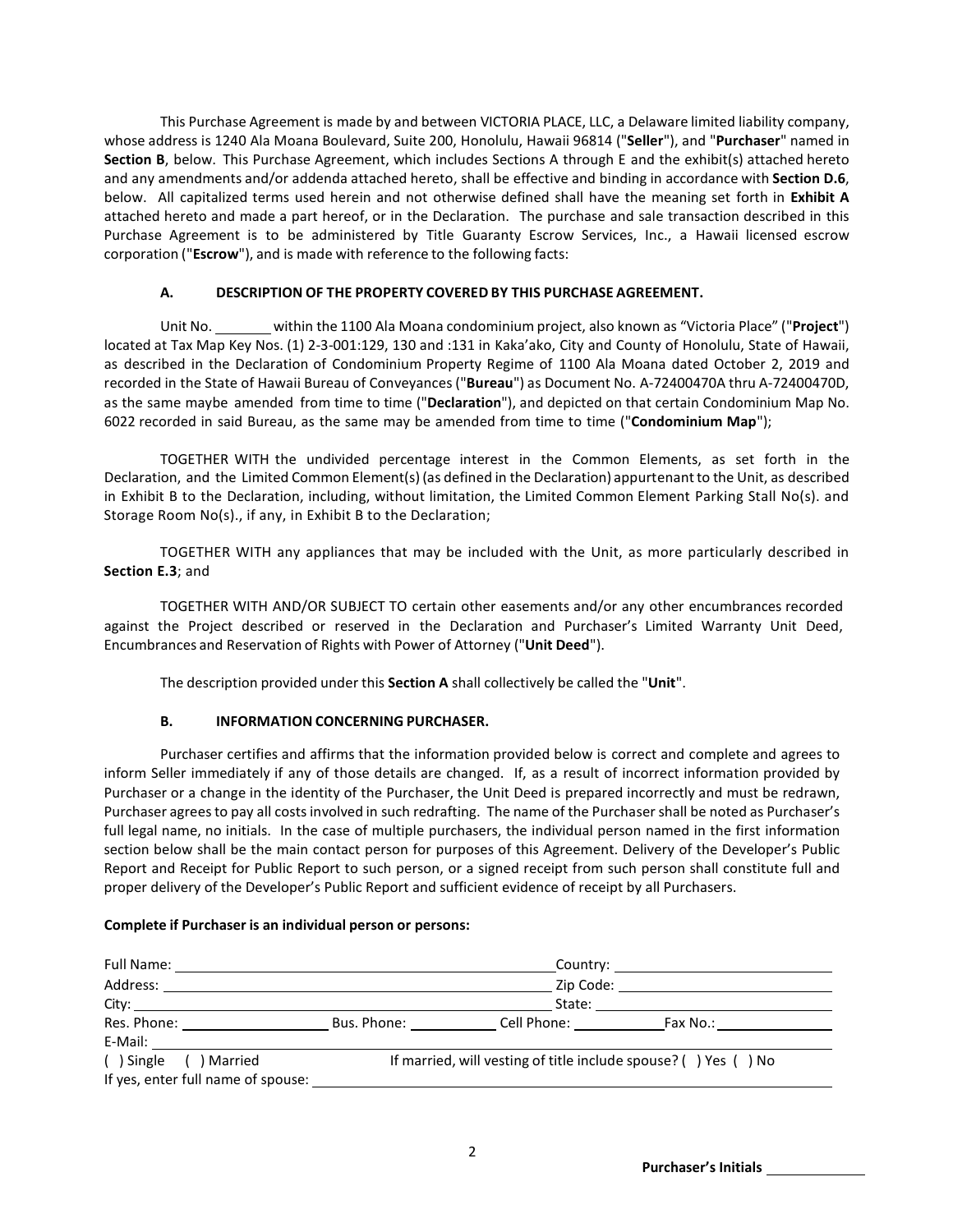This Purchase Agreement is made by and between VICTORIA PLACE, LLC, a Delaware limited liability company, whose address is 1240 Ala Moana Boulevard, Suite 200, Honolulu, Hawaii 96814 ("**Seller**"), and "**Purchaser**" named in **Section B**, below. This Purchase Agreement, which includes Sections A through E and the exhibit(s) attached hereto and any amendments and/or addenda attached hereto, shall be effective and binding in accordance with **Section D.6**, below. All capitalized terms used herein and not otherwise defined shall have the meaning set forth in **Exhibit A** attached hereto and made a part hereof, or in the Declaration. The purchase and sale transaction described in this Purchase Agreement is to be administered by Title Guaranty Escrow Services, Inc., a Hawaii licensed escrow corporation ("**Escrow**"), and is made with reference to the following facts:

## A. DESCRIPTION OF THE PROPERTY COVERED BY THIS PURCHASE AGREEMENT.

Unit No. ________ within the 1100 Ala Moana condominium project, also known as "Victoria Place" ("**Project**") located at Tax Map Key Nos. (1) 2-3-001:129, 130 and :131 in Kaka'ako, City and County of Honolulu, State of Hawaii, as described in the Declaration of Condominium Property Regime of 1100 Ala Moana dated October 2, 2019 and recorded in the State of Hawaii Bureau of Conveyances ("**Bureau**") as Document No. A-72400470A thru A-72400470D, as the same maybe amended from time to time ("**Declaration**"), and depicted on that certain Condominium Map No. 6022 recorded in said Bureau, as the same may be amended from time to time ("**Condominium Map**");

TOGETHER WITH the undivided percentage interest in the Common Elements, as set forth in the Declaration, and the Limited Common Element(s) (as defined in the Declaration) appurtenant to the Unit, as described in Exhibit B to the Declaration, including, without limitation, the Limited Common Element Parking Stall No(s). and Storage Room No(s)., if any, in Exhibit B to the Declaration;

TOGETHER WITH any appliances that may be included with the Unit, as more particularly described in **Section E.3**; and

TOGETHER WITH AND/OR SUBJECT TO certain other easements and/or any other encumbrances recorded against the Project described or reserved in the Declaration and Purchaser's Limited Warranty Unit Deed, Encumbrances and Reservation of Rights with Power of Attorney ("**Unit Deed**").

The description provided under this **Section A** shall collectively be called the "**Unit**".

## B. INFORMATION CONCERNING PURCHASER.

Purchaser certifies and affirms that the information provided below is correct and complete and agrees to inform Seller immediately if any of those details are changed. If, as a result of incorrect information provided by Purchaser or a change in the identity of the Purchaser, the Unit Deed is prepared incorrectly and must be redrawn, Purchaser agrees to pay all costs involved in such redrafting. The name of the Purchaser shall be noted as Purchaser's full legal name, no initials. In the case of multiple purchasers, the individual person named in the first information section below shall be the main contact person for purposes of this Agreement. Delivery of the Developer's Public Report and Receipt for Public Report to such person, or a signed receipt from such person shall constitute full and proper delivery of the Developer's Public Report and sufficient evidence of receipt by all Purchasers.

**Complete if Purchaser is an individual person or persons:**

Full Name: ______________________________ Country: ______________________

Address: ______________________________ Zip Code: ______________________

City: ______________________________ State: ______________________

Res. Phone: ______________ Bus. Phone: __________ Cell Phone: __________ Fax No.: ______________

E-Mail: ______________________________________________________________

( ) Single ( ) Married If married, will vesting of title include spouse? ( ) Yes ( ) No

If yes, enter full name of spouse: ______________________________________________

**Purchaser's Initials** __________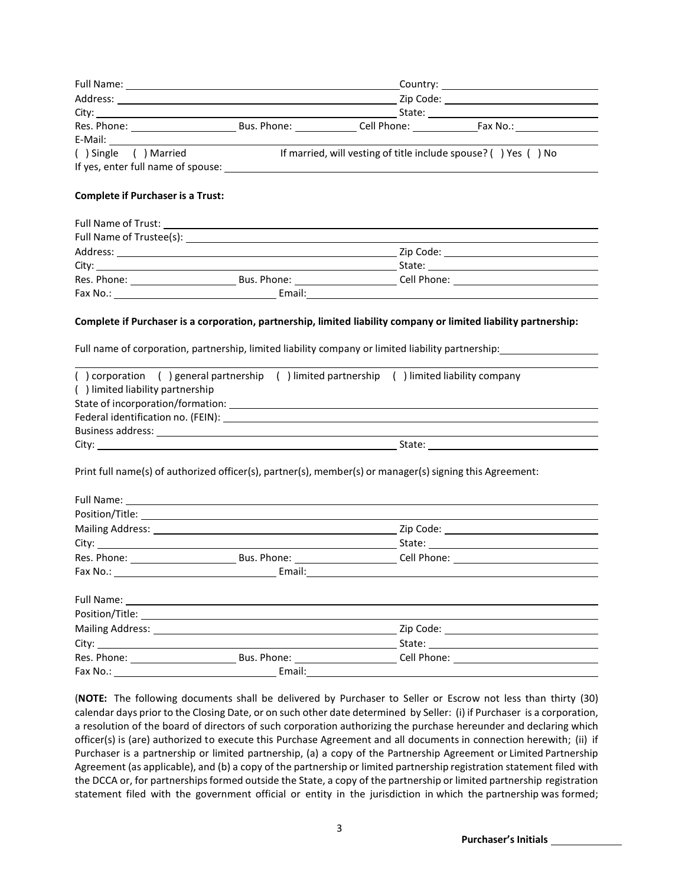Full Name: ______________________________ Country: ______________________________

Address: ______________________________ Zip Code: ______________________________

City: ______________________________ State: ______________________________

Res. Phone: ______________ Bus. Phone: ______________ Cell Phone: ______________ Fax No.: ______________

E-Mail: ______________________________

( ) Single ( ) Married If married, will vesting of title include spouse? ( ) Yes ( ) No

If yes, enter full name of spouse: ______________________________

**Complete if Purchaser is a Trust:**

Full Name of Trust: ______________________________

Full Name of Trustee(s): ______________________________

Address: ______________________________ Zip Code: ______________________________

City: ______________________________ State: ______________________________

Res. Phone: ______________ Bus. Phone: ______________ Cell Phone: ______________

Fax No.: ______________ Email: ______________________________

**Complete if Purchaser is a corporation, partnership, limited liability company or limited liability partnership:**

Full name of corporation, partnership, limited liability company or limited liability partnership: ______________________________

( ) corporation ( ) general partnership ( ) limited partnership ( ) limited liability company

( ) limited liability partnership

State of incorporation/formation: ______________________________

Federal identification no. (FEIN): ______________________________

Business address: ______________________________

City: ______________________________ State: ______________________________

Print full name(s) of authorized officer(s), partner(s), member(s) or manager(s) signing this Agreement:

Full Name: ______________________________

Position/Title: ______________________________

Mailing Address: ______________________________ Zip Code: ______________________________

City: ______________________________ State: ______________________________

Res. Phone: ______________ Bus. Phone: ______________ Cell Phone: ______________

Fax No.: ______________ Email: ______________________________

Full Name: ______________________________

Position/Title: ______________________________

Mailing Address: ______________________________ Zip Code: ______________________________

City: ______________________________ State: ______________________________

Res. Phone: ______________ Bus. Phone: ______________ Cell Phone: ______________

Fax No.: ______________ Email: ______________________________

(**NOTE:** The following documents shall be delivered by Purchaser to Seller or Escrow not less than thirty (30) calendar days prior to the Closing Date, or on such other date determined by Seller: (i) if Purchaser is a corporation, a resolution of the board of directors of such corporation authorizing the purchase hereunder and declaring which officer(s) is (are) authorized to execute this Purchase Agreement and all documents in connection herewith; (ii) if Purchaser is a partnership or limited partnership, (a) a copy of the Partnership Agreement or Limited Partnership Agreement (as applicable), and (b) a copy of the partnership or limited partnership registration statement filed with the DCCA or, for partnerships formed outside the State, a copy of the partnership or limited partnership registration statement filed with the government official or entity in the jurisdiction in which the partnership was formed;

Purchaser's Initials ____________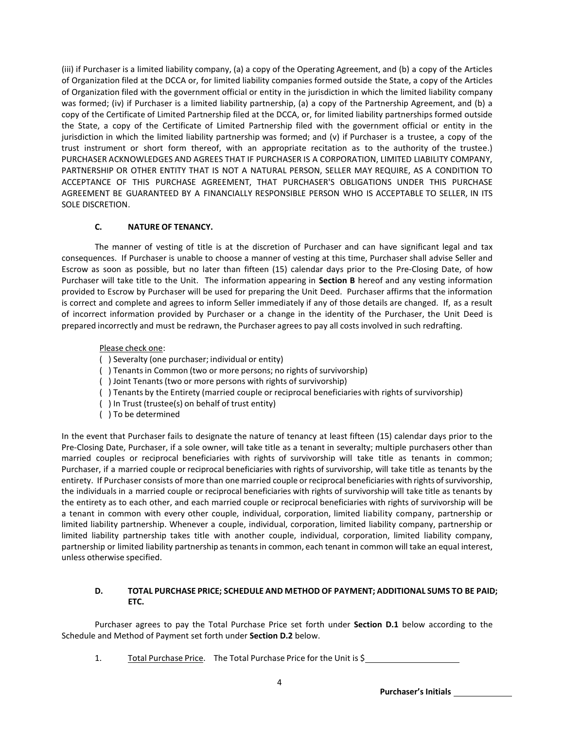(iii) if Purchaser is a limited liability company, (a) a copy of the Operating Agreement, and (b) a copy of the Articles of Organization filed at the DCCA or, for limited liability companies formed outside the State, a copy of the Articles of Organization filed with the government official or entity in the jurisdiction in which the limited liability company was formed; (iv) if Purchaser is a limited liability partnership, (a) a copy of the Partnership Agreement, and (b) a copy of the Certificate of Limited Partnership filed at the DCCA, or, for limited liability partnerships formed outside the State, a copy of the Certificate of Limited Partnership filed with the government official or entity in the jurisdiction in which the limited liability partnership was formed; and (v) if Purchaser is a trustee, a copy of the trust instrument or short form thereof, with an appropriate recitation as to the authority of the trustee.) PURCHASER ACKNOWLEDGES AND AGREES THAT IF PURCHASER IS A CORPORATION, LIMITED LIABILITY COMPANY, PARTNERSHIP OR OTHER ENTITY THAT IS NOT A NATURAL PERSON, SELLER MAY REQUIRE, AS A CONDITION TO ACCEPTANCE OF THIS PURCHASE AGREEMENT, THAT PURCHASER'S OBLIGATIONS UNDER THIS PURCHASE AGREEMENT BE GUARANTEED BY A FINANCIALLY RESPONSIBLE PERSON WHO IS ACCEPTABLE TO SELLER, IN ITS SOLE DISCRETION.

### C. NATURE OF TENANCY.

The manner of vesting of title is at the discretion of Purchaser and can have significant legal and tax consequences. If Purchaser is unable to choose a manner of vesting at this time, Purchaser shall advise Seller and Escrow as soon as possible, but no later than fifteen (15) calendar days prior to the Pre-Closing Date, of how Purchaser will take title to the Unit. The information appearing in **Section B** hereof and any vesting information provided to Escrow by Purchaser will be used for preparing the Unit Deed. Purchaser affirms that the information is correct and complete and agrees to inform Seller immediately if any of those details are changed. If, as a result of incorrect information provided by Purchaser or a change in the identity of the Purchaser, the Unit Deed is prepared incorrectly and must be redrawn, the Purchaser agrees to pay all costs involved in such redrafting.

Please check one:

( ) Severalty (one purchaser; individual or entity)
( ) Tenants in Common (two or more persons; no rights of survivorship)
( ) Joint Tenants (two or more persons with rights of survivorship)
( ) Tenants by the Entirety (married couple or reciprocal beneficiaries with rights of survivorship)
( ) In Trust (trustee(s) on behalf of trust entity)
( ) To be determined

In the event that Purchaser fails to designate the nature of tenancy at least fifteen (15) calendar days prior to the Pre-Closing Date, Purchaser, if a sole owner, will take title as a tenant in severalty; multiple purchasers other than married couples or reciprocal beneficiaries with rights of survivorship will take title as tenants in common; Purchaser, if a married couple or reciprocal beneficiaries with rights of survivorship, will take title as tenants by the entirety. If Purchaser consists of more than one married couple or reciprocal beneficiaries with rights of survivorship, the individuals in a married couple or reciprocal beneficiaries with rights of survivorship will take title as tenants by the entirety as to each other, and each married couple or reciprocal beneficiaries with rights of survivorship will be a tenant in common with every other couple, individual, corporation, limited liability company, partnership or limited liability partnership. Whenever a couple, individual, corporation, limited liability company, partnership or limited liability partnership takes title with another couple, individual, corporation, limited liability company, partnership or limited liability partnership as tenants in common, each tenant in common will take an equal interest, unless otherwise specified.

### D. TOTAL PURCHASE PRICE; SCHEDULE AND METHOD OF PAYMENT; ADDITIONAL SUMS TO BE PAID; ETC.

Purchaser agrees to pay the Total Purchase Price set forth under **Section D.1** below according to the Schedule and Method of Payment set forth under **Section D.2** below.

1. Total Purchase Price. The Total Purchase Price for the Unit is $\_\_\_\_\_\_\_\_\_\_\_\_\_\_\_\_\_\_\_\_

**Purchaser's Initials** \_\_\_\_\_\_\_\_\_\_\_\_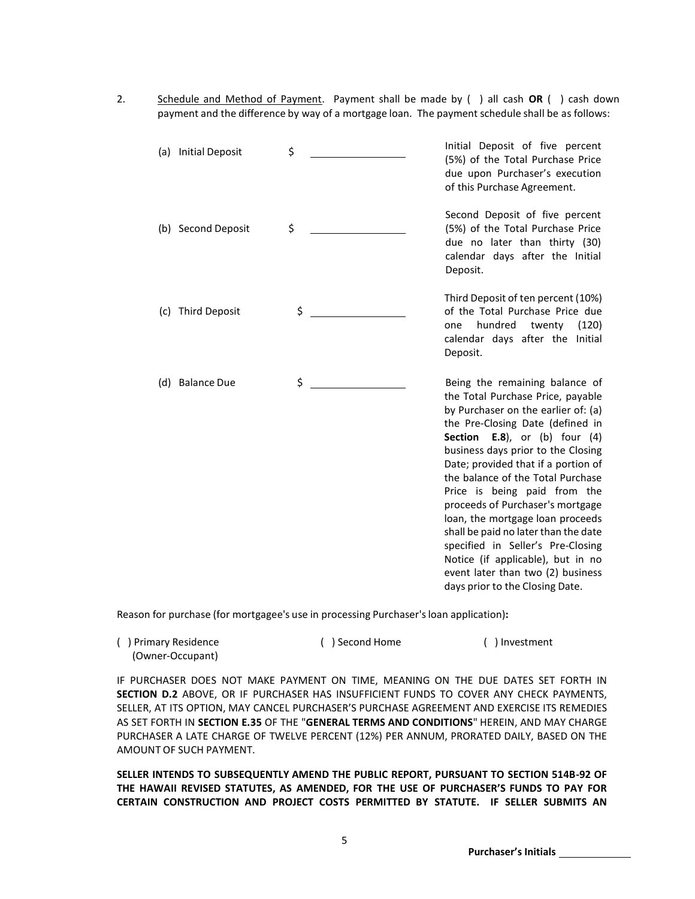2. Schedule and Method of Payment. Payment shall be made by ( ) all cash **OR** ( ) cash down payment and the difference by way of a mortgage loan. The payment schedule shall be as follows:

| | | |
|---|---|---|
| (a) Initial Deposit | $ \_\_\_\_\_\_\_\_\_\_\_\_\_\_\_\_ | Initial Deposit of five percent (5%) of the Total Purchase Price due upon Purchaser's execution of this Purchase Agreement. |
| (b) Second Deposit | $ \_\_\_\_\_\_\_\_\_\_\_\_\_\_\_\_ | Second Deposit of five percent (5%) of the Total Purchase Price due no later than thirty (30) calendar days after the Initial Deposit. |
| (c) Third Deposit | $ \_\_\_\_\_\_\_\_\_\_\_\_\_\_\_\_ | Third Deposit of ten percent (10%) of the Total Purchase Price due one hundred twenty (120) calendar days after the Initial Deposit. |
| (d) Balance Due | $ \_\_\_\_\_\_\_\_\_\_\_\_\_\_\_\_ | Being the remaining balance of the Total Purchase Price, payable by Purchaser on the earlier of: (a) the Pre-Closing Date (defined in **Section E.8**), or (b) four (4) business days prior to the Closing Date; provided that if a portion of the balance of the Total Purchase Price is being paid from the proceeds of Purchaser's mortgage loan, the mortgage loan proceeds shall be paid no later than the date specified in Seller's Pre-Closing Notice (if applicable), but in no event later than two (2) business days prior to the Closing Date. |

Reason for purchase (for mortgagee's use in processing Purchaser's loan application)**:**

( ) Primary Residence (Owner-Occupant) ( ) Second Home ( ) Investment

IF PURCHASER DOES NOT MAKE PAYMENT ON TIME, MEANING ON THE DUE DATES SET FORTH IN **SECTION D.2** ABOVE, OR IF PURCHASER HAS INSUFFICIENT FUNDS TO COVER ANY CHECK PAYMENTS, SELLER, AT ITS OPTION, MAY CANCEL PURCHASER'S PURCHASE AGREEMENT AND EXERCISE ITS REMEDIES AS SET FORTH IN **SECTION E.35** OF THE "**GENERAL TERMS AND CONDITIONS**" HEREIN, AND MAY CHARGE PURCHASER A LATE CHARGE OF TWELVE PERCENT (12%) PER ANNUM, PRORATED DAILY, BASED ON THE AMOUNT OF SUCH PAYMENT.

**SELLER INTENDS TO SUBSEQUENTLY AMEND THE PUBLIC REPORT, PURSUANT TO SECTION 514B-92 OF THE HAWAII REVISED STATUTES, AS AMENDED, FOR THE USE OF PURCHASER'S FUNDS TO PAY FOR CERTAIN CONSTRUCTION AND PROJECT COSTS PERMITTED BY STATUTE. IF SELLER SUBMITS AN**

**Purchaser's Initials** \_\_\_\_\_\_\_\_\_\_\_\_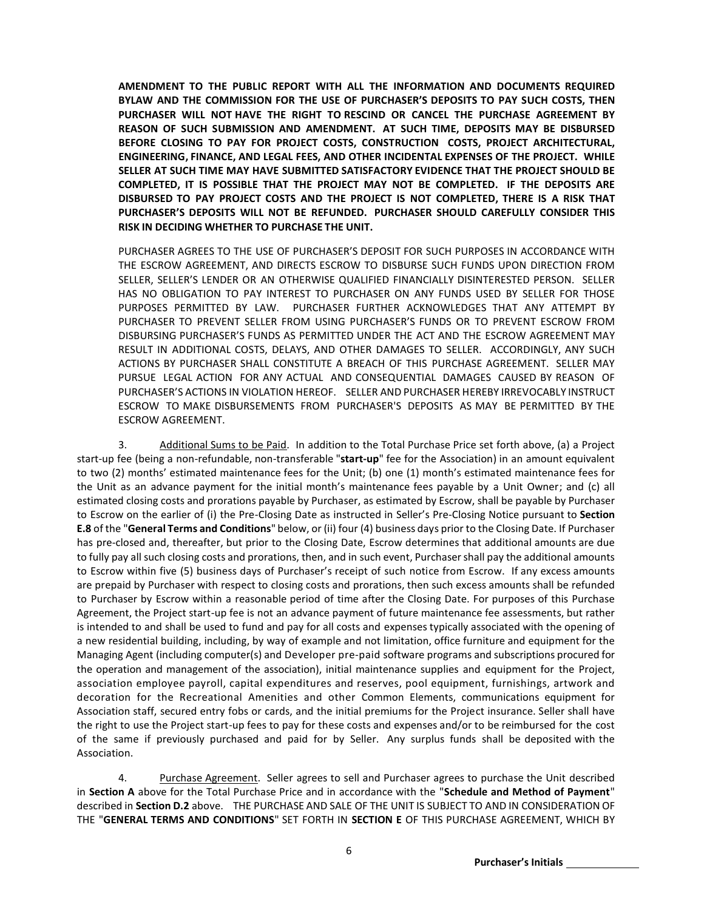**AMENDMENT TO THE PUBLIC REPORT WITH ALL THE INFORMATION AND DOCUMENTS REQUIRED BYLAW AND THE COMMISSION FOR THE USE OF PURCHASER'S DEPOSITS TO PAY SUCH COSTS, THEN PURCHASER WILL NOT HAVE THE RIGHT TO RESCIND OR CANCEL THE PURCHASE AGREEMENT BY REASON OF SUCH SUBMISSION AND AMENDMENT. AT SUCH TIME, DEPOSITS MAY BE DISBURSED BEFORE CLOSING TO PAY FOR PROJECT COSTS, CONSTRUCTION COSTS, PROJECT ARCHITECTURAL, ENGINEERING, FINANCE, AND LEGAL FEES, AND OTHER INCIDENTAL EXPENSES OF THE PROJECT. WHILE SELLER AT SUCH TIME MAY HAVE SUBMITTED SATISFACTORY EVIDENCE THAT THE PROJECT SHOULD BE COMPLETED, IT IS POSSIBLE THAT THE PROJECT MAY NOT BE COMPLETED. IF THE DEPOSITS ARE DISBURSED TO PAY PROJECT COSTS AND THE PROJECT IS NOT COMPLETED, THERE IS A RISK THAT PURCHASER'S DEPOSITS WILL NOT BE REFUNDED. PURCHASER SHOULD CAREFULLY CONSIDER THIS RISK IN DECIDING WHETHER TO PURCHASE THE UNIT.**

PURCHASER AGREES TO THE USE OF PURCHASER'S DEPOSIT FOR SUCH PURPOSES IN ACCORDANCE WITH THE ESCROW AGREEMENT, AND DIRECTS ESCROW TO DISBURSE SUCH FUNDS UPON DIRECTION FROM SELLER, SELLER'S LENDER OR AN OTHERWISE QUALIFIED FINANCIALLY DISINTERESTED PERSON. SELLER HAS NO OBLIGATION TO PAY INTEREST TO PURCHASER ON ANY FUNDS USED BY SELLER FOR THOSE PURPOSES PERMITTED BY LAW. PURCHASER FURTHER ACKNOWLEDGES THAT ANY ATTEMPT BY PURCHASER TO PREVENT SELLER FROM USING PURCHASER'S FUNDS OR TO PREVENT ESCROW FROM DISBURSING PURCHASER'S FUNDS AS PERMITTED UNDER THE ACT AND THE ESCROW AGREEMENT MAY RESULT IN ADDITIONAL COSTS, DELAYS, AND OTHER DAMAGES TO SELLER. ACCORDINGLY, ANY SUCH ACTIONS BY PURCHASER SHALL CONSTITUTE A BREACH OF THIS PURCHASE AGREEMENT. SELLER MAY PURSUE LEGAL ACTION FOR ANY ACTUAL AND CONSEQUENTIAL DAMAGES CAUSED BY REASON OF PURCHASER'S ACTIONS IN VIOLATION HEREOF. SELLER AND PURCHASER HEREBY IRREVOCABLY INSTRUCT ESCROW TO MAKE DISBURSEMENTS FROM PURCHASER'S DEPOSITS AS MAY BE PERMITTED BY THE ESCROW AGREEMENT.

3. Additional Sums to be Paid. In addition to the Total Purchase Price set forth above, (a) a Project start-up fee (being a non-refundable, non-transferable "**start-up**" fee for the Association) in an amount equivalent to two (2) months' estimated maintenance fees for the Unit; (b) one (1) month's estimated maintenance fees for the Unit as an advance payment for the initial month's maintenance fees payable by a Unit Owner; and (c) all estimated closing costs and prorations payable by Purchaser, as estimated by Escrow, shall be payable by Purchaser to Escrow on the earlier of (i) the Pre-Closing Date as instructed in Seller's Pre-Closing Notice pursuant to **Section E.8** of the "**General Terms and Conditions**" below, or (ii) four (4) business days prior to the Closing Date. If Purchaser has pre-closed and, thereafter, but prior to the Closing Date, Escrow determines that additional amounts are due to fully pay all such closing costs and prorations, then, and in such event, Purchaser shall pay the additional amounts to Escrow within five (5) business days of Purchaser's receipt of such notice from Escrow. If any excess amounts are prepaid by Purchaser with respect to closing costs and prorations, then such excess amounts shall be refunded to Purchaser by Escrow within a reasonable period of time after the Closing Date. For purposes of this Purchase Agreement, the Project start-up fee is not an advance payment of future maintenance fee assessments, but rather is intended to and shall be used to fund and pay for all costs and expenses typically associated with the opening of a new residential building, including, by way of example and not limitation, office furniture and equipment for the Managing Agent (including computer(s) and Developer pre-paid software programs and subscriptions procured for the operation and management of the association), initial maintenance supplies and equipment for the Project, association employee payroll, capital expenditures and reserves, pool equipment, furnishings, artwork and decoration for the Recreational Amenities and other Common Elements, communications equipment for Association staff, secured entry fobs or cards, and the initial premiums for the Project insurance. Seller shall have the right to use the Project start-up fees to pay for these costs and expenses and/or to be reimbursed for the cost of the same if previously purchased and paid for by Seller. Any surplus funds shall be deposited with the Association.

4. Purchase Agreement. Seller agrees to sell and Purchaser agrees to purchase the Unit described in **Section A** above for the Total Purchase Price and in accordance with the "**Schedule and Method of Payment**" described in **Section D.2** above. THE PURCHASE AND SALE OF THE UNIT IS SUBJECT TO AND IN CONSIDERATION OF THE "**GENERAL TERMS AND CONDITIONS**" SET FORTH IN **SECTION E** OF THIS PURCHASE AGREEMENT, WHICH BY

**Purchaser's Initials** ____________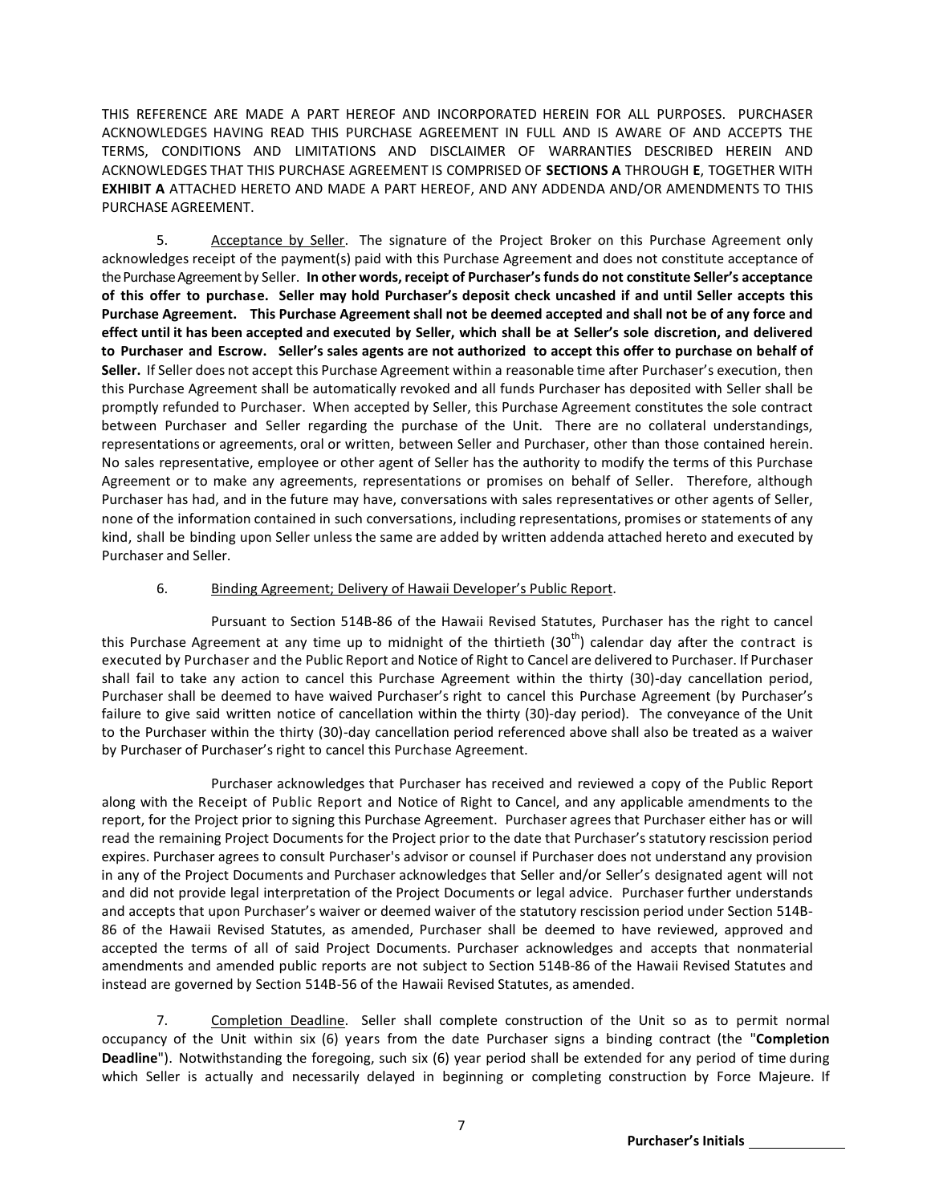THIS REFERENCE ARE MADE A PART HEREOF AND INCORPORATED HEREIN FOR ALL PURPOSES. PURCHASER ACKNOWLEDGES HAVING READ THIS PURCHASE AGREEMENT IN FULL AND IS AWARE OF AND ACCEPTS THE TERMS, CONDITIONS AND LIMITATIONS AND DISCLAIMER OF WARRANTIES DESCRIBED HEREIN AND ACKNOWLEDGES THAT THIS PURCHASE AGREEMENT IS COMPRISED OF **SECTIONS A** THROUGH **E**, TOGETHER WITH **EXHIBIT A** ATTACHED HERETO AND MADE A PART HEREOF, AND ANY ADDENDA AND/OR AMENDMENTS TO THIS PURCHASE AGREEMENT.

5. Acceptance by Seller. The signature of the Project Broker on this Purchase Agreement only acknowledges receipt of the payment(s) paid with this Purchase Agreement and does not constitute acceptance of the Purchase Agreement by Seller. **In other words, receipt of Purchaser's funds do not constitute Seller's acceptance of this offer to purchase. Seller may hold Purchaser's deposit check uncashed if and until Seller accepts this Purchase Agreement. This Purchase Agreement shall not be deemed accepted and shall not be of any force and effect until it has been accepted and executed by Seller, which shall be at Seller's sole discretion, and delivered to Purchaser and Escrow. Seller's sales agents are not authorized to accept this offer to purchase on behalf of Seller.** If Seller does not accept this Purchase Agreement within a reasonable time after Purchaser's execution, then this Purchase Agreement shall be automatically revoked and all funds Purchaser has deposited with Seller shall be promptly refunded to Purchaser. When accepted by Seller, this Purchase Agreement constitutes the sole contract between Purchaser and Seller regarding the purchase of the Unit. There are no collateral understandings, representations or agreements, oral or written, between Seller and Purchaser, other than those contained herein. No sales representative, employee or other agent of Seller has the authority to modify the terms of this Purchase Agreement or to make any agreements, representations or promises on behalf of Seller. Therefore, although Purchaser has had, and in the future may have, conversations with sales representatives or other agents of Seller, none of the information contained in such conversations, including representations, promises or statements of any kind, shall be binding upon Seller unless the same are added by written addenda attached hereto and executed by Purchaser and Seller.

6. Binding Agreement; Delivery of Hawaii Developer's Public Report.

Pursuant to Section 514B-86 of the Hawaii Revised Statutes, Purchaser has the right to cancel this Purchase Agreement at any time up to midnight of the thirtieth (30th) calendar day after the contract is executed by Purchaser and the Public Report and Notice of Right to Cancel are delivered to Purchaser. If Purchaser shall fail to take any action to cancel this Purchase Agreement within the thirty (30)-day cancellation period, Purchaser shall be deemed to have waived Purchaser's right to cancel this Purchase Agreement (by Purchaser's failure to give said written notice of cancellation within the thirty (30)-day period). The conveyance of the Unit to the Purchaser within the thirty (30)-day cancellation period referenced above shall also be treated as a waiver by Purchaser of Purchaser's right to cancel this Purchase Agreement.

Purchaser acknowledges that Purchaser has received and reviewed a copy of the Public Report along with the Receipt of Public Report and Notice of Right to Cancel, and any applicable amendments to the report, for the Project prior to signing this Purchase Agreement. Purchaser agrees that Purchaser either has or will read the remaining Project Documents for the Project prior to the date that Purchaser's statutory rescission period expires. Purchaser agrees to consult Purchaser's advisor or counsel if Purchaser does not understand any provision in any of the Project Documents and Purchaser acknowledges that Seller and/or Seller's designated agent will not and did not provide legal interpretation of the Project Documents or legal advice. Purchaser further understands and accepts that upon Purchaser's waiver or deemed waiver of the statutory rescission period under Section 514B-86 of the Hawaii Revised Statutes, as amended, Purchaser shall be deemed to have reviewed, approved and accepted the terms of all of said Project Documents. Purchaser acknowledges and accepts that nonmaterial amendments and amended public reports are not subject to Section 514B-86 of the Hawaii Revised Statutes and instead are governed by Section 514B-56 of the Hawaii Revised Statutes, as amended.

7. Completion Deadline. Seller shall complete construction of the Unit so as to permit normal occupancy of the Unit within six (6) years from the date Purchaser signs a binding contract (the "**Completion Deadline**"). Notwithstanding the foregoing, such six (6) year period shall be extended for any period of time during which Seller is actually and necessarily delayed in beginning or completing construction by Force Majeure. If

**Purchaser's Initials** ____________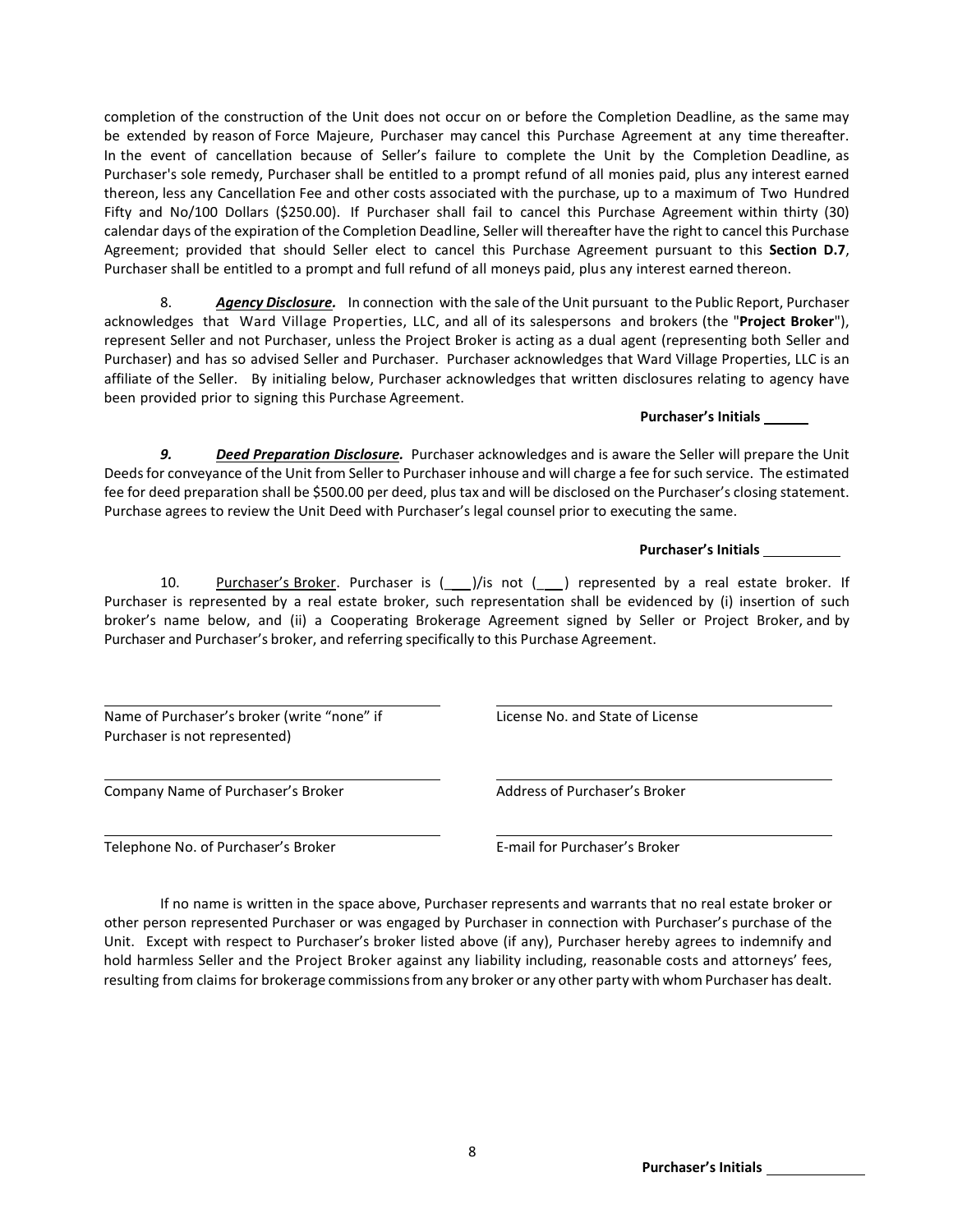completion of the construction of the Unit does not occur on or before the Completion Deadline, as the same may be extended by reason of Force Majeure, Purchaser may cancel this Purchase Agreement at any time thereafter. In the event of cancellation because of Seller's failure to complete the Unit by the Completion Deadline, as Purchaser's sole remedy, Purchaser shall be entitled to a prompt refund of all monies paid, plus any interest earned thereon, less any Cancellation Fee and other costs associated with the purchase, up to a maximum of Two Hundred Fifty and No/100 Dollars ($250.00). If Purchaser shall fail to cancel this Purchase Agreement within thirty (30) calendar days of the expiration of the Completion Deadline, Seller will thereafter have the right to cancel this Purchase Agreement; provided that should Seller elect to cancel this Purchase Agreement pursuant to this **Section D.7**, Purchaser shall be entitled to a prompt and full refund of all moneys paid, plus any interest earned thereon.

8. ***Agency Disclosure.*** In connection with the sale of the Unit pursuant to the Public Report, Purchaser acknowledges that Ward Village Properties, LLC, and all of its salespersons and brokers (the "**Project Broker**"), represent Seller and not Purchaser, unless the Project Broker is acting as a dual agent (representing both Seller and Purchaser) and has so advised Seller and Purchaser. Purchaser acknowledges that Ward Village Properties, LLC is an affiliate of the Seller. By initialing below, Purchaser acknowledges that written disclosures relating to agency have been provided prior to signing this Purchase Agreement.

**Purchaser's Initials** ______

***9. Deed Preparation Disclosure.*** Purchaser acknowledges and is aware the Seller will prepare the Unit Deeds for conveyance of the Unit from Seller to Purchaser inhouse and will charge a fee for such service. The estimated fee for deed preparation shall be $500.00 per deed, plus tax and will be disclosed on the Purchaser's closing statement. Purchase agrees to review the Unit Deed with Purchaser's legal counsel prior to executing the same.

**Purchaser's Initials** __________

10. Purchaser's Broker. Purchaser is (___)/is not (___) represented by a real estate broker. If Purchaser is represented by a real estate broker, such representation shall be evidenced by (i) insertion of such broker's name below, and (ii) a Cooperating Brokerage Agreement signed by Seller or Project Broker, and by Purchaser and Purchaser's broker, and referring specifically to this Purchase Agreement.

| | |
|---|---|
| Name of Purchaser's broker (write "none" if Purchaser is not represented) | License No. and State of License |
| Company Name of Purchaser's Broker | Address of Purchaser's Broker |
| Telephone No. of Purchaser's Broker | E-mail for Purchaser's Broker |

If no name is written in the space above, Purchaser represents and warrants that no real estate broker or other person represented Purchaser or was engaged by Purchaser in connection with Purchaser's purchase of the Unit. Except with respect to Purchaser's broker listed above (if any), Purchaser hereby agrees to indemnify and hold harmless Seller and the Project Broker against any liability including, reasonable costs and attorneys' fees, resulting from claims for brokerage commissions from any broker or any other party with whom Purchaser has dealt.

**Purchaser's Initials** ____________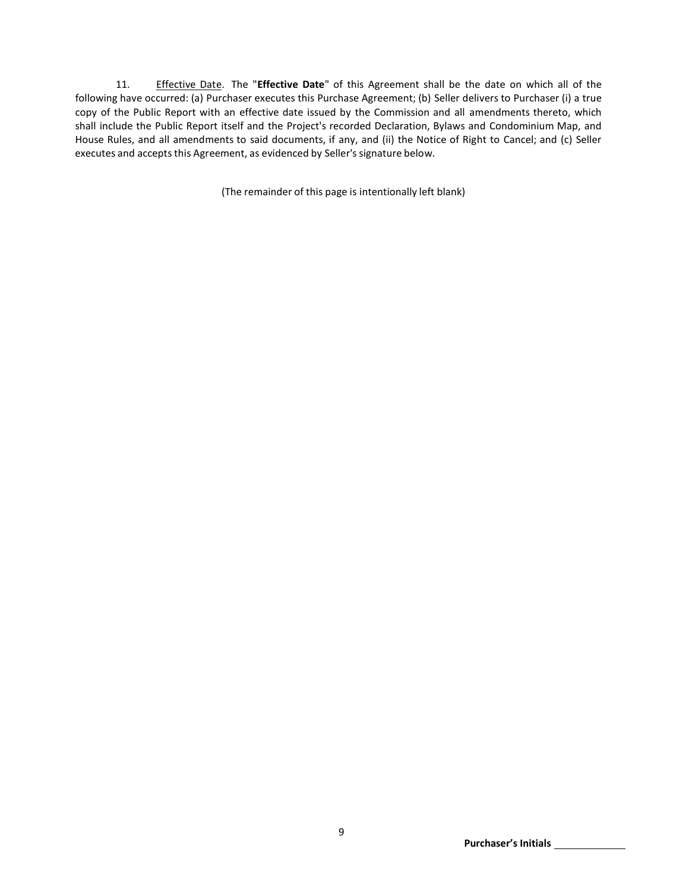11. <u>Effective Date</u>. The "**Effective Date**" of this Agreement shall be the date on which all of the following have occurred: (a) Purchaser executes this Purchase Agreement; (b) Seller delivers to Purchaser (i) a true copy of the Public Report with an effective date issued by the Commission and all amendments thereto, which shall include the Public Report itself and the Project's recorded Declaration, Bylaws and Condominium Map, and House Rules, and all amendments to said documents, if any, and (ii) the Notice of Right to Cancel; and (c) Seller executes and accepts this Agreement, as evidenced by Seller's signature below.

(The remainder of this page is intentionally left blank)

**Purchaser's Initials** ____________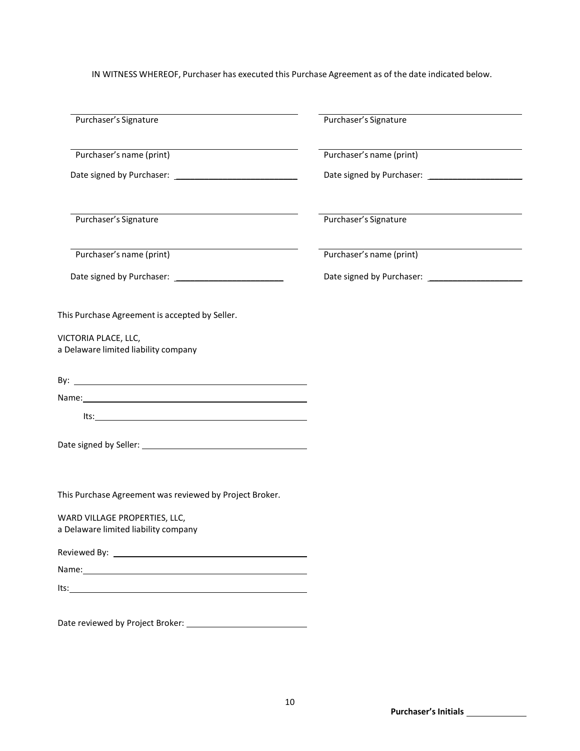IN WITNESS WHEREOF, Purchaser has executed this Purchase Agreement as of the date indicated below.

| | |
|---|---|
| ______________________________ | ______________________________ |
| Purchaser's Signature | Purchaser's Signature |
| ______________________________ | ______________________________ |
| Purchaser's name (print) | Purchaser's name (print) |
| Date signed by Purchaser: ______________ | Date signed by Purchaser: ______________ |
| ______________________________ | ______________________________ |
| Purchaser's Signature | Purchaser's Signature |
| ______________________________ | ______________________________ |
| Purchaser's name (print) | Purchaser's name (print) |
| Date signed by Purchaser: ______________ | Date signed by Purchaser: ______________ |

This Purchase Agreement is accepted by Seller.

VICTORIA PLACE, LLC,
a Delaware limited liability company

By: ______________________________

Name: ______________________________

Its: ______________________________

Date signed by Seller: ______________________________

This Purchase Agreement was reviewed by Project Broker.

WARD VILLAGE PROPERTIES, LLC,
a Delaware limited liability company

Reviewed By: ______________________________

Name: ______________________________

Its: ______________________________

Date reviewed by Project Broker: ______________________________

**Purchaser's Initials** __________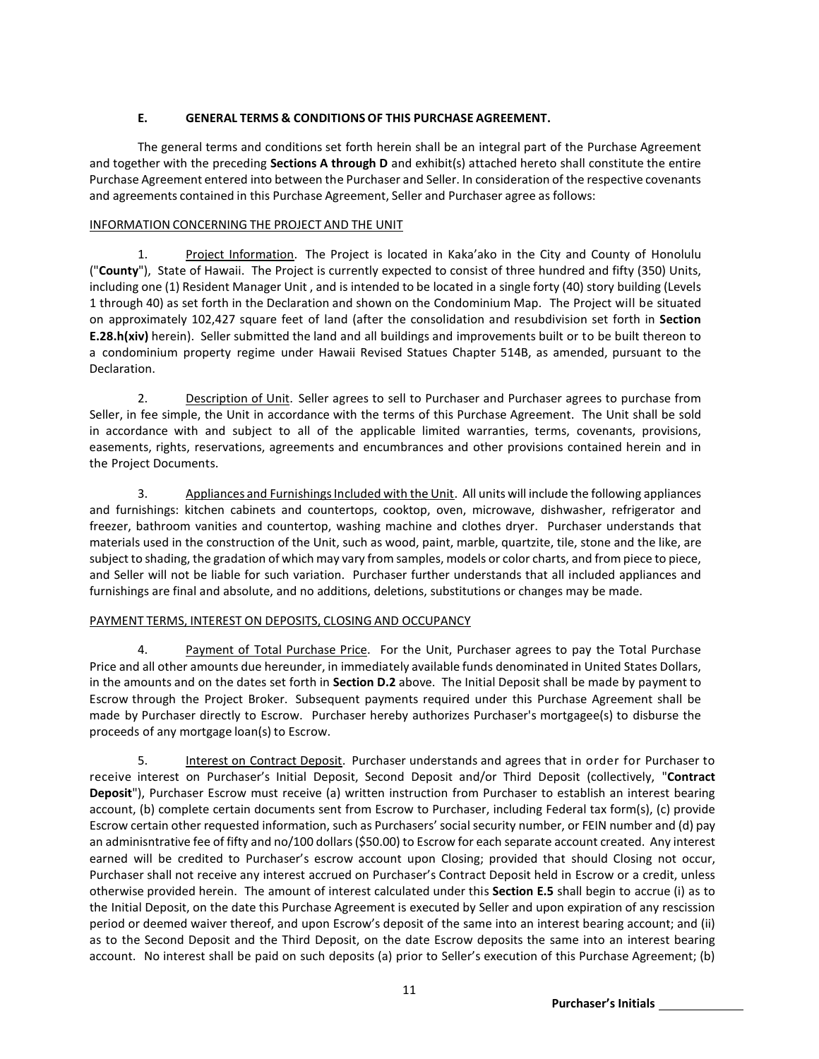### E. GENERAL TERMS & CONDITIONS OF THIS PURCHASE AGREEMENT.

The general terms and conditions set forth herein shall be an integral part of the Purchase Agreement and together with the preceding **Sections A through D** and exhibit(s) attached hereto shall constitute the entire Purchase Agreement entered into between the Purchaser and Seller. In consideration of the respective covenants and agreements contained in this Purchase Agreement, Seller and Purchaser agree as follows:

INFORMATION CONCERNING THE PROJECT AND THE UNIT

1. Project Information. The Project is located in Kaka'ako in the City and County of Honolulu ("**County**"), State of Hawaii. The Project is currently expected to consist of three hundred and fifty (350) Units, including one (1) Resident Manager Unit , and is intended to be located in a single forty (40) story building (Levels 1 through 40) as set forth in the Declaration and shown on the Condominium Map. The Project will be situated on approximately 102,427 square feet of land (after the consolidation and resubdivision set forth in **Section E.28.h(xiv)** herein). Seller submitted the land and all buildings and improvements built or to be built thereon to a condominium property regime under Hawaii Revised Statues Chapter 514B, as amended, pursuant to the Declaration.

2. Description of Unit. Seller agrees to sell to Purchaser and Purchaser agrees to purchase from Seller, in fee simple, the Unit in accordance with the terms of this Purchase Agreement. The Unit shall be sold in accordance with and subject to all of the applicable limited warranties, terms, covenants, provisions, easements, rights, reservations, agreements and encumbrances and other provisions contained herein and in the Project Documents.

3. Appliances and Furnishings Included with the Unit. All units will include the following appliances and furnishings: kitchen cabinets and countertops, cooktop, oven, microwave, dishwasher, refrigerator and freezer, bathroom vanities and countertop, washing machine and clothes dryer. Purchaser understands that materials used in the construction of the Unit, such as wood, paint, marble, quartzite, tile, stone and the like, are subject to shading, the gradation of which may vary from samples, models or color charts, and from piece to piece, and Seller will not be liable for such variation. Purchaser further understands that all included appliances and furnishings are final and absolute, and no additions, deletions, substitutions or changes may be made.

PAYMENT TERMS, INTEREST ON DEPOSITS, CLOSING AND OCCUPANCY

4. Payment of Total Purchase Price. For the Unit, Purchaser agrees to pay the Total Purchase Price and all other amounts due hereunder, in immediately available funds denominated in United States Dollars, in the amounts and on the dates set forth in **Section D.2** above. The Initial Deposit shall be made by payment to Escrow through the Project Broker. Subsequent payments required under this Purchase Agreement shall be made by Purchaser directly to Escrow. Purchaser hereby authorizes Purchaser's mortgagee(s) to disburse the proceeds of any mortgage loan(s) to Escrow.

5. Interest on Contract Deposit. Purchaser understands and agrees that in order for Purchaser to receive interest on Purchaser's Initial Deposit, Second Deposit and/or Third Deposit (collectively, "**Contract Deposit**"), Purchaser Escrow must receive (a) written instruction from Purchaser to establish an interest bearing account, (b) complete certain documents sent from Escrow to Purchaser, including Federal tax form(s), (c) provide Escrow certain other requested information, such as Purchasers' social security number, or FEIN number and (d) pay an adminisntrative fee of fifty and no/100 dollars ($50.00) to Escrow for each separate account created. Any interest earned will be credited to Purchaser's escrow account upon Closing; provided that should Closing not occur, Purchaser shall not receive any interest accrued on Purchaser's Contract Deposit held in Escrow or a credit, unless otherwise provided herein. The amount of interest calculated under this **Section E.5** shall begin to accrue (i) as to the Initial Deposit, on the date this Purchase Agreement is executed by Seller and upon expiration of any rescission period or deemed waiver thereof, and upon Escrow's deposit of the same into an interest bearing account; and (ii) as to the Second Deposit and the Third Deposit, on the date Escrow deposits the same into an interest bearing account. No interest shall be paid on such deposits (a) prior to Seller's execution of this Purchase Agreement; (b)

**Purchaser's Initials** ____________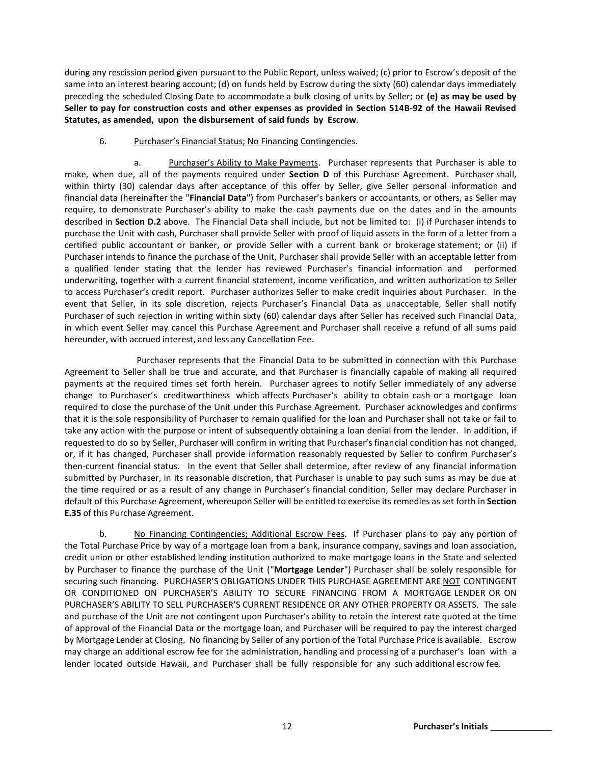during any rescission period given pursuant to the Public Report, unless waived; (c) prior to Escrow's deposit of the same into an interest bearing account; (d) on funds held by Escrow during the sixty (60) calendar days immediately preceding the scheduled Closing Date to accommodate a bulk closing of units by Seller; or **(e) as may be used by Seller to pay for construction costs and other expenses as provided in Section 514B-92 of the Hawaii Revised Statutes, as amended, upon the disbursement of said funds by Escrow**.

6. Purchaser's Financial Status; No Financing Contingencies.

a. Purchaser's Ability to Make Payments. Purchaser represents that Purchaser is able to make, when due, all of the payments required under **Section D** of this Purchase Agreement. Purchaser shall, within thirty (30) calendar days after acceptance of this offer by Seller, give Seller personal information and financial data (hereinafter the "**Financial Data**") from Purchaser's bankers or accountants, or others, as Seller may require, to demonstrate Purchaser's ability to make the cash payments due on the dates and in the amounts described in **Section D.2** above. The Financial Data shall include, but not be limited to: (i) if Purchaser intends to purchase the Unit with cash, Purchaser shall provide Seller with proof of liquid assets in the form of a letter from a certified public accountant or banker, or provide Seller with a current bank or brokerage statement; or (ii) if Purchaser intends to finance the purchase of the Unit, Purchaser shall provide Seller with an acceptable letter from a qualified lender stating that the lender has reviewed Purchaser's financial information and performed underwriting, together with a current financial statement, income verification, and written authorization to Seller to access Purchaser's credit report. Purchaser authorizes Seller to make credit inquiries about Purchaser. In the event that Seller, in its sole discretion, rejects Purchaser's Financial Data as unacceptable, Seller shall notify Purchaser of such rejection in writing within sixty (60) calendar days after Seller has received such Financial Data, in which event Seller may cancel this Purchase Agreement and Purchaser shall receive a refund of all sums paid hereunder, with accrued interest, and less any Cancellation Fee.

Purchaser represents that the Financial Data to be submitted in connection with this Purchase Agreement to Seller shall be true and accurate, and that Purchaser is financially capable of making all required payments at the required times set forth herein. Purchaser agrees to notify Seller immediately of any adverse change to Purchaser's creditworthiness which affects Purchaser's ability to obtain cash or a mortgage loan required to close the purchase of the Unit under this Purchase Agreement. Purchaser acknowledges and confirms that it is the sole responsibility of Purchaser to remain qualified for the loan and Purchaser shall not take or fail to take any action with the purpose or intent of subsequently obtaining a loan denial from the lender. In addition, if requested to do so by Seller, Purchaser will confirm in writing that Purchaser's financial condition has not changed, or, if it has changed, Purchaser shall provide information reasonably requested by Seller to confirm Purchaser's then-current financial status. In the event that Seller shall determine, after review of any financial information submitted by Purchaser, in its reasonable discretion, that Purchaser is unable to pay such sums as may be due at the time required or as a result of any change in Purchaser's financial condition, Seller may declare Purchaser in default of this Purchase Agreement, whereupon Seller will be entitled to exercise its remedies as set forth in **Section E.35** of this Purchase Agreement.

b. No Financing Contingencies; Additional Escrow Fees. If Purchaser plans to pay any portion of the Total Purchase Price by way of a mortgage loan from a bank, insurance company, savings and loan association, credit union or other established lending institution authorized to make mortgage loans in the State and selected by Purchaser to finance the purchase of the Unit ("**Mortgage Lender**") Purchaser shall be solely responsible for securing such financing. PURCHASER'S OBLIGATIONS UNDER THIS PURCHASE AGREEMENT ARE NOT CONTINGENT OR CONDITIONED ON PURCHASER'S ABILITY TO SECURE FINANCING FROM A MORTGAGE LENDER OR ON PURCHASER'S ABILITY TO SELL PURCHASER'S CURRENT RESIDENCE OR ANY OTHER PROPERTY OR ASSETS. The sale and purchase of the Unit are not contingent upon Purchaser's ability to retain the interest rate quoted at the time of approval of the Financial Data or the mortgage loan, and Purchaser will be required to pay the interest charged by Mortgage Lender at Closing. No financing by Seller of any portion of the Total Purchase Price is available. Escrow may charge an additional escrow fee for the administration, handling and processing of a purchaser's loan with a lender located outside Hawaii, and Purchaser shall be fully responsible for any such additional escrow fee.

**Purchaser's Initials** \_\_\_\_\_\_\_\_\_\_\_\_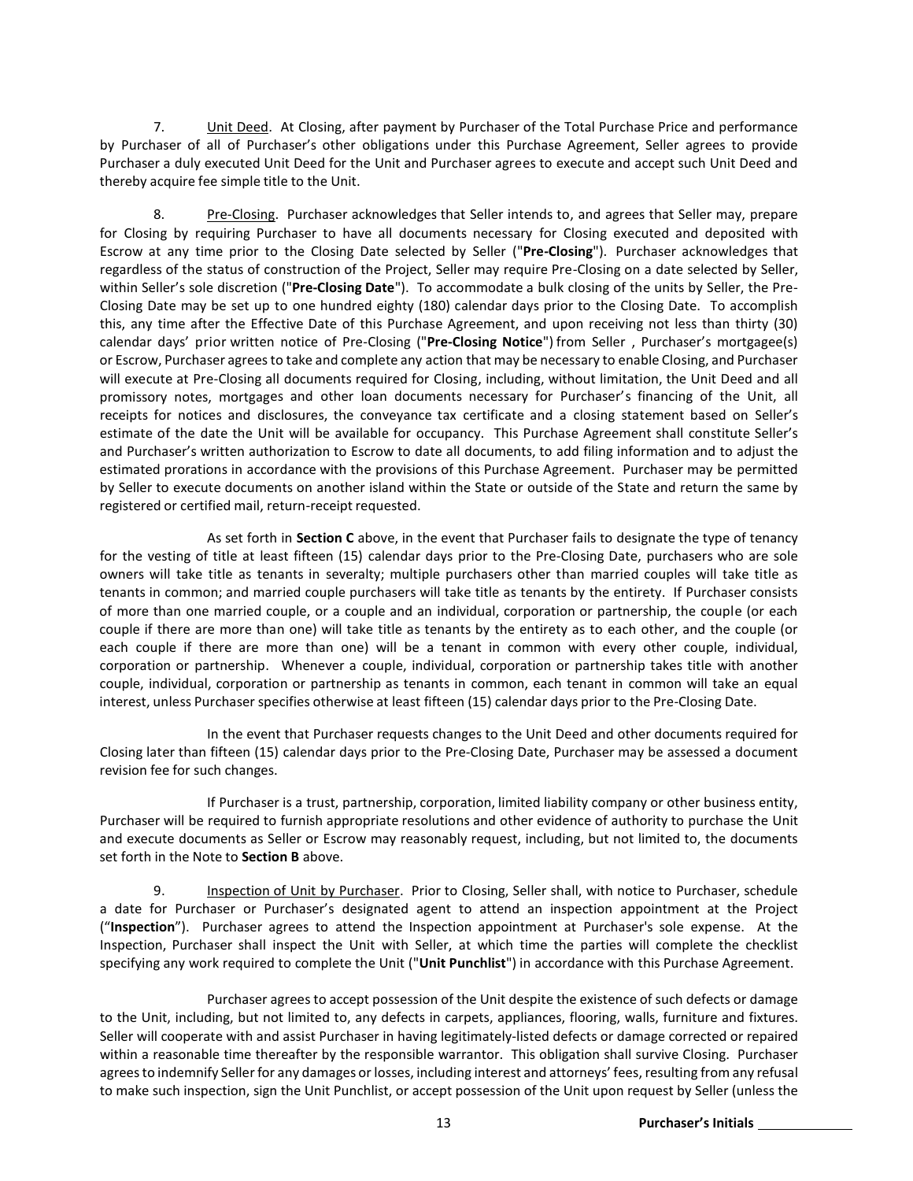7. Unit Deed. At Closing, after payment by Purchaser of the Total Purchase Price and performance by Purchaser of all of Purchaser's other obligations under this Purchase Agreement, Seller agrees to provide Purchaser a duly executed Unit Deed for the Unit and Purchaser agrees to execute and accept such Unit Deed and thereby acquire fee simple title to the Unit.

8. Pre-Closing. Purchaser acknowledges that Seller intends to, and agrees that Seller may, prepare for Closing by requiring Purchaser to have all documents necessary for Closing executed and deposited with Escrow at any time prior to the Closing Date selected by Seller ("**Pre-Closing**"). Purchaser acknowledges that regardless of the status of construction of the Project, Seller may require Pre-Closing on a date selected by Seller, within Seller's sole discretion ("**Pre-Closing Date**"). To accommodate a bulk closing of the units by Seller, the Pre-Closing Date may be set up to one hundred eighty (180) calendar days prior to the Closing Date. To accomplish this, any time after the Effective Date of this Purchase Agreement, and upon receiving not less than thirty (30) calendar days' prior written notice of Pre-Closing ("**Pre-Closing Notice**") from Seller , Purchaser's mortgagee(s) or Escrow, Purchaser agrees to take and complete any action that may be necessary to enable Closing, and Purchaser will execute at Pre-Closing all documents required for Closing, including, without limitation, the Unit Deed and all promissory notes, mortgages and other loan documents necessary for Purchaser's financing of the Unit, all receipts for notices and disclosures, the conveyance tax certificate and a closing statement based on Seller's estimate of the date the Unit will be available for occupancy. This Purchase Agreement shall constitute Seller's and Purchaser's written authorization to Escrow to date all documents, to add filing information and to adjust the estimated prorations in accordance with the provisions of this Purchase Agreement. Purchaser may be permitted by Seller to execute documents on another island within the State or outside of the State and return the same by registered or certified mail, return-receipt requested.

As set forth in **Section C** above, in the event that Purchaser fails to designate the type of tenancy for the vesting of title at least fifteen (15) calendar days prior to the Pre-Closing Date, purchasers who are sole owners will take title as tenants in severalty; multiple purchasers other than married couples will take title as tenants in common; and married couple purchasers will take title as tenants by the entirety. If Purchaser consists of more than one married couple, or a couple and an individual, corporation or partnership, the couple (or each couple if there are more than one) will take title as tenants by the entirety as to each other, and the couple (or each couple if there are more than one) will be a tenant in common with every other couple, individual, corporation or partnership. Whenever a couple, individual, corporation or partnership takes title with another couple, individual, corporation or partnership as tenants in common, each tenant in common will take an equal interest, unless Purchaser specifies otherwise at least fifteen (15) calendar days prior to the Pre-Closing Date.

In the event that Purchaser requests changes to the Unit Deed and other documents required for Closing later than fifteen (15) calendar days prior to the Pre-Closing Date, Purchaser may be assessed a document revision fee for such changes.

If Purchaser is a trust, partnership, corporation, limited liability company or other business entity, Purchaser will be required to furnish appropriate resolutions and other evidence of authority to purchase the Unit and execute documents as Seller or Escrow may reasonably request, including, but not limited to, the documents set forth in the Note to **Section B** above.

9. Inspection of Unit by Purchaser. Prior to Closing, Seller shall, with notice to Purchaser, schedule a date for Purchaser or Purchaser's designated agent to attend an inspection appointment at the Project ("**Inspection**"). Purchaser agrees to attend the Inspection appointment at Purchaser's sole expense. At the Inspection, Purchaser shall inspect the Unit with Seller, at which time the parties will complete the checklist specifying any work required to complete the Unit ("**Unit Punchlist**") in accordance with this Purchase Agreement.

Purchaser agrees to accept possession of the Unit despite the existence of such defects or damage to the Unit, including, but not limited to, any defects in carpets, appliances, flooring, walls, furniture and fixtures. Seller will cooperate with and assist Purchaser in having legitimately-listed defects or damage corrected or repaired within a reasonable time thereafter by the responsible warrantor. This obligation shall survive Closing. Purchaser agrees to indemnify Seller for any damages or losses, including interest and attorneys' fees, resulting from any refusal to make such inspection, sign the Unit Punchlist, or accept possession of the Unit upon request by Seller (unless the

**Purchaser's Initials** ____________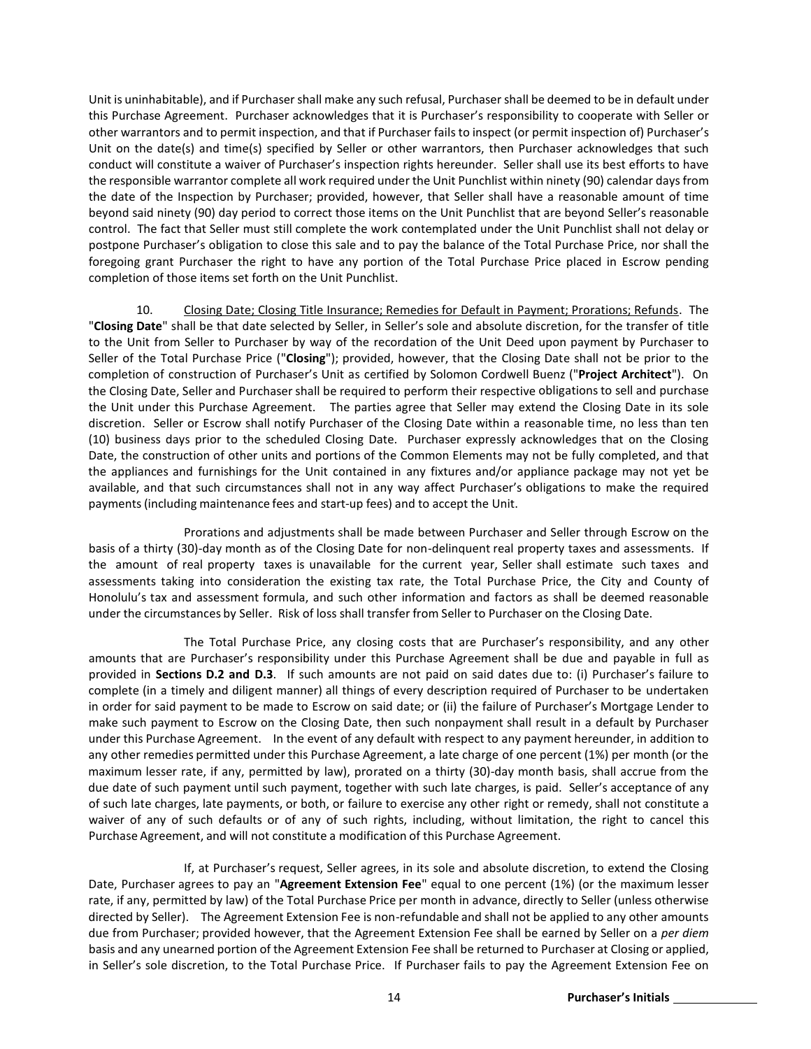Unit is uninhabitable), and if Purchaser shall make any such refusal, Purchaser shall be deemed to be in default under this Purchase Agreement. Purchaser acknowledges that it is Purchaser's responsibility to cooperate with Seller or other warrantors and to permit inspection, and that if Purchaser fails to inspect (or permit inspection of) Purchaser's Unit on the date(s) and time(s) specified by Seller or other warrantors, then Purchaser acknowledges that such conduct will constitute a waiver of Purchaser's inspection rights hereunder. Seller shall use its best efforts to have the responsible warrantor complete all work required under the Unit Punchlist within ninety (90) calendar days from the date of the Inspection by Purchaser; provided, however, that Seller shall have a reasonable amount of time beyond said ninety (90) day period to correct those items on the Unit Punchlist that are beyond Seller's reasonable control. The fact that Seller must still complete the work contemplated under the Unit Punchlist shall not delay or postpone Purchaser's obligation to close this sale and to pay the balance of the Total Purchase Price, nor shall the foregoing grant Purchaser the right to have any portion of the Total Purchase Price placed in Escrow pending completion of those items set forth on the Unit Punchlist.

10. Closing Date; Closing Title Insurance; Remedies for Default in Payment; Prorations; Refunds. The "**Closing Date**" shall be that date selected by Seller, in Seller's sole and absolute discretion, for the transfer of title to the Unit from Seller to Purchaser by way of the recordation of the Unit Deed upon payment by Purchaser to Seller of the Total Purchase Price ("**Closing**"); provided, however, that the Closing Date shall not be prior to the completion of construction of Purchaser's Unit as certified by Solomon Cordwell Buenz ("**Project Architect**"). On the Closing Date, Seller and Purchaser shall be required to perform their respective obligations to sell and purchase the Unit under this Purchase Agreement. The parties agree that Seller may extend the Closing Date in its sole discretion. Seller or Escrow shall notify Purchaser of the Closing Date within a reasonable time, no less than ten (10) business days prior to the scheduled Closing Date. Purchaser expressly acknowledges that on the Closing Date, the construction of other units and portions of the Common Elements may not be fully completed, and that the appliances and furnishings for the Unit contained in any fixtures and/or appliance package may not yet be available, and that such circumstances shall not in any way affect Purchaser's obligations to make the required payments (including maintenance fees and start-up fees) and to accept the Unit.

Prorations and adjustments shall be made between Purchaser and Seller through Escrow on the basis of a thirty (30)-day month as of the Closing Date for non-delinquent real property taxes and assessments. If the amount of real property taxes is unavailable for the current year, Seller shall estimate such taxes and assessments taking into consideration the existing tax rate, the Total Purchase Price, the City and County of Honolulu's tax and assessment formula, and such other information and factors as shall be deemed reasonable under the circumstances by Seller. Risk of loss shall transfer from Seller to Purchaser on the Closing Date.

The Total Purchase Price, any closing costs that are Purchaser's responsibility, and any other amounts that are Purchaser's responsibility under this Purchase Agreement shall be due and payable in full as provided in **Sections D.2 and D.3**. If such amounts are not paid on said dates due to: (i) Purchaser's failure to complete (in a timely and diligent manner) all things of every description required of Purchaser to be undertaken in order for said payment to be made to Escrow on said date; or (ii) the failure of Purchaser's Mortgage Lender to make such payment to Escrow on the Closing Date, then such nonpayment shall result in a default by Purchaser under this Purchase Agreement. In the event of any default with respect to any payment hereunder, in addition to any other remedies permitted under this Purchase Agreement, a late charge of one percent (1%) per month (or the maximum lesser rate, if any, permitted by law), prorated on a thirty (30)-day month basis, shall accrue from the due date of such payment until such payment, together with such late charges, is paid. Seller's acceptance of any of such late charges, late payments, or both, or failure to exercise any other right or remedy, shall not constitute a waiver of any of such defaults or of any of such rights, including, without limitation, the right to cancel this Purchase Agreement, and will not constitute a modification of this Purchase Agreement.

If, at Purchaser's request, Seller agrees, in its sole and absolute discretion, to extend the Closing Date, Purchaser agrees to pay an "**Agreement Extension Fee**" equal to one percent (1%) (or the maximum lesser rate, if any, permitted by law) of the Total Purchase Price per month in advance, directly to Seller (unless otherwise directed by Seller). The Agreement Extension Fee is non-refundable and shall not be applied to any other amounts due from Purchaser; provided however, that the Agreement Extension Fee shall be earned by Seller on a *per diem* basis and any unearned portion of the Agreement Extension Fee shall be returned to Purchaser at Closing or applied, in Seller's sole discretion, to the Total Purchase Price. If Purchaser fails to pay the Agreement Extension Fee on

**Purchaser's Initials** ____________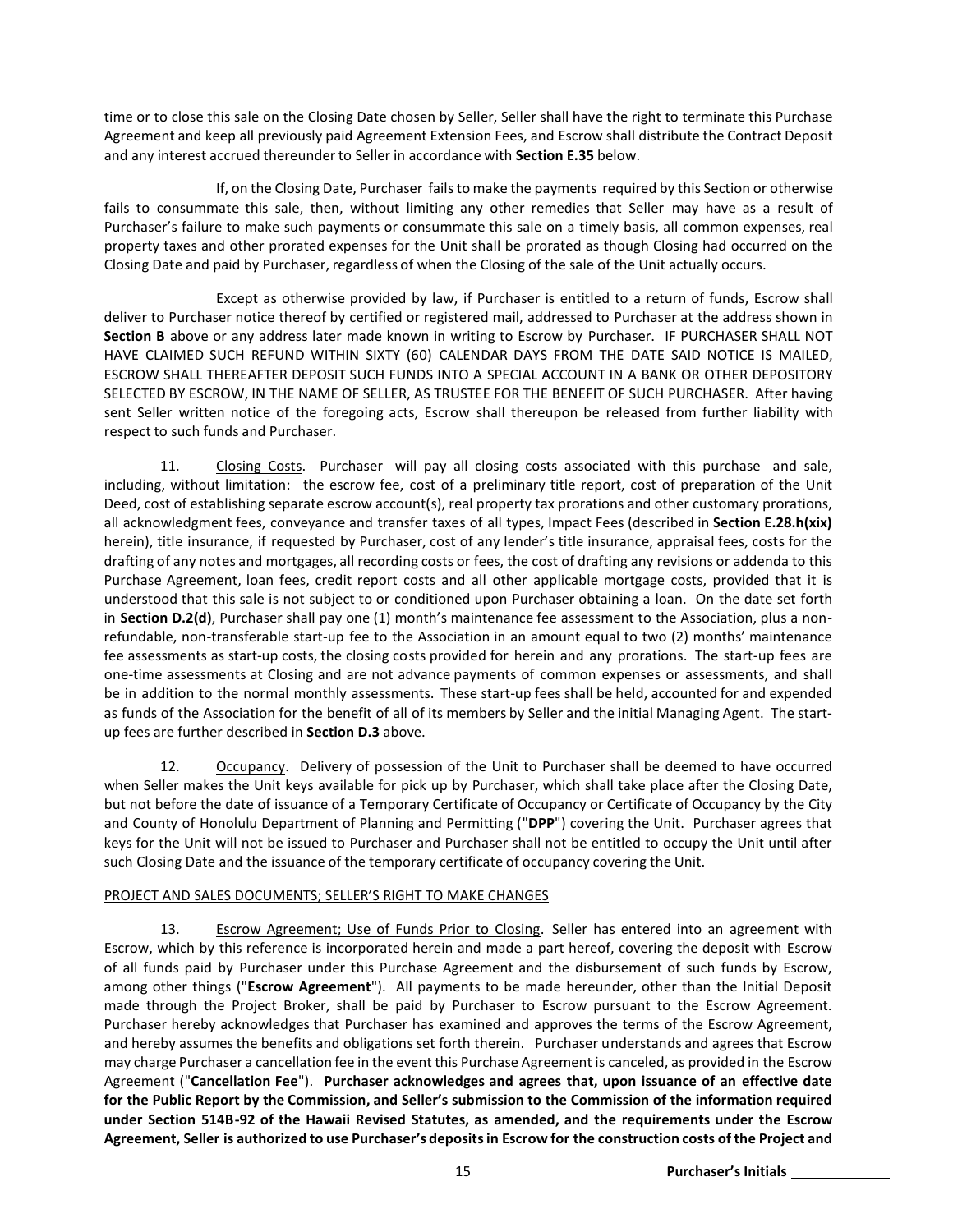time or to close this sale on the Closing Date chosen by Seller, Seller shall have the right to terminate this Purchase Agreement and keep all previously paid Agreement Extension Fees, and Escrow shall distribute the Contract Deposit and any interest accrued thereunder to Seller in accordance with **Section E.35** below.

If, on the Closing Date, Purchaser fails to make the payments required by this Section or otherwise fails to consummate this sale, then, without limiting any other remedies that Seller may have as a result of Purchaser's failure to make such payments or consummate this sale on a timely basis, all common expenses, real property taxes and other prorated expenses for the Unit shall be prorated as though Closing had occurred on the Closing Date and paid by Purchaser, regardless of when the Closing of the sale of the Unit actually occurs.

Except as otherwise provided by law, if Purchaser is entitled to a return of funds, Escrow shall deliver to Purchaser notice thereof by certified or registered mail, addressed to Purchaser at the address shown in **Section B** above or any address later made known in writing to Escrow by Purchaser. IF PURCHASER SHALL NOT HAVE CLAIMED SUCH REFUND WITHIN SIXTY (60) CALENDAR DAYS FROM THE DATE SAID NOTICE IS MAILED, ESCROW SHALL THEREAFTER DEPOSIT SUCH FUNDS INTO A SPECIAL ACCOUNT IN A BANK OR OTHER DEPOSITORY SELECTED BY ESCROW, IN THE NAME OF SELLER, AS TRUSTEE FOR THE BENEFIT OF SUCH PURCHASER. After having sent Seller written notice of the foregoing acts, Escrow shall thereupon be released from further liability with respect to such funds and Purchaser.

11. Closing Costs. Purchaser will pay all closing costs associated with this purchase and sale, including, without limitation: the escrow fee, cost of a preliminary title report, cost of preparation of the Unit Deed, cost of establishing separate escrow account(s), real property tax prorations and other customary prorations, all acknowledgment fees, conveyance and transfer taxes of all types, Impact Fees (described in **Section E.28.h(xix)** herein), title insurance, if requested by Purchaser, cost of any lender's title insurance, appraisal fees, costs for the drafting of any notes and mortgages, all recording costs or fees, the cost of drafting any revisions or addenda to this Purchase Agreement, loan fees, credit report costs and all other applicable mortgage costs, provided that it is understood that this sale is not subject to or conditioned upon Purchaser obtaining a loan. On the date set forth in **Section D.2(d)**, Purchaser shall pay one (1) month's maintenance fee assessment to the Association, plus a non-refundable, non-transferable start-up fee to the Association in an amount equal to two (2) months' maintenance fee assessments as start-up costs, the closing costs provided for herein and any prorations. The start-up fees are one-time assessments at Closing and are not advance payments of common expenses or assessments, and shall be in addition to the normal monthly assessments. These start-up fees shall be held, accounted for and expended as funds of the Association for the benefit of all of its members by Seller and the initial Managing Agent. The start-up fees are further described in **Section D.3** above.

12. Occupancy. Delivery of possession of the Unit to Purchaser shall be deemed to have occurred when Seller makes the Unit keys available for pick up by Purchaser, which shall take place after the Closing Date, but not before the date of issuance of a Temporary Certificate of Occupancy or Certificate of Occupancy by the City and County of Honolulu Department of Planning and Permitting ("**DPP**") covering the Unit. Purchaser agrees that keys for the Unit will not be issued to Purchaser and Purchaser shall not be entitled to occupy the Unit until after such Closing Date and the issuance of the temporary certificate of occupancy covering the Unit.

PROJECT AND SALES DOCUMENTS; SELLER'S RIGHT TO MAKE CHANGES

13. Escrow Agreement; Use of Funds Prior to Closing. Seller has entered into an agreement with Escrow, which by this reference is incorporated herein and made a part hereof, covering the deposit with Escrow of all funds paid by Purchaser under this Purchase Agreement and the disbursement of such funds by Escrow, among other things ("**Escrow Agreement**"). All payments to be made hereunder, other than the Initial Deposit made through the Project Broker, shall be paid by Purchaser to Escrow pursuant to the Escrow Agreement. Purchaser hereby acknowledges that Purchaser has examined and approves the terms of the Escrow Agreement, and hereby assumes the benefits and obligations set forth therein. Purchaser understands and agrees that Escrow may charge Purchaser a cancellation fee in the event this Purchase Agreement is canceled, as provided in the Escrow Agreement ("**Cancellation Fee**"). **Purchaser acknowledges and agrees that, upon issuance of an effective date for the Public Report by the Commission, and Seller's submission to the Commission of the information required under Section 514B-92 of the Hawaii Revised Statutes, as amended, and the requirements under the Escrow Agreement, Seller is authorized to use Purchaser's deposits in Escrow for the construction costs of the Project and**

Purchaser's Initials ____________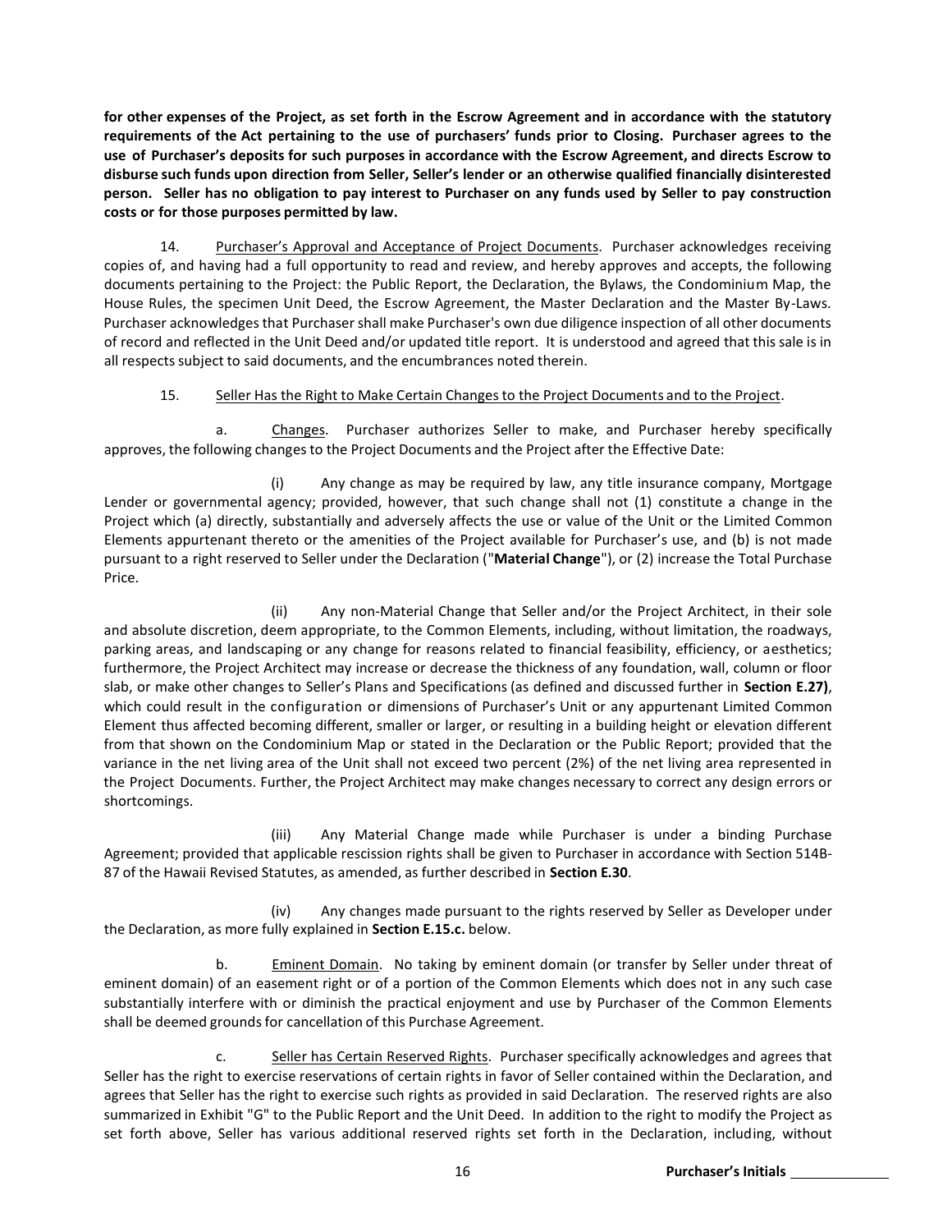**for other expenses of the Project, as set forth in the Escrow Agreement and in accordance with the statutory requirements of the Act pertaining to the use of purchasers' funds prior to Closing. Purchaser agrees to the use of Purchaser's deposits for such purposes in accordance with the Escrow Agreement, and directs Escrow to disburse such funds upon direction from Seller, Seller's lender or an otherwise qualified financially disinterested person. Seller has no obligation to pay interest to Purchaser on any funds used by Seller to pay construction costs or for those purposes permitted by law.**

14. <u>Purchaser's Approval and Acceptance of Project Documents</u>. Purchaser acknowledges receiving copies of, and having had a full opportunity to read and review, and hereby approves and accepts, the following documents pertaining to the Project: the Public Report, the Declaration, the Bylaws, the Condominium Map, the House Rules, the specimen Unit Deed, the Escrow Agreement, the Master Declaration and the Master By-Laws. Purchaser acknowledges that Purchaser shall make Purchaser's own due diligence inspection of all other documents of record and reflected in the Unit Deed and/or updated title report. It is understood and agreed that this sale is in all respects subject to said documents, and the encumbrances noted therein.

15. <u>Seller Has the Right to Make Certain Changes to the Project Documents and to the Project</u>.

a. <u>Changes</u>. Purchaser authorizes Seller to make, and Purchaser hereby specifically approves, the following changes to the Project Documents and the Project after the Effective Date:

(i) Any change as may be required by law, any title insurance company, Mortgage Lender or governmental agency; provided, however, that such change shall not (1) constitute a change in the Project which (a) directly, substantially and adversely affects the use or value of the Unit or the Limited Common Elements appurtenant thereto or the amenities of the Project available for Purchaser's use, and (b) is not made pursuant to a right reserved to Seller under the Declaration ("**Material Change**"), or (2) increase the Total Purchase Price.

(ii) Any non-Material Change that Seller and/or the Project Architect, in their sole and absolute discretion, deem appropriate, to the Common Elements, including, without limitation, the roadways, parking areas, and landscaping or any change for reasons related to financial feasibility, efficiency, or aesthetics; furthermore, the Project Architect may increase or decrease the thickness of any foundation, wall, column or floor slab, or make other changes to Seller's Plans and Specifications (as defined and discussed further in **Section E.27)**, which could result in the configuration or dimensions of Purchaser's Unit or any appurtenant Limited Common Element thus affected becoming different, smaller or larger, or resulting in a building height or elevation different from that shown on the Condominium Map or stated in the Declaration or the Public Report; provided that the variance in the net living area of the Unit shall not exceed two percent (2%) of the net living area represented in the Project Documents. Further, the Project Architect may make changes necessary to correct any design errors or shortcomings.

(iii) Any Material Change made while Purchaser is under a binding Purchase Agreement; provided that applicable rescission rights shall be given to Purchaser in accordance with Section 514B-87 of the Hawaii Revised Statutes, as amended, as further described in **Section E.30**.

(iv) Any changes made pursuant to the rights reserved by Seller as Developer under the Declaration, as more fully explained in **Section E.15.c.** below.

b. <u>Eminent Domain</u>. No taking by eminent domain (or transfer by Seller under threat of eminent domain) of an easement right or of a portion of the Common Elements which does not in any such case substantially interfere with or diminish the practical enjoyment and use by Purchaser of the Common Elements shall be deemed grounds for cancellation of this Purchase Agreement.

c. <u>Seller has Certain Reserved Rights</u>. Purchaser specifically acknowledges and agrees that Seller has the right to exercise reservations of certain rights in favor of Seller contained within the Declaration, and agrees that Seller has the right to exercise such rights as provided in said Declaration. The reserved rights are also summarized in Exhibit "G" to the Public Report and the Unit Deed. In addition to the right to modify the Project as set forth above, Seller has various additional reserved rights set forth in the Declaration, including, without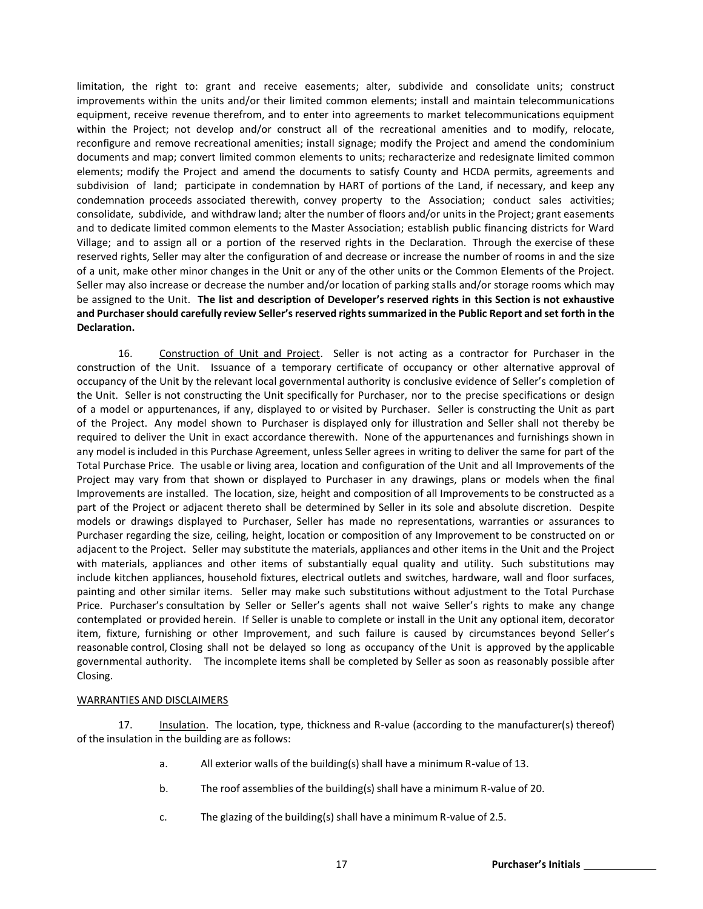limitation, the right to: grant and receive easements; alter, subdivide and consolidate units; construct improvements within the units and/or their limited common elements; install and maintain telecommunications equipment, receive revenue therefrom, and to enter into agreements to market telecommunications equipment within the Project; not develop and/or construct all of the recreational amenities and to modify, relocate, reconfigure and remove recreational amenities; install signage; modify the Project and amend the condominium documents and map; convert limited common elements to units; recharacterize and redesignate limited common elements; modify the Project and amend the documents to satisfy County and HCDA permits, agreements and subdivision of land; participate in condemnation by HART of portions of the Land, if necessary, and keep any condemnation proceeds associated therewith, convey property to the Association; conduct sales activities; consolidate, subdivide, and withdraw land; alter the number of floors and/or units in the Project; grant easements and to dedicate limited common elements to the Master Association; establish public financing districts for Ward Village; and to assign all or a portion of the reserved rights in the Declaration. Through the exercise of these reserved rights, Seller may alter the configuration of and decrease or increase the number of rooms in and the size of a unit, make other minor changes in the Unit or any of the other units or the Common Elements of the Project. Seller may also increase or decrease the number and/or location of parking stalls and/or storage rooms which may be assigned to the Unit. **The list and description of Developer's reserved rights in this Section is not exhaustive and Purchaser should carefully review Seller's reserved rights summarized in the Public Report and set forth in the Declaration.**

16. Construction of Unit and Project. Seller is not acting as a contractor for Purchaser in the construction of the Unit. Issuance of a temporary certificate of occupancy or other alternative approval of occupancy of the Unit by the relevant local governmental authority is conclusive evidence of Seller's completion of the Unit. Seller is not constructing the Unit specifically for Purchaser, nor to the precise specifications or design of a model or appurtenances, if any, displayed to or visited by Purchaser. Seller is constructing the Unit as part of the Project. Any model shown to Purchaser is displayed only for illustration and Seller shall not thereby be required to deliver the Unit in exact accordance therewith. None of the appurtenances and furnishings shown in any model is included in this Purchase Agreement, unless Seller agrees in writing to deliver the same for part of the Total Purchase Price. The usable or living area, location and configuration of the Unit and all Improvements of the Project may vary from that shown or displayed to Purchaser in any drawings, plans or models when the final Improvements are installed. The location, size, height and composition of all Improvements to be constructed as a part of the Project or adjacent thereto shall be determined by Seller in its sole and absolute discretion. Despite models or drawings displayed to Purchaser, Seller has made no representations, warranties or assurances to Purchaser regarding the size, ceiling, height, location or composition of any Improvement to be constructed on or adjacent to the Project. Seller may substitute the materials, appliances and other items in the Unit and the Project with materials, appliances and other items of substantially equal quality and utility. Such substitutions may include kitchen appliances, household fixtures, electrical outlets and switches, hardware, wall and floor surfaces, painting and other similar items. Seller may make such substitutions without adjustment to the Total Purchase Price. Purchaser's consultation by Seller or Seller's agents shall not waive Seller's rights to make any change contemplated or provided herein. If Seller is unable to complete or install in the Unit any optional item, decorator item, fixture, furnishing or other Improvement, and such failure is caused by circumstances beyond Seller's reasonable control, Closing shall not be delayed so long as occupancy of the Unit is approved by the applicable governmental authority. The incomplete items shall be completed by Seller as soon as reasonably possible after Closing.

WARRANTIES AND DISCLAIMERS

17. Insulation. The location, type, thickness and R-value (according to the manufacturer(s) thereof) of the insulation in the building are as follows:

a. All exterior walls of the building(s) shall have a minimum R-value of 13.

b. The roof assemblies of the building(s) shall have a minimum R-value of 20.

c. The glazing of the building(s) shall have a minimum R-value of 2.5.

**Purchaser's Initials** ____________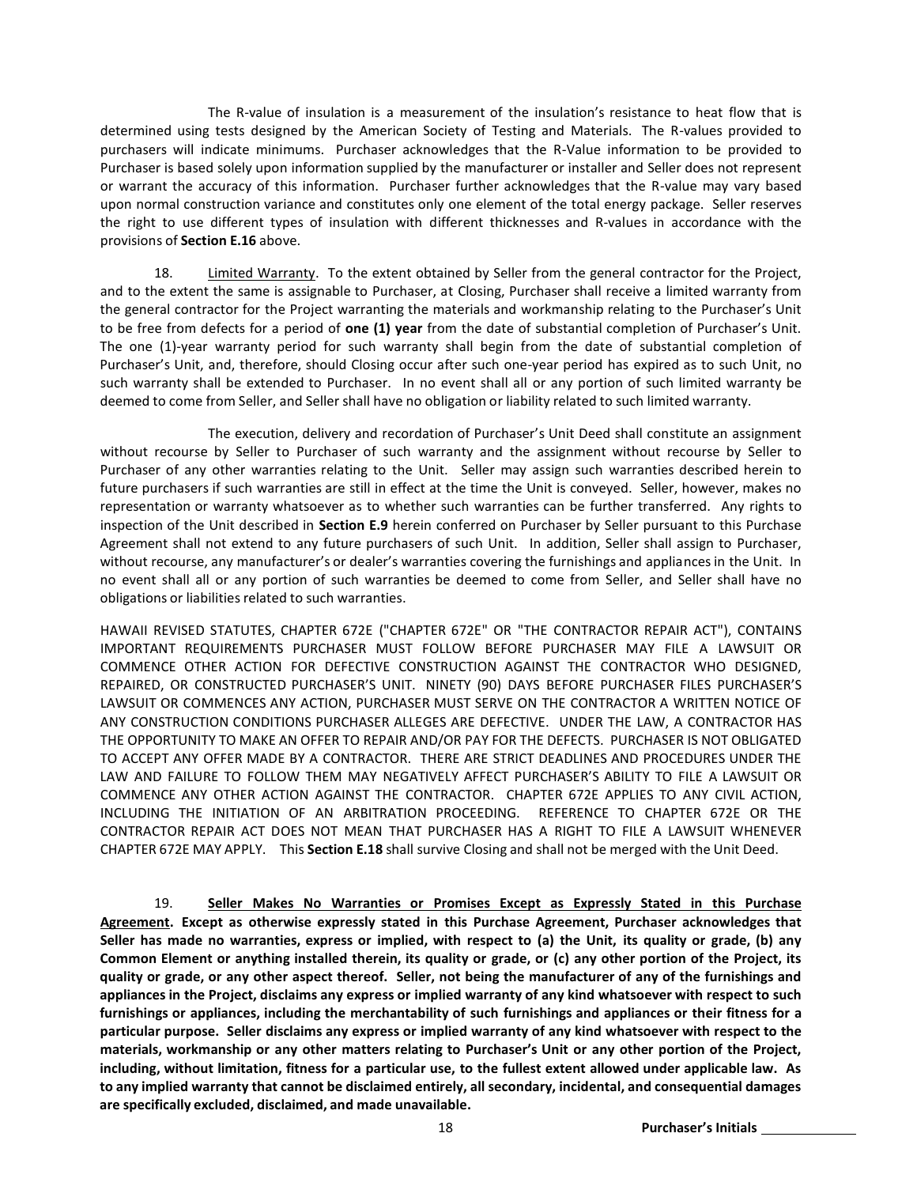The R-value of insulation is a measurement of the insulation's resistance to heat flow that is determined using tests designed by the American Society of Testing and Materials. The R-values provided to purchasers will indicate minimums. Purchaser acknowledges that the R-Value information to be provided to Purchaser is based solely upon information supplied by the manufacturer or installer and Seller does not represent or warrant the accuracy of this information. Purchaser further acknowledges that the R-value may vary based upon normal construction variance and constitutes only one element of the total energy package. Seller reserves the right to use different types of insulation with different thicknesses and R-values in accordance with the provisions of **Section E.16** above.

18. Limited Warranty. To the extent obtained by Seller from the general contractor for the Project, and to the extent the same is assignable to Purchaser, at Closing, Purchaser shall receive a limited warranty from the general contractor for the Project warranting the materials and workmanship relating to the Purchaser's Unit to be free from defects for a period of **one (1) year** from the date of substantial completion of Purchaser's Unit. The one (1)-year warranty period for such warranty shall begin from the date of substantial completion of Purchaser's Unit, and, therefore, should Closing occur after such one-year period has expired as to such Unit, no such warranty shall be extended to Purchaser. In no event shall all or any portion of such limited warranty be deemed to come from Seller, and Seller shall have no obligation or liability related to such limited warranty.

The execution, delivery and recordation of Purchaser's Unit Deed shall constitute an assignment without recourse by Seller to Purchaser of such warranty and the assignment without recourse by Seller to Purchaser of any other warranties relating to the Unit. Seller may assign such warranties described herein to future purchasers if such warranties are still in effect at the time the Unit is conveyed. Seller, however, makes no representation or warranty whatsoever as to whether such warranties can be further transferred. Any rights to inspection of the Unit described in **Section E.9** herein conferred on Purchaser by Seller pursuant to this Purchase Agreement shall not extend to any future purchasers of such Unit. In addition, Seller shall assign to Purchaser, without recourse, any manufacturer's or dealer's warranties covering the furnishings and appliances in the Unit. In no event shall all or any portion of such warranties be deemed to come from Seller, and Seller shall have no obligations or liabilities related to such warranties.

HAWAII REVISED STATUTES, CHAPTER 672E ("CHAPTER 672E" OR "THE CONTRACTOR REPAIR ACT"), CONTAINS IMPORTANT REQUIREMENTS PURCHASER MUST FOLLOW BEFORE PURCHASER MAY FILE A LAWSUIT OR COMMENCE OTHER ACTION FOR DEFECTIVE CONSTRUCTION AGAINST THE CONTRACTOR WHO DESIGNED, REPAIRED, OR CONSTRUCTED PURCHASER'S UNIT. NINETY (90) DAYS BEFORE PURCHASER FILES PURCHASER'S LAWSUIT OR COMMENCES ANY ACTION, PURCHASER MUST SERVE ON THE CONTRACTOR A WRITTEN NOTICE OF ANY CONSTRUCTION CONDITIONS PURCHASER ALLEGES ARE DEFECTIVE. UNDER THE LAW, A CONTRACTOR HAS THE OPPORTUNITY TO MAKE AN OFFER TO REPAIR AND/OR PAY FOR THE DEFECTS. PURCHASER IS NOT OBLIGATED TO ACCEPT ANY OFFER MADE BY A CONTRACTOR. THERE ARE STRICT DEADLINES AND PROCEDURES UNDER THE LAW AND FAILURE TO FOLLOW THEM MAY NEGATIVELY AFFECT PURCHASER'S ABILITY TO FILE A LAWSUIT OR COMMENCE ANY OTHER ACTION AGAINST THE CONTRACTOR. CHAPTER 672E APPLIES TO ANY CIVIL ACTION, INCLUDING THE INITIATION OF AN ARBITRATION PROCEEDING. REFERENCE TO CHAPTER 672E OR THE CONTRACTOR REPAIR ACT DOES NOT MEAN THAT PURCHASER HAS A RIGHT TO FILE A LAWSUIT WHENEVER CHAPTER 672E MAY APPLY. This **Section E.18** shall survive Closing and shall not be merged with the Unit Deed.

19. **Seller Makes No Warranties or Promises Except as Expressly Stated in this Purchase Agreement. Except as otherwise expressly stated in this Purchase Agreement, Purchaser acknowledges that Seller has made no warranties, express or implied, with respect to (a) the Unit, its quality or grade, (b) any Common Element or anything installed therein, its quality or grade, or (c) any other portion of the Project, its quality or grade, or any other aspect thereof. Seller, not being the manufacturer of any of the furnishings and appliances in the Project, disclaims any express or implied warranty of any kind whatsoever with respect to such furnishings or appliances, including the merchantability of such furnishings and appliances or their fitness for a particular purpose. Seller disclaims any express or implied warranty of any kind whatsoever with respect to the materials, workmanship or any other matters relating to Purchaser's Unit or any other portion of the Project, including, without limitation, fitness for a particular use, to the fullest extent allowed under applicable law. As to any implied warranty that cannot be disclaimed entirely, all secondary, incidental, and consequential damages are specifically excluded, disclaimed, and made unavailable.**

**Purchaser's Initials** \_\_\_\_\_\_\_\_\_\_\_\_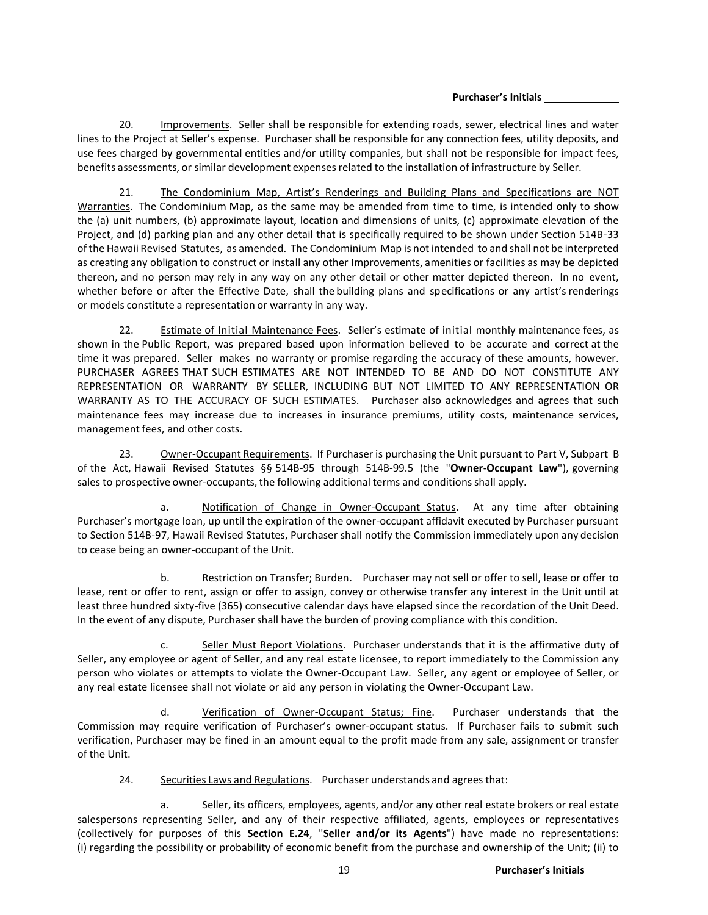20. Improvements. Seller shall be responsible for extending roads, sewer, electrical lines and water lines to the Project at Seller's expense. Purchaser shall be responsible for any connection fees, utility deposits, and use fees charged by governmental entities and/or utility companies, but shall not be responsible for impact fees, benefits assessments, or similar development expenses related to the installation of infrastructure by Seller.

21. The Condominium Map, Artist's Renderings and Building Plans and Specifications are NOT Warranties. The Condominium Map, as the same may be amended from time to time, is intended only to show the (a) unit numbers, (b) approximate layout, location and dimensions of units, (c) approximate elevation of the Project, and (d) parking plan and any other detail that is specifically required to be shown under Section 514B-33 of the Hawaii Revised Statutes, as amended. The Condominium Map is not intended to and shall not be interpreted as creating any obligation to construct or install any other Improvements, amenities or facilities as may be depicted thereon, and no person may rely in any way on any other detail or other matter depicted thereon. In no event, whether before or after the Effective Date, shall the building plans and specifications or any artist's renderings or models constitute a representation or warranty in any way.

22. Estimate of Initial Maintenance Fees. Seller's estimate of initial monthly maintenance fees, as shown in the Public Report, was prepared based upon information believed to be accurate and correct at the time it was prepared. Seller makes no warranty or promise regarding the accuracy of these amounts, however. PURCHASER AGREES THAT SUCH ESTIMATES ARE NOT INTENDED TO BE AND DO NOT CONSTITUTE ANY REPRESENTATION OR WARRANTY BY SELLER, INCLUDING BUT NOT LIMITED TO ANY REPRESENTATION OR WARRANTY AS TO THE ACCURACY OF SUCH ESTIMATES. Purchaser also acknowledges and agrees that such maintenance fees may increase due to increases in insurance premiums, utility costs, maintenance services, management fees, and other costs.

23. Owner-Occupant Requirements. If Purchaser is purchasing the Unit pursuant to Part V, Subpart B of the Act, Hawaii Revised Statutes §§ 514B-95 through 514B-99.5 (the "**Owner-Occupant Law**"), governing sales to prospective owner-occupants, the following additional terms and conditions shall apply.

a. Notification of Change in Owner-Occupant Status. At any time after obtaining Purchaser's mortgage loan, up until the expiration of the owner-occupant affidavit executed by Purchaser pursuant to Section 514B-97, Hawaii Revised Statutes, Purchaser shall notify the Commission immediately upon any decision to cease being an owner-occupant of the Unit.

b. Restriction on Transfer; Burden. Purchaser may not sell or offer to sell, lease or offer to lease, rent or offer to rent, assign or offer to assign, convey or otherwise transfer any interest in the Unit until at least three hundred sixty-five (365) consecutive calendar days have elapsed since the recordation of the Unit Deed. In the event of any dispute, Purchaser shall have the burden of proving compliance with this condition.

c. Seller Must Report Violations. Purchaser understands that it is the affirmative duty of Seller, any employee or agent of Seller, and any real estate licensee, to report immediately to the Commission any person who violates or attempts to violate the Owner-Occupant Law. Seller, any agent or employee of Seller, or any real estate licensee shall not violate or aid any person in violating the Owner-Occupant Law.

d. Verification of Owner-Occupant Status; Fine. Purchaser understands that the Commission may require verification of Purchaser's owner-occupant status. If Purchaser fails to submit such verification, Purchaser may be fined in an amount equal to the profit made from any sale, assignment or transfer of the Unit.

24. Securities Laws and Regulations. Purchaser understands and agrees that:

a. Seller, its officers, employees, agents, and/or any other real estate brokers or real estate salespersons representing Seller, and any of their respective affiliated, agents, employees or representatives (collectively for purposes of this **Section E.24**, "**Seller and/or its Agents**") have made no representations: (i) regarding the possibility or probability of economic benefit from the purchase and ownership of the Unit; (ii) to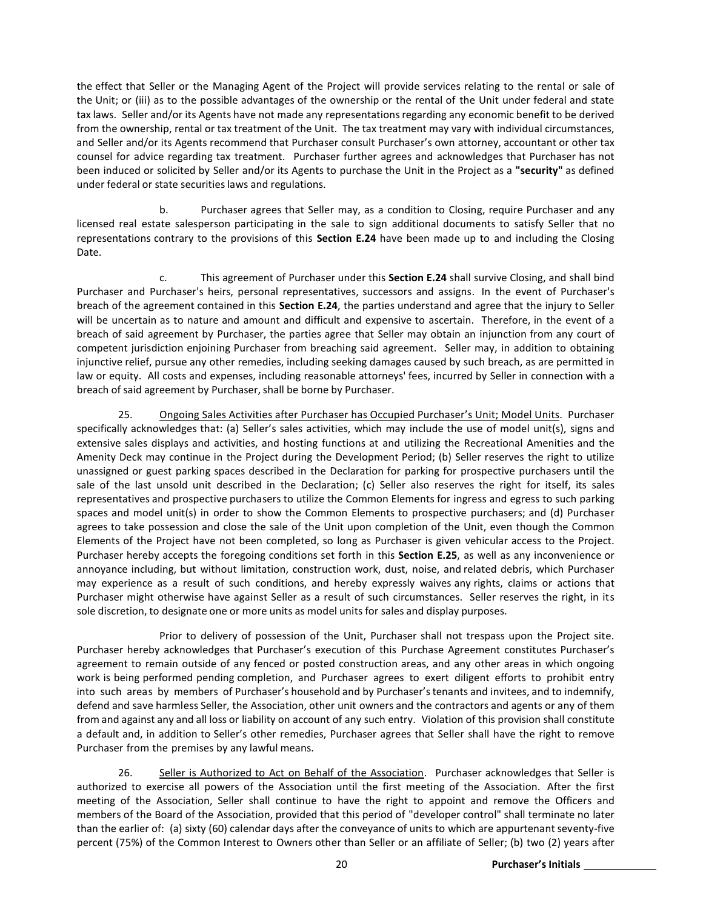the effect that Seller or the Managing Agent of the Project will provide services relating to the rental or sale of the Unit; or (iii) as to the possible advantages of the ownership or the rental of the Unit under federal and state tax laws. Seller and/or its Agents have not made any representations regarding any economic benefit to be derived from the ownership, rental or tax treatment of the Unit. The tax treatment may vary with individual circumstances, and Seller and/or its Agents recommend that Purchaser consult Purchaser's own attorney, accountant or other tax counsel for advice regarding tax treatment. Purchaser further agrees and acknowledges that Purchaser has not been induced or solicited by Seller and/or its Agents to purchase the Unit in the Project as a **"security"** as defined under federal or state securities laws and regulations.

b. Purchaser agrees that Seller may, as a condition to Closing, require Purchaser and any licensed real estate salesperson participating in the sale to sign additional documents to satisfy Seller that no representations contrary to the provisions of this **Section E.24** have been made up to and including the Closing Date.

c. This agreement of Purchaser under this **Section E.24** shall survive Closing, and shall bind Purchaser and Purchaser's heirs, personal representatives, successors and assigns. In the event of Purchaser's breach of the agreement contained in this **Section E.24**, the parties understand and agree that the injury to Seller will be uncertain as to nature and amount and difficult and expensive to ascertain. Therefore, in the event of a breach of said agreement by Purchaser, the parties agree that Seller may obtain an injunction from any court of competent jurisdiction enjoining Purchaser from breaching said agreement. Seller may, in addition to obtaining injunctive relief, pursue any other remedies, including seeking damages caused by such breach, as are permitted in law or equity. All costs and expenses, including reasonable attorneys' fees, incurred by Seller in connection with a breach of said agreement by Purchaser, shall be borne by Purchaser.

25. Ongoing Sales Activities after Purchaser has Occupied Purchaser's Unit; Model Units. Purchaser specifically acknowledges that: (a) Seller's sales activities, which may include the use of model unit(s), signs and extensive sales displays and activities, and hosting functions at and utilizing the Recreational Amenities and the Amenity Deck may continue in the Project during the Development Period; (b) Seller reserves the right to utilize unassigned or guest parking spaces described in the Declaration for parking for prospective purchasers until the sale of the last unsold unit described in the Declaration; (c) Seller also reserves the right for itself, its sales representatives and prospective purchasers to utilize the Common Elements for ingress and egress to such parking spaces and model unit(s) in order to show the Common Elements to prospective purchasers; and (d) Purchaser agrees to take possession and close the sale of the Unit upon completion of the Unit, even though the Common Elements of the Project have not been completed, so long as Purchaser is given vehicular access to the Project. Purchaser hereby accepts the foregoing conditions set forth in this **Section E.25**, as well as any inconvenience or annoyance including, but without limitation, construction work, dust, noise, and related debris, which Purchaser may experience as a result of such conditions, and hereby expressly waives any rights, claims or actions that Purchaser might otherwise have against Seller as a result of such circumstances. Seller reserves the right, in its sole discretion, to designate one or more units as model units for sales and display purposes.

Prior to delivery of possession of the Unit, Purchaser shall not trespass upon the Project site. Purchaser hereby acknowledges that Purchaser's execution of this Purchase Agreement constitutes Purchaser's agreement to remain outside of any fenced or posted construction areas, and any other areas in which ongoing work is being performed pending completion, and Purchaser agrees to exert diligent efforts to prohibit entry into such areas by members of Purchaser's household and by Purchaser's tenants and invitees, and to indemnify, defend and save harmless Seller, the Association, other unit owners and the contractors and agents or any of them from and against any and all loss or liability on account of any such entry. Violation of this provision shall constitute a default and, in addition to Seller's other remedies, Purchaser agrees that Seller shall have the right to remove Purchaser from the premises by any lawful means.

26. Seller is Authorized to Act on Behalf of the Association. Purchaser acknowledges that Seller is authorized to exercise all powers of the Association until the first meeting of the Association. After the first meeting of the Association, Seller shall continue to have the right to appoint and remove the Officers and members of the Board of the Association, provided that this period of "developer control" shall terminate no later than the earlier of: (a) sixty (60) calendar days after the conveyance of units to which are appurtenant seventy-five percent (75%) of the Common Interest to Owners other than Seller or an affiliate of Seller; (b) two (2) years after

**Purchaser's Initials** ____________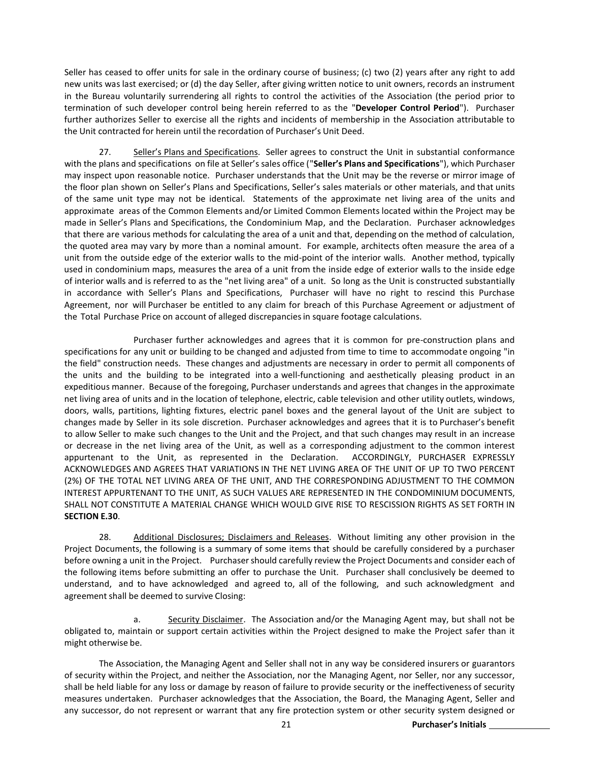Seller has ceased to offer units for sale in the ordinary course of business; (c) two (2) years after any right to add new units was last exercised; or (d) the day Seller, after giving written notice to unit owners, records an instrument in the Bureau voluntarily surrendering all rights to control the activities of the Association (the period prior to termination of such developer control being herein referred to as the "**Developer Control Period**"). Purchaser further authorizes Seller to exercise all the rights and incidents of membership in the Association attributable to the Unit contracted for herein until the recordation of Purchaser's Unit Deed.

27. Seller's Plans and Specifications. Seller agrees to construct the Unit in substantial conformance with the plans and specifications on file at Seller's sales office ("**Seller's Plans and Specifications**"), which Purchaser may inspect upon reasonable notice. Purchaser understands that the Unit may be the reverse or mirror image of the floor plan shown on Seller's Plans and Specifications, Seller's sales materials or other materials, and that units of the same unit type may not be identical. Statements of the approximate net living area of the units and approximate areas of the Common Elements and/or Limited Common Elements located within the Project may be made in Seller's Plans and Specifications, the Condominium Map, and the Declaration. Purchaser acknowledges that there are various methods for calculating the area of a unit and that, depending on the method of calculation, the quoted area may vary by more than a nominal amount. For example, architects often measure the area of a unit from the outside edge of the exterior walls to the mid-point of the interior walls. Another method, typically used in condominium maps, measures the area of a unit from the inside edge of exterior walls to the inside edge of interior walls and is referred to as the "net living area" of a unit. So long as the Unit is constructed substantially in accordance with Seller's Plans and Specifications, Purchaser will have no right to rescind this Purchase Agreement, nor will Purchaser be entitled to any claim for breach of this Purchase Agreement or adjustment of the Total Purchase Price on account of alleged discrepancies in square footage calculations.

Purchaser further acknowledges and agrees that it is common for pre-construction plans and specifications for any unit or building to be changed and adjusted from time to time to accommodate ongoing "in the field" construction needs. These changes and adjustments are necessary in order to permit all components of the units and the building to be integrated into a well-functioning and aesthetically pleasing product in an expeditious manner. Because of the foregoing, Purchaser understands and agrees that changes in the approximate net living area of units and in the location of telephone, electric, cable television and other utility outlets, windows, doors, walls, partitions, lighting fixtures, electric panel boxes and the general layout of the Unit are subject to changes made by Seller in its sole discretion. Purchaser acknowledges and agrees that it is to Purchaser's benefit to allow Seller to make such changes to the Unit and the Project, and that such changes may result in an increase or decrease in the net living area of the Unit, as well as a corresponding adjustment to the common interest appurtenant to the Unit, as represented in the Declaration. ACCORDINGLY, PURCHASER EXPRESSLY ACKNOWLEDGES AND AGREES THAT VARIATIONS IN THE NET LIVING AREA OF THE UNIT OF UP TO TWO PERCENT (2%) OF THE TOTAL NET LIVING AREA OF THE UNIT, AND THE CORRESPONDING ADJUSTMENT TO THE COMMON INTEREST APPURTENANT TO THE UNIT, AS SUCH VALUES ARE REPRESENTED IN THE CONDOMINIUM DOCUMENTS, SHALL NOT CONSTITUTE A MATERIAL CHANGE WHICH WOULD GIVE RISE TO RESCISSION RIGHTS AS SET FORTH IN **SECTION E.30**.

28. Additional Disclosures; Disclaimers and Releases. Without limiting any other provision in the Project Documents, the following is a summary of some items that should be carefully considered by a purchaser before owning a unit in the Project. Purchaser should carefully review the Project Documents and consider each of the following items before submitting an offer to purchase the Unit. Purchaser shall conclusively be deemed to understand, and to have acknowledged and agreed to, all of the following, and such acknowledgment and agreement shall be deemed to survive Closing:

a. Security Disclaimer. The Association and/or the Managing Agent may, but shall not be obligated to, maintain or support certain activities within the Project designed to make the Project safer than it might otherwise be.

The Association, the Managing Agent and Seller shall not in any way be considered insurers or guarantors of security within the Project, and neither the Association, nor the Managing Agent, nor Seller, nor any successor, shall be held liable for any loss or damage by reason of failure to provide security or the ineffectiveness of security measures undertaken. Purchaser acknowledges that the Association, the Board, the Managing Agent, Seller and any successor, do not represent or warrant that any fire protection system or other security system designed or

**Purchaser's Initials** \_\_\_\_\_\_\_\_\_\_\_\_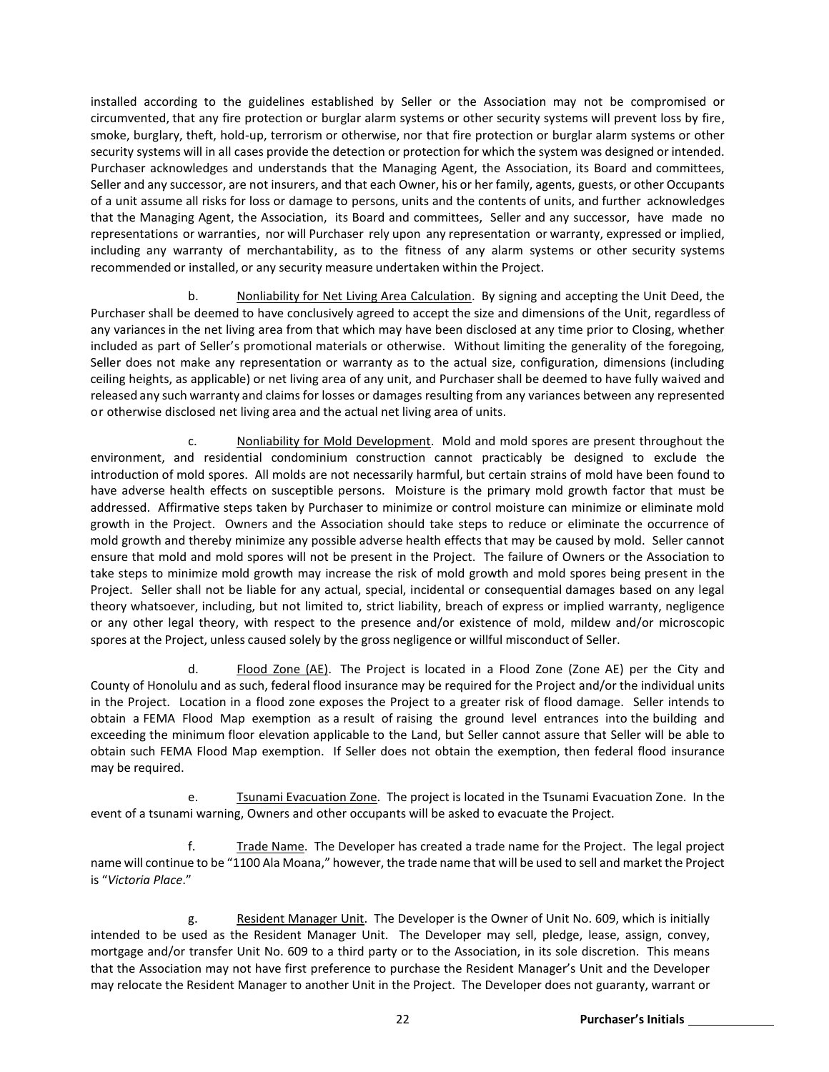installed according to the guidelines established by Seller or the Association may not be compromised or circumvented, that any fire protection or burglar alarm systems or other security systems will prevent loss by fire, smoke, burglary, theft, hold-up, terrorism or otherwise, nor that fire protection or burglar alarm systems or other security systems will in all cases provide the detection or protection for which the system was designed or intended. Purchaser acknowledges and understands that the Managing Agent, the Association, its Board and committees, Seller and any successor, are not insurers, and that each Owner, his or her family, agents, guests, or other Occupants of a unit assume all risks for loss or damage to persons, units and the contents of units, and further acknowledges that the Managing Agent, the Association, its Board and committees, Seller and any successor, have made no representations or warranties, nor will Purchaser rely upon any representation or warranty, expressed or implied, including any warranty of merchantability, as to the fitness of any alarm systems or other security systems recommended or installed, or any security measure undertaken within the Project.

b. Nonliability for Net Living Area Calculation. By signing and accepting the Unit Deed, the Purchaser shall be deemed to have conclusively agreed to accept the size and dimensions of the Unit, regardless of any variances in the net living area from that which may have been disclosed at any time prior to Closing, whether included as part of Seller's promotional materials or otherwise. Without limiting the generality of the foregoing, Seller does not make any representation or warranty as to the actual size, configuration, dimensions (including ceiling heights, as applicable) or net living area of any unit, and Purchaser shall be deemed to have fully waived and released any such warranty and claims for losses or damages resulting from any variances between any represented or otherwise disclosed net living area and the actual net living area of units.

c. Nonliability for Mold Development. Mold and mold spores are present throughout the environment, and residential condominium construction cannot practicably be designed to exclude the introduction of mold spores. All molds are not necessarily harmful, but certain strains of mold have been found to have adverse health effects on susceptible persons. Moisture is the primary mold growth factor that must be addressed. Affirmative steps taken by Purchaser to minimize or control moisture can minimize or eliminate mold growth in the Project. Owners and the Association should take steps to reduce or eliminate the occurrence of mold growth and thereby minimize any possible adverse health effects that may be caused by mold. Seller cannot ensure that mold and mold spores will not be present in the Project. The failure of Owners or the Association to take steps to minimize mold growth may increase the risk of mold growth and mold spores being present in the Project. Seller shall not be liable for any actual, special, incidental or consequential damages based on any legal theory whatsoever, including, but not limited to, strict liability, breach of express or implied warranty, negligence or any other legal theory, with respect to the presence and/or existence of mold, mildew and/or microscopic spores at the Project, unless caused solely by the gross negligence or willful misconduct of Seller.

d. Flood Zone (AE). The Project is located in a Flood Zone (Zone AE) per the City and County of Honolulu and as such, federal flood insurance may be required for the Project and/or the individual units in the Project. Location in a flood zone exposes the Project to a greater risk of flood damage. Seller intends to obtain a FEMA Flood Map exemption as a result of raising the ground level entrances into the building and exceeding the minimum floor elevation applicable to the Land, but Seller cannot assure that Seller will be able to obtain such FEMA Flood Map exemption. If Seller does not obtain the exemption, then federal flood insurance may be required.

e. Tsunami Evacuation Zone. The project is located in the Tsunami Evacuation Zone. In the event of a tsunami warning, Owners and other occupants will be asked to evacuate the Project.

f. Trade Name. The Developer has created a trade name for the Project. The legal project name will continue to be "1100 Ala Moana," however, the trade name that will be used to sell and market the Project is "*Victoria Place*."

g. Resident Manager Unit. The Developer is the Owner of Unit No. 609, which is initially intended to be used as the Resident Manager Unit. The Developer may sell, pledge, lease, assign, convey, mortgage and/or transfer Unit No. 609 to a third party or to the Association, in its sole discretion. This means that the Association may not have first preference to purchase the Resident Manager's Unit and the Developer may relocate the Resident Manager to another Unit in the Project. The Developer does not guaranty, warrant or

Purchaser's Initials ____________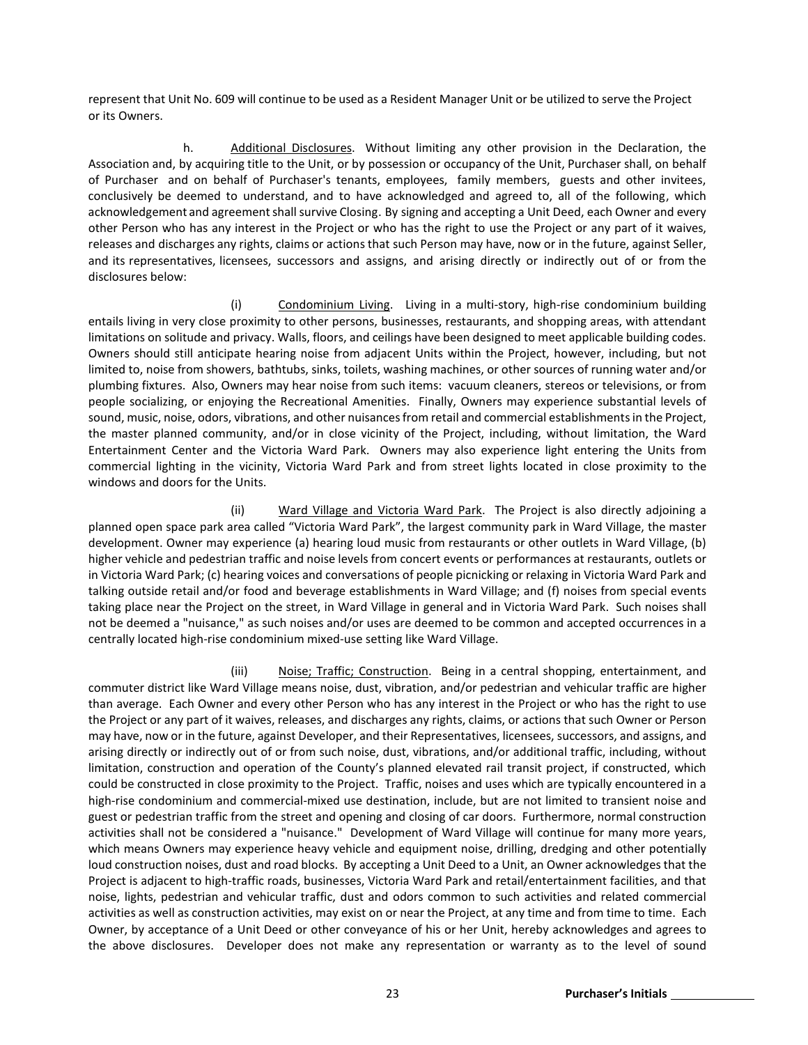represent that Unit No. 609 will continue to be used as a Resident Manager Unit or be utilized to serve the Project or its Owners.

h. Additional Disclosures. Without limiting any other provision in the Declaration, the Association and, by acquiring title to the Unit, or by possession or occupancy of the Unit, Purchaser shall, on behalf of Purchaser and on behalf of Purchaser's tenants, employees, family members, guests and other invitees, conclusively be deemed to understand, and to have acknowledged and agreed to, all of the following, which acknowledgement and agreement shall survive Closing. By signing and accepting a Unit Deed, each Owner and every other Person who has any interest in the Project or who has the right to use the Project or any part of it waives, releases and discharges any rights, claims or actions that such Person may have, now or in the future, against Seller, and its representatives, licensees, successors and assigns, and arising directly or indirectly out of or from the disclosures below:

(i) Condominium Living. Living in a multi-story, high-rise condominium building entails living in very close proximity to other persons, businesses, restaurants, and shopping areas, with attendant limitations on solitude and privacy. Walls, floors, and ceilings have been designed to meet applicable building codes. Owners should still anticipate hearing noise from adjacent Units within the Project, however, including, but not limited to, noise from showers, bathtubs, sinks, toilets, washing machines, or other sources of running water and/or plumbing fixtures. Also, Owners may hear noise from such items: vacuum cleaners, stereos or televisions, or from people socializing, or enjoying the Recreational Amenities. Finally, Owners may experience substantial levels of sound, music, noise, odors, vibrations, and other nuisances from retail and commercial establishments in the Project, the master planned community, and/or in close vicinity of the Project, including, without limitation, the Ward Entertainment Center and the Victoria Ward Park. Owners may also experience light entering the Units from commercial lighting in the vicinity, Victoria Ward Park and from street lights located in close proximity to the windows and doors for the Units.

(ii) Ward Village and Victoria Ward Park. The Project is also directly adjoining a planned open space park area called "Victoria Ward Park", the largest community park in Ward Village, the master development. Owner may experience (a) hearing loud music from restaurants or other outlets in Ward Village, (b) higher vehicle and pedestrian traffic and noise levels from concert events or performances at restaurants, outlets or in Victoria Ward Park; (c) hearing voices and conversations of people picnicking or relaxing in Victoria Ward Park and talking outside retail and/or food and beverage establishments in Ward Village; and (f) noises from special events taking place near the Project on the street, in Ward Village in general and in Victoria Ward Park. Such noises shall not be deemed a "nuisance," as such noises and/or uses are deemed to be common and accepted occurrences in a centrally located high-rise condominium mixed-use setting like Ward Village.

(iii) Noise; Traffic; Construction. Being in a central shopping, entertainment, and commuter district like Ward Village means noise, dust, vibration, and/or pedestrian and vehicular traffic are higher than average. Each Owner and every other Person who has any interest in the Project or who has the right to use the Project or any part of it waives, releases, and discharges any rights, claims, or actions that such Owner or Person may have, now or in the future, against Developer, and their Representatives, licensees, successors, and assigns, and arising directly or indirectly out of or from such noise, dust, vibrations, and/or additional traffic, including, without limitation, construction and operation of the County's planned elevated rail transit project, if constructed, which could be constructed in close proximity to the Project. Traffic, noises and uses which are typically encountered in a high-rise condominium and commercial-mixed use destination, include, but are not limited to transient noise and guest or pedestrian traffic from the street and opening and closing of car doors. Furthermore, normal construction activities shall not be considered a "nuisance." Development of Ward Village will continue for many more years, which means Owners may experience heavy vehicle and equipment noise, drilling, dredging and other potentially loud construction noises, dust and road blocks. By accepting a Unit Deed to a Unit, an Owner acknowledges that the Project is adjacent to high-traffic roads, businesses, Victoria Ward Park and retail/entertainment facilities, and that noise, lights, pedestrian and vehicular traffic, dust and odors common to such activities and related commercial activities as well as construction activities, may exist on or near the Project, at any time and from time to time. Each Owner, by acceptance of a Unit Deed or other conveyance of his or her Unit, hereby acknowledges and agrees to the above disclosures. Developer does not make any representation or warranty as to the level of sound

Purchaser's Initials ____________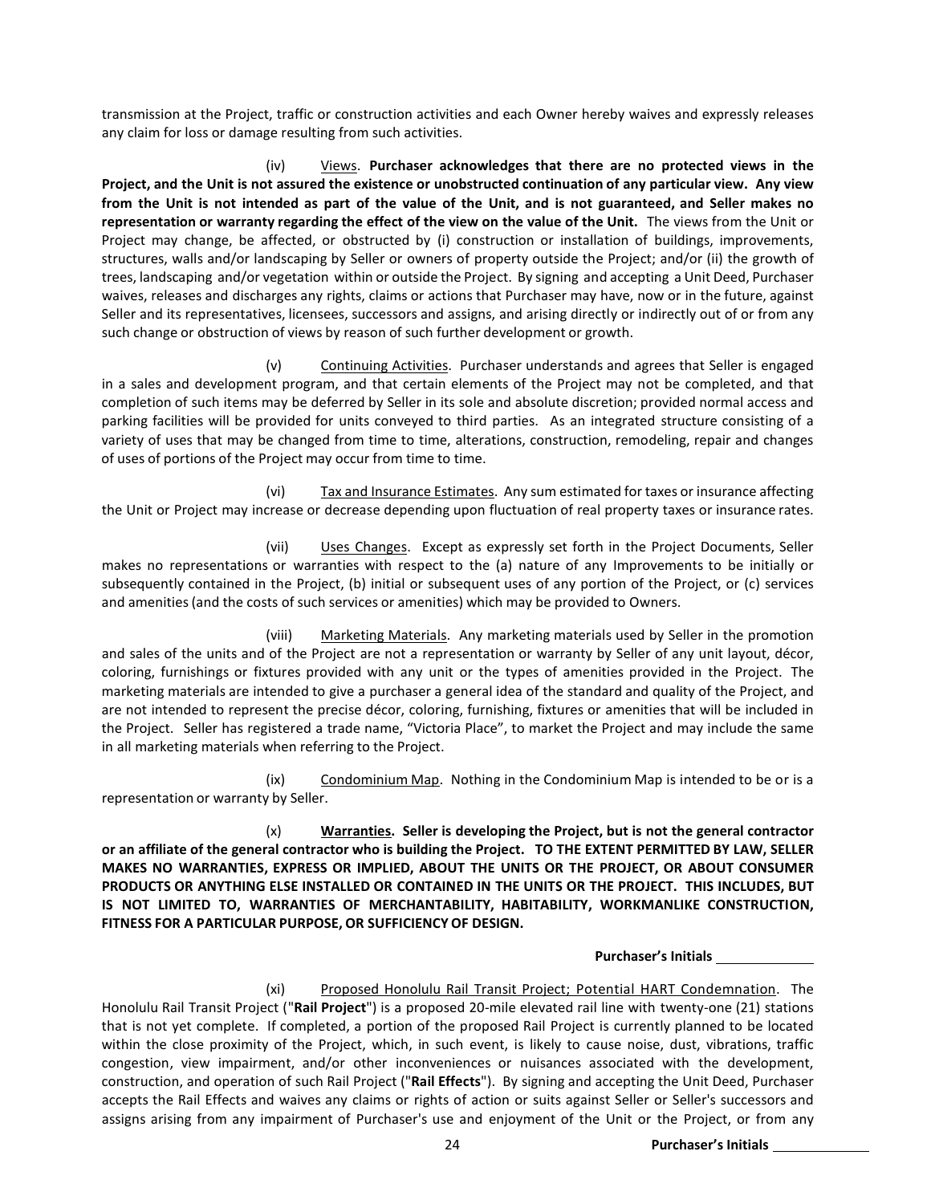transmission at the Project, traffic or construction activities and each Owner hereby waives and expressly releases any claim for loss or damage resulting from such activities.

(iv) Views. **Purchaser acknowledges that there are no protected views in the Project, and the Unit is not assured the existence or unobstructed continuation of any particular view. Any view from the Unit is not intended as part of the value of the Unit, and is not guaranteed, and Seller makes no representation or warranty regarding the effect of the view on the value of the Unit.** The views from the Unit or Project may change, be affected, or obstructed by (i) construction or installation of buildings, improvements, structures, walls and/or landscaping by Seller or owners of property outside the Project; and/or (ii) the growth of trees, landscaping and/or vegetation within or outside the Project. By signing and accepting a Unit Deed, Purchaser waives, releases and discharges any rights, claims or actions that Purchaser may have, now or in the future, against Seller and its representatives, licensees, successors and assigns, and arising directly or indirectly out of or from any such change or obstruction of views by reason of such further development or growth.

(v) Continuing Activities. Purchaser understands and agrees that Seller is engaged in a sales and development program, and that certain elements of the Project may not be completed, and that completion of such items may be deferred by Seller in its sole and absolute discretion; provided normal access and parking facilities will be provided for units conveyed to third parties. As an integrated structure consisting of a variety of uses that may be changed from time to time, alterations, construction, remodeling, repair and changes of uses of portions of the Project may occur from time to time.

(vi) Tax and Insurance Estimates. Any sum estimated for taxes or insurance affecting the Unit or Project may increase or decrease depending upon fluctuation of real property taxes or insurance rates.

(vii) Uses Changes. Except as expressly set forth in the Project Documents, Seller makes no representations or warranties with respect to the (a) nature of any Improvements to be initially or subsequently contained in the Project, (b) initial or subsequent uses of any portion of the Project, or (c) services and amenities (and the costs of such services or amenities) which may be provided to Owners.

(viii) Marketing Materials. Any marketing materials used by Seller in the promotion and sales of the units and of the Project are not a representation or warranty by Seller of any unit layout, décor, coloring, furnishings or fixtures provided with any unit or the types of amenities provided in the Project. The marketing materials are intended to give a purchaser a general idea of the standard and quality of the Project, and are not intended to represent the precise décor, coloring, furnishing, fixtures or amenities that will be included in the Project. Seller has registered a trade name, "Victoria Place", to market the Project and may include the same in all marketing materials when referring to the Project.

(ix) Condominium Map. Nothing in the Condominium Map is intended to be or is a representation or warranty by Seller.

(x) **Warranties. Seller is developing the Project, but is not the general contractor or an affiliate of the general contractor who is building the Project. TO THE EXTENT PERMITTED BY LAW, SELLER MAKES NO WARRANTIES, EXPRESS OR IMPLIED, ABOUT THE UNITS OR THE PROJECT, OR ABOUT CONSUMER PRODUCTS OR ANYTHING ELSE INSTALLED OR CONTAINED IN THE UNITS OR THE PROJECT. THIS INCLUDES, BUT IS NOT LIMITED TO, WARRANTIES OF MERCHANTABILITY, HABITABILITY, WORKMANLIKE CONSTRUCTION, FITNESS FOR A PARTICULAR PURPOSE, OR SUFFICIENCY OF DESIGN.**

**Purchaser's Initials** ____________

(xi) Proposed Honolulu Rail Transit Project; Potential HART Condemnation. The Honolulu Rail Transit Project ("**Rail Project**") is a proposed 20-mile elevated rail line with twenty-one (21) stations that is not yet complete. If completed, a portion of the proposed Rail Project is currently planned to be located within the close proximity of the Project, which, in such event, is likely to cause noise, dust, vibrations, traffic congestion, view impairment, and/or other inconveniences or nuisances associated with the development, construction, and operation of such Rail Project ("**Rail Effects**"). By signing and accepting the Unit Deed, Purchaser accepts the Rail Effects and waives any claims or rights of action or suits against Seller or Seller's successors and assigns arising from any impairment of Purchaser's use and enjoyment of the Unit or the Project, or from any

**Purchaser's Initials** ____________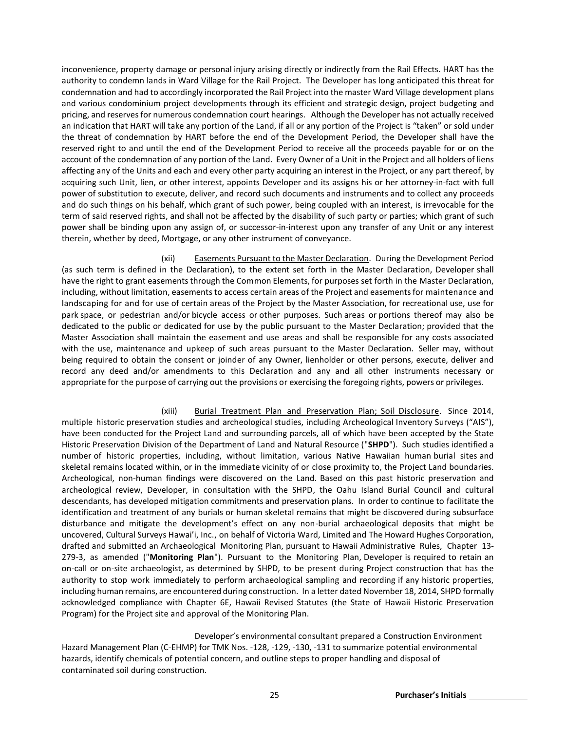inconvenience, property damage or personal injury arising directly or indirectly from the Rail Effects. HART has the authority to condemn lands in Ward Village for the Rail Project. The Developer has long anticipated this threat for condemnation and had to accordingly incorporated the Rail Project into the master Ward Village development plans and various condominium project developments through its efficient and strategic design, project budgeting and pricing, and reserves for numerous condemnation court hearings. Although the Developer has not actually received an indication that HART will take any portion of the Land, if all or any portion of the Project is "taken" or sold under the threat of condemnation by HART before the end of the Development Period, the Developer shall have the reserved right to and until the end of the Development Period to receive all the proceeds payable for or on the account of the condemnation of any portion of the Land. Every Owner of a Unit in the Project and all holders of liens affecting any of the Units and each and every other party acquiring an interest in the Project, or any part thereof, by acquiring such Unit, lien, or other interest, appoints Developer and its assigns his or her attorney-in-fact with full power of substitution to execute, deliver, and record such documents and instruments and to collect any proceeds and do such things on his behalf, which grant of such power, being coupled with an interest, is irrevocable for the term of said reserved rights, and shall not be affected by the disability of such party or parties; which grant of such power shall be binding upon any assign of, or successor-in-interest upon any transfer of any Unit or any interest therein, whether by deed, Mortgage, or any other instrument of conveyance.

(xii) Easements Pursuant to the Master Declaration. During the Development Period (as such term is defined in the Declaration), to the extent set forth in the Master Declaration, Developer shall have the right to grant easements through the Common Elements, for purposes set forth in the Master Declaration, including, without limitation, easements to access certain areas of the Project and easements for maintenance and landscaping for and for use of certain areas of the Project by the Master Association, for recreational use, use for park space, or pedestrian and/or bicycle access or other purposes. Such areas or portions thereof may also be dedicated to the public or dedicated for use by the public pursuant to the Master Declaration; provided that the Master Association shall maintain the easement and use areas and shall be responsible for any costs associated with the use, maintenance and upkeep of such areas pursuant to the Master Declaration. Seller may, without being required to obtain the consent or joinder of any Owner, lienholder or other persons, execute, deliver and record any deed and/or amendments to this Declaration and any and all other instruments necessary or appropriate for the purpose of carrying out the provisions or exercising the foregoing rights, powers or privileges.

(xiii) Burial Treatment Plan and Preservation Plan; Soil Disclosure. Since 2014, multiple historic preservation studies and archeological studies, including Archeological Inventory Surveys ("AIS"), have been conducted for the Project Land and surrounding parcels, all of which have been accepted by the State Historic Preservation Division of the Department of Land and Natural Resource ("**SHPD**"). Such studies identified a number of historic properties, including, without limitation, various Native Hawaiian human burial sites and skeletal remains located within, or in the immediate vicinity of or close proximity to, the Project Land boundaries. Archeological, non-human findings were discovered on the Land. Based on this past historic preservation and archeological review, Developer, in consultation with the SHPD, the Oahu Island Burial Council and cultural descendants, has developed mitigation commitments and preservation plans. In order to continue to facilitate the identification and treatment of any burials or human skeletal remains that might be discovered during subsurface disturbance and mitigate the development's effect on any non-burial archaeological deposits that might be uncovered, Cultural Surveys Hawai'i, Inc., on behalf of Victoria Ward, Limited and The Howard Hughes Corporation, drafted and submitted an Archaeological Monitoring Plan, pursuant to Hawaii Administrative Rules, Chapter 13-279-3, as amended ("**Monitoring Plan**"). Pursuant to the Monitoring Plan, Developer is required to retain an on-call or on-site archaeologist, as determined by SHPD, to be present during Project construction that has the authority to stop work immediately to perform archaeological sampling and recording if any historic properties, including human remains, are encountered during construction. In a letter dated November 18, 2014, SHPD formally acknowledged compliance with Chapter 6E, Hawaii Revised Statutes (the State of Hawaii Historic Preservation Program) for the Project site and approval of the Monitoring Plan.

Developer's environmental consultant prepared a Construction Environment Hazard Management Plan (C-EHMP) for TMK Nos. -128, -129, -130, -131 to summarize potential environmental hazards, identify chemicals of potential concern, and outline steps to proper handling and disposal of contaminated soil during construction.

**Purchaser's Initials** ____________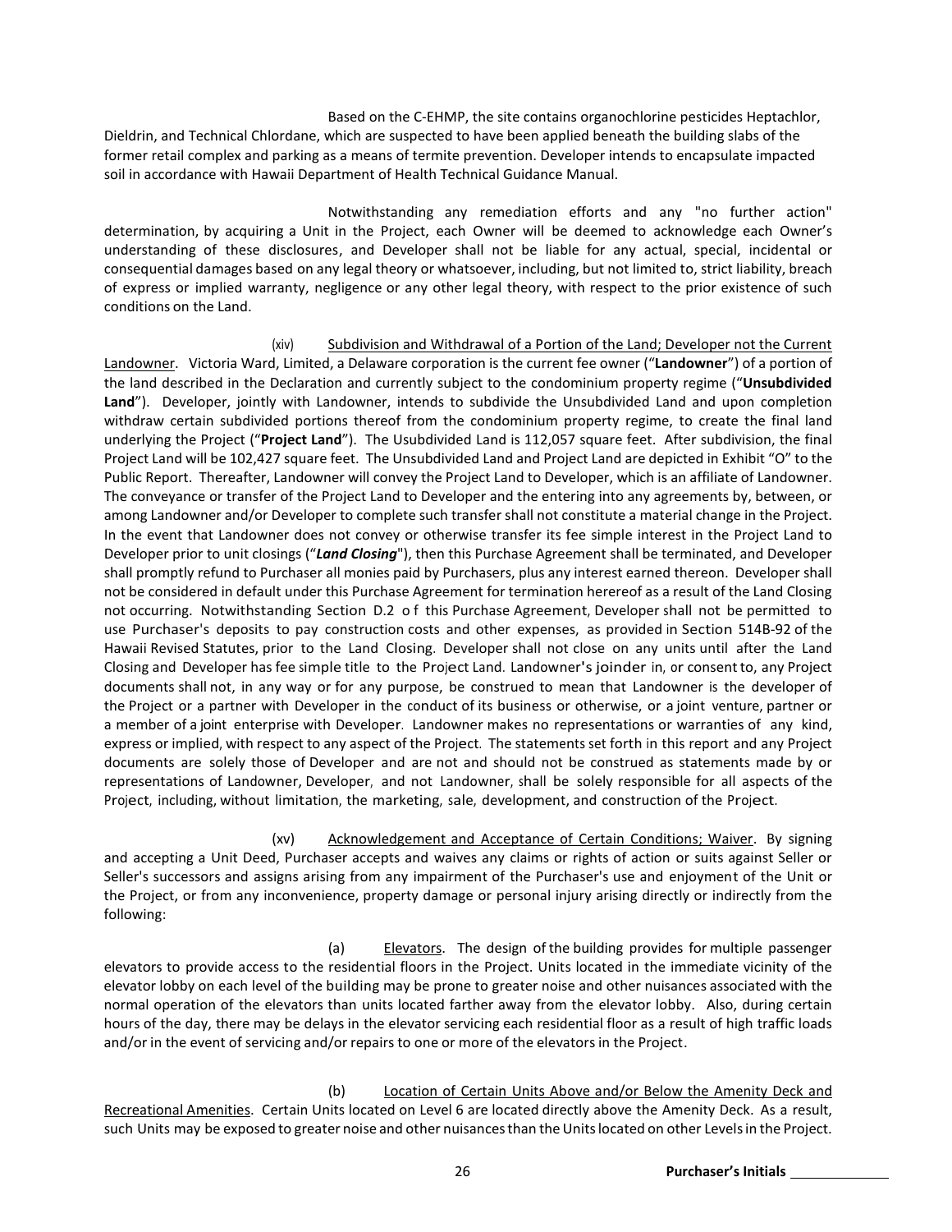Based on the C-EHMP, the site contains organochlorine pesticides Heptachlor, Dieldrin, and Technical Chlordane, which are suspected to have been applied beneath the building slabs of the former retail complex and parking as a means of termite prevention. Developer intends to encapsulate impacted soil in accordance with Hawaii Department of Health Technical Guidance Manual.

Notwithstanding any remediation efforts and any "no further action" determination, by acquiring a Unit in the Project, each Owner will be deemed to acknowledge each Owner's understanding of these disclosures, and Developer shall not be liable for any actual, special, incidental or consequential damages based on any legal theory or whatsoever, including, but not limited to, strict liability, breach of express or implied warranty, negligence or any other legal theory, with respect to the prior existence of such conditions on the Land.

(xiv) Subdivision and Withdrawal of a Portion of the Land; Developer not the Current Landowner. Victoria Ward, Limited, a Delaware corporation is the current fee owner ("**Landowner**") of a portion of the land described in the Declaration and currently subject to the condominium property regime ("**Unsubdivided Land**"). Developer, jointly with Landowner, intends to subdivide the Unsubdivided Land and upon completion withdraw certain subdivided portions thereof from the condominium property regime, to create the final land underlying the Project ("**Project Land**"). The Usubdivided Land is 112,057 square feet. After subdivision, the final Project Land will be 102,427 square feet. The Unsubdivided Land and Project Land are depicted in Exhibit "O" to the Public Report. Thereafter, Landowner will convey the Project Land to Developer, which is an affiliate of Landowner. The conveyance or transfer of the Project Land to Developer and the entering into any agreements by, between, or among Landowner and/or Developer to complete such transfer shall not constitute a material change in the Project. In the event that Landowner does not convey or otherwise transfer its fee simple interest in the Project Land to Developer prior to unit closings ("***Land Closing***"), then this Purchase Agreement shall be terminated, and Developer shall promptly refund to Purchaser all monies paid by Purchasers, plus any interest earned thereon. Developer shall not be considered in default under this Purchase Agreement for termination herereof as a result of the Land Closing not occurring. Notwithstanding Section D.2 of this Purchase Agreement, Developer shall not be permitted to use Purchaser's deposits to pay construction costs and other expenses, as provided in Section 514B-92 of the Hawaii Revised Statutes, prior to the Land Closing. Developer shall not close on any units until after the Land Closing and Developer has fee simple title to the Project Land. Landowner's joinder in, or consent to, any Project documents shall not, in any way or for any purpose, be construed to mean that Landowner is the developer of the Project or a partner with Developer in the conduct of its business or otherwise, or a joint venture, partner or a member of a joint enterprise with Developer. Landowner makes no representations or warranties of any kind, express or implied, with respect to any aspect of the Project. The statements set forth in this report and any Project documents are solely those of Developer and are not and should not be construed as statements made by or representations of Landowner, Developer, and not Landowner, shall be solely responsible for all aspects of the Project, including, without limitation, the marketing, sale, development, and construction of the Project.

(xv) Acknowledgement and Acceptance of Certain Conditions; Waiver. By signing and accepting a Unit Deed, Purchaser accepts and waives any claims or rights of action or suits against Seller or Seller's successors and assigns arising from any impairment of the Purchaser's use and enjoyment of the Unit or the Project, or from any inconvenience, property damage or personal injury arising directly or indirectly from the following:

(a) Elevators. The design of the building provides for multiple passenger elevators to provide access to the residential floors in the Project. Units located in the immediate vicinity of the elevator lobby on each level of the building may be prone to greater noise and other nuisances associated with the normal operation of the elevators than units located farther away from the elevator lobby. Also, during certain hours of the day, there may be delays in the elevator servicing each residential floor as a result of high traffic loads and/or in the event of servicing and/or repairs to one or more of the elevators in the Project.

(b) Location of Certain Units Above and/or Below the Amenity Deck and Recreational Amenities. Certain Units located on Level 6 are located directly above the Amenity Deck. As a result, such Units may be exposed to greater noise and other nuisances than the Units located on other Levels in the Project.

Purchaser's Initials ____________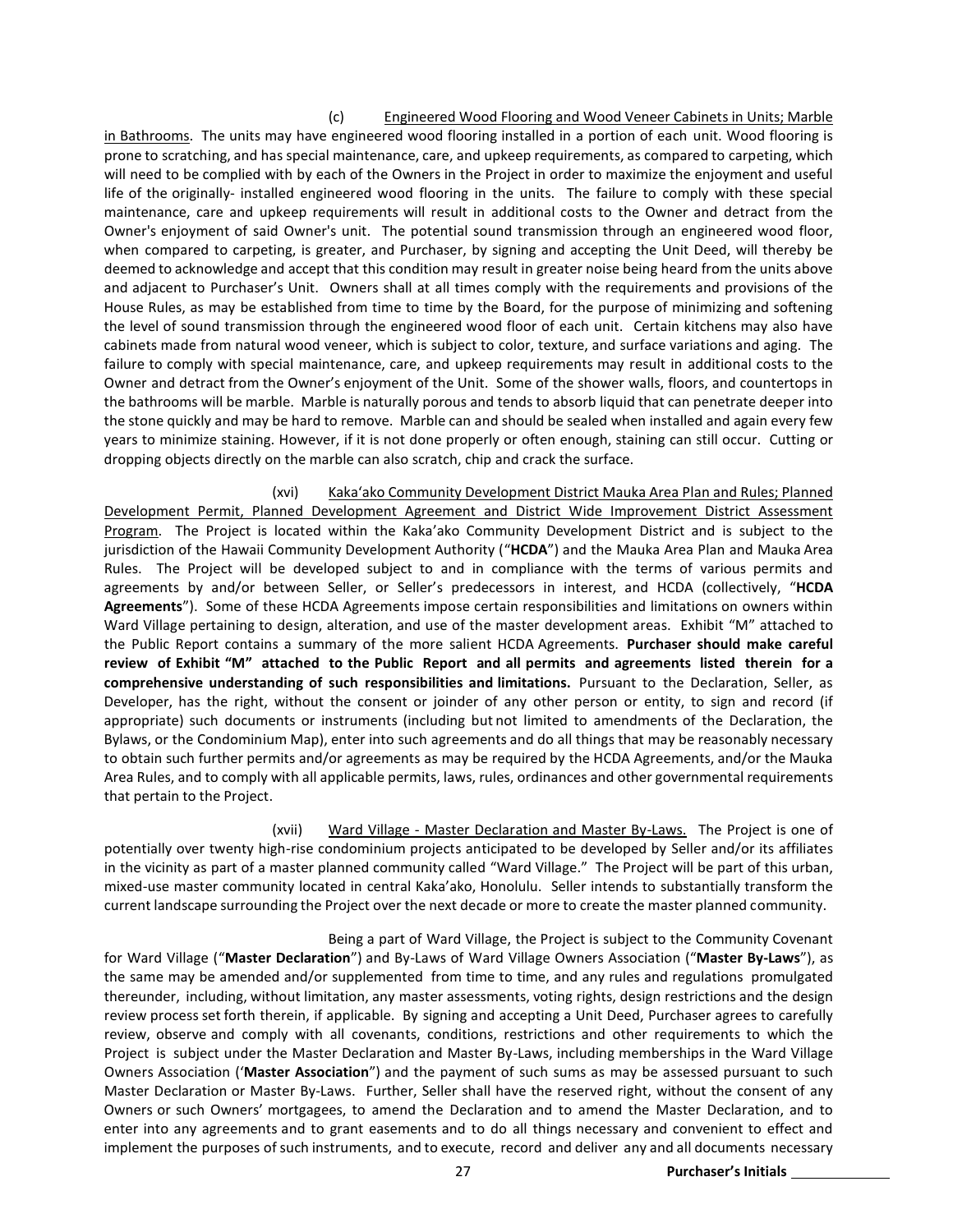(c) Engineered Wood Flooring and Wood Veneer Cabinets in Units; Marble in Bathrooms. The units may have engineered wood flooring installed in a portion of each unit. Wood flooring is prone to scratching, and has special maintenance, care, and upkeep requirements, as compared to carpeting, which will need to be complied with by each of the Owners in the Project in order to maximize the enjoyment and useful life of the originally- installed engineered wood flooring in the units. The failure to comply with these special maintenance, care and upkeep requirements will result in additional costs to the Owner and detract from the Owner's enjoyment of said Owner's unit. The potential sound transmission through an engineered wood floor, when compared to carpeting, is greater, and Purchaser, by signing and accepting the Unit Deed, will thereby be deemed to acknowledge and accept that this condition may result in greater noise being heard from the units above and adjacent to Purchaser's Unit. Owners shall at all times comply with the requirements and provisions of the House Rules, as may be established from time to time by the Board, for the purpose of minimizing and softening the level of sound transmission through the engineered wood floor of each unit. Certain kitchens may also have cabinets made from natural wood veneer, which is subject to color, texture, and surface variations and aging. The failure to comply with special maintenance, care, and upkeep requirements may result in additional costs to the Owner and detract from the Owner's enjoyment of the Unit. Some of the shower walls, floors, and countertops in the bathrooms will be marble. Marble is naturally porous and tends to absorb liquid that can penetrate deeper into the stone quickly and may be hard to remove. Marble can and should be sealed when installed and again every few years to minimize staining. However, if it is not done properly or often enough, staining can still occur. Cutting or dropping objects directly on the marble can also scratch, chip and crack the surface.

(xvi) Kaka'ako Community Development District Mauka Area Plan and Rules; Planned Development Permit, Planned Development Agreement and District Wide Improvement District Assessment Program. The Project is located within the Kaka'ako Community Development District and is subject to the jurisdiction of the Hawaii Community Development Authority ("**HCDA**") and the Mauka Area Plan and Mauka Area Rules. The Project will be developed subject to and in compliance with the terms of various permits and agreements by and/or between Seller, or Seller's predecessors in interest, and HCDA (collectively, "**HCDA Agreements**"). Some of these HCDA Agreements impose certain responsibilities and limitations on owners within Ward Village pertaining to design, alteration, and use of the master development areas. Exhibit "M" attached to the Public Report contains a summary of the more salient HCDA Agreements. **Purchaser should make careful review of Exhibit "M" attached to the Public Report and all permits and agreements listed therein for a comprehensive understanding of such responsibilities and limitations.** Pursuant to the Declaration, Seller, as Developer, has the right, without the consent or joinder of any other person or entity, to sign and record (if appropriate) such documents or instruments (including but not limited to amendments of the Declaration, the Bylaws, or the Condominium Map), enter into such agreements and do all things that may be reasonably necessary to obtain such further permits and/or agreements as may be required by the HCDA Agreements, and/or the Mauka Area Rules, and to comply with all applicable permits, laws, rules, ordinances and other governmental requirements that pertain to the Project.

(xvii) Ward Village - Master Declaration and Master By-Laws. The Project is one of potentially over twenty high-rise condominium projects anticipated to be developed by Seller and/or its affiliates in the vicinity as part of a master planned community called "Ward Village." The Project will be part of this urban, mixed-use master community located in central Kaka'ako, Honolulu. Seller intends to substantially transform the current landscape surrounding the Project over the next decade or more to create the master planned community.

Being a part of Ward Village, the Project is subject to the Community Covenant for Ward Village ("**Master Declaration**") and By-Laws of Ward Village Owners Association ("**Master By-Laws**"), as the same may be amended and/or supplemented from time to time, and any rules and regulations promulgated thereunder, including, without limitation, any master assessments, voting rights, design restrictions and the design review process set forth therein, if applicable. By signing and accepting a Unit Deed, Purchaser agrees to carefully review, observe and comply with all covenants, conditions, restrictions and other requirements to which the Project is subject under the Master Declaration and Master By-Laws, including memberships in the Ward Village Owners Association ('**Master Association**") and the payment of such sums as may be assessed pursuant to such Master Declaration or Master By-Laws. Further, Seller shall have the reserved right, without the consent of any Owners or such Owners' mortgagees, to amend the Declaration and to amend the Master Declaration, and to enter into any agreements and to grant easements and to do all things necessary and convenient to effect and implement the purposes of such instruments, and to execute, record and deliver any and all documents necessary

**Purchaser's Initials** ____________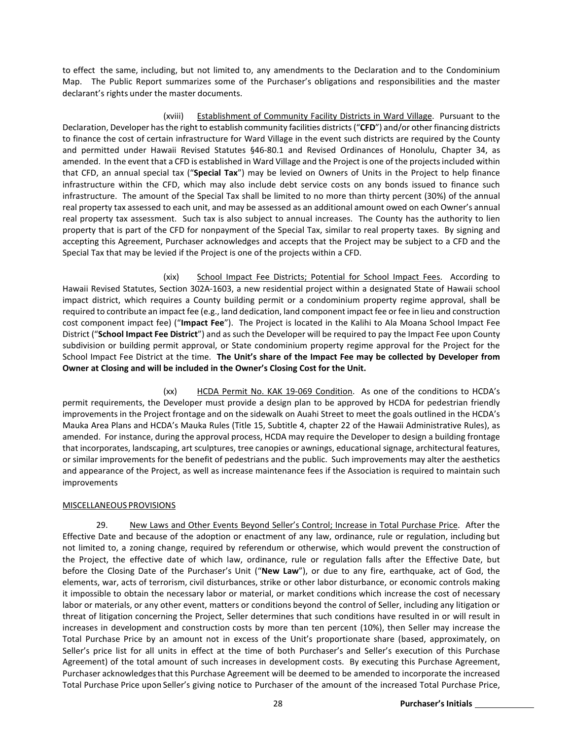to effect the same, including, but not limited to, any amendments to the Declaration and to the Condominium Map. The Public Report summarizes some of the Purchaser's obligations and responsibilities and the master declarant's rights under the master documents.

(xviii) Establishment of Community Facility Districts in Ward Village. Pursuant to the Declaration, Developer has the right to establish community facilities districts ("**CFD**") and/or other financing districts to finance the cost of certain infrastructure for Ward Village in the event such districts are required by the County and permitted under Hawaii Revised Statutes §46-80.1 and Revised Ordinances of Honolulu, Chapter 34, as amended. In the event that a CFD is established in Ward Village and the Project is one of the projects included within that CFD, an annual special tax ("**Special Tax**") may be levied on Owners of Units in the Project to help finance infrastructure within the CFD, which may also include debt service costs on any bonds issued to finance such infrastructure. The amount of the Special Tax shall be limited to no more than thirty percent (30%) of the annual real property tax assessed to each unit, and may be assessed as an additional amount owed on each Owner's annual real property tax assessment. Such tax is also subject to annual increases. The County has the authority to lien property that is part of the CFD for nonpayment of the Special Tax, similar to real property taxes. By signing and accepting this Agreement, Purchaser acknowledges and accepts that the Project may be subject to a CFD and the Special Tax that may be levied if the Project is one of the projects within a CFD.

(xix) School Impact Fee Districts; Potential for School Impact Fees. According to Hawaii Revised Statutes, Section 302A-1603, a new residential project within a designated State of Hawaii school impact district, which requires a County building permit or a condominium property regime approval, shall be required to contribute an impact fee (e.g., land dedication, land component impact fee or fee in lieu and construction cost component impact fee) ("**Impact Fee**"). The Project is located in the Kalihi to Ala Moana School Impact Fee District ("**School Impact Fee District**") and as such the Developer will be required to pay the Impact Fee upon County subdivision or building permit approval, or State condominium property regime approval for the Project for the School Impact Fee District at the time. **The Unit's share of the Impact Fee may be collected by Developer from Owner at Closing and will be included in the Owner's Closing Cost for the Unit.**

(xx) HCDA Permit No. KAK 19-069 Condition. As one of the conditions to HCDA's permit requirements, the Developer must provide a design plan to be approved by HCDA for pedestrian friendly improvements in the Project frontage and on the sidewalk on Auahi Street to meet the goals outlined in the HCDA's Mauka Area Plans and HCDA's Mauka Rules (Title 15, Subtitle 4, chapter 22 of the Hawaii Administrative Rules), as amended. For instance, during the approval process, HCDA may require the Developer to design a building frontage that incorporates, landscaping, art sculptures, tree canopies or awnings, educational signage, architectural features, or similar improvements for the benefit of pedestrians and the public. Such improvements may alter the aesthetics and appearance of the Project, as well as increase maintenance fees if the Association is required to maintain such improvements

MISCELLANEOUS PROVISIONS

29. New Laws and Other Events Beyond Seller's Control; Increase in Total Purchase Price. After the Effective Date and because of the adoption or enactment of any law, ordinance, rule or regulation, including but not limited to, a zoning change, required by referendum or otherwise, which would prevent the construction of the Project, the effective date of which law, ordinance, rule or regulation falls after the Effective Date, but before the Closing Date of the Purchaser's Unit ("**New Law**"), or due to any fire, earthquake, act of God, the elements, war, acts of terrorism, civil disturbances, strike or other labor disturbance, or economic controls making it impossible to obtain the necessary labor or material, or market conditions which increase the cost of necessary labor or materials, or any other event, matters or conditions beyond the control of Seller, including any litigation or threat of litigation concerning the Project, Seller determines that such conditions have resulted in or will result in increases in development and construction costs by more than ten percent (10%), then Seller may increase the Total Purchase Price by an amount not in excess of the Unit's proportionate share (based, approximately, on Seller's price list for all units in effect at the time of both Purchaser's and Seller's execution of this Purchase Agreement) of the total amount of such increases in development costs. By executing this Purchase Agreement, Purchaser acknowledges that this Purchase Agreement will be deemed to be amended to incorporate the increased Total Purchase Price upon Seller's giving notice to Purchaser of the amount of the increased Total Purchase Price,

**Purchaser's Initials** ____________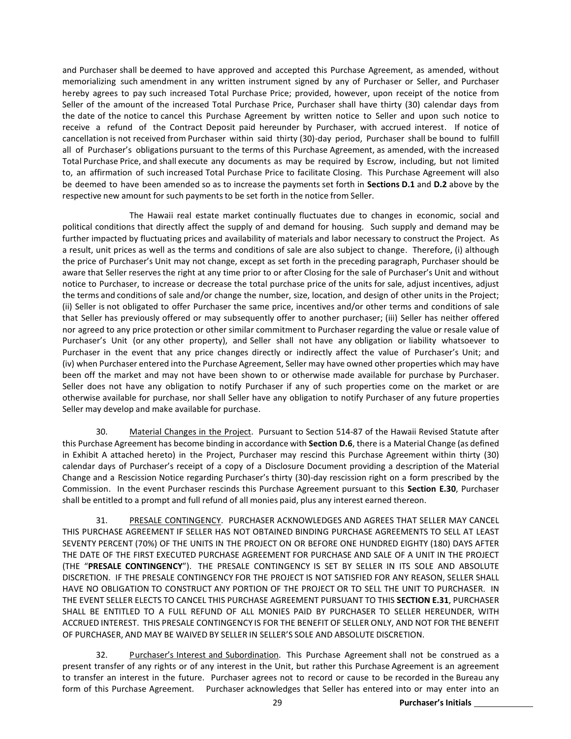and Purchaser shall be deemed to have approved and accepted this Purchase Agreement, as amended, without memorializing such amendment in any written instrument signed by any of Purchaser or Seller, and Purchaser hereby agrees to pay such increased Total Purchase Price; provided, however, upon receipt of the notice from Seller of the amount of the increased Total Purchase Price, Purchaser shall have thirty (30) calendar days from the date of the notice to cancel this Purchase Agreement by written notice to Seller and upon such notice to receive a refund of the Contract Deposit paid hereunder by Purchaser, with accrued interest. If notice of cancellation is not received from Purchaser within said thirty (30)-day period, Purchaser shall be bound to fulfill all of Purchaser's obligations pursuant to the terms of this Purchase Agreement, as amended, with the increased Total Purchase Price, and shall execute any documents as may be required by Escrow, including, but not limited to, an affirmation of such increased Total Purchase Price to facilitate Closing. This Purchase Agreement will also be deemed to have been amended so as to increase the payments set forth in **Sections D.1** and **D.2** above by the respective new amount for such payments to be set forth in the notice from Seller.

The Hawaii real estate market continually fluctuates due to changes in economic, social and political conditions that directly affect the supply of and demand for housing. Such supply and demand may be further impacted by fluctuating prices and availability of materials and labor necessary to construct the Project. As a result, unit prices as well as the terms and conditions of sale are also subject to change. Therefore, (i) although the price of Purchaser's Unit may not change, except as set forth in the preceding paragraph, Purchaser should be aware that Seller reserves the right at any time prior to or after Closing for the sale of Purchaser's Unit and without notice to Purchaser, to increase or decrease the total purchase price of the units for sale, adjust incentives, adjust the terms and conditions of sale and/or change the number, size, location, and design of other units in the Project; (ii) Seller is not obligated to offer Purchaser the same price, incentives and/or other terms and conditions of sale that Seller has previously offered or may subsequently offer to another purchaser; (iii) Seller has neither offered nor agreed to any price protection or other similar commitment to Purchaser regarding the value or resale value of Purchaser's Unit (or any other property), and Seller shall not have any obligation or liability whatsoever to Purchaser in the event that any price changes directly or indirectly affect the value of Purchaser's Unit; and (iv) when Purchaser entered into the Purchase Agreement, Seller may have owned other properties which may have been off the market and may not have been shown to or otherwise made available for purchase by Purchaser. Seller does not have any obligation to notify Purchaser if any of such properties come on the market or are otherwise available for purchase, nor shall Seller have any obligation to notify Purchaser of any future properties Seller may develop and make available for purchase.

30. <u>Material Changes in the Project</u>. Pursuant to Section 514-87 of the Hawaii Revised Statute after this Purchase Agreement has become binding in accordance with **Section D.6**, there is a Material Change (as defined in Exhibit A attached hereto) in the Project, Purchaser may rescind this Purchase Agreement within thirty (30) calendar days of Purchaser's receipt of a copy of a Disclosure Document providing a description of the Material Change and a Rescission Notice regarding Purchaser's thirty (30)-day rescission right on a form prescribed by the Commission. In the event Purchaser rescinds this Purchase Agreement pursuant to this **Section E.30**, Purchaser shall be entitled to a prompt and full refund of all monies paid, plus any interest earned thereon.

31. <u>PRESALE CONTINGENCY</u>. PURCHASER ACKNOWLEDGES AND AGREES THAT SELLER MAY CANCEL THIS PURCHASE AGREEMENT IF SELLER HAS NOT OBTAINED BINDING PURCHASE AGREEMENTS TO SELL AT LEAST SEVENTY PERCENT (70%) OF THE UNITS IN THE PROJECT ON OR BEFORE ONE HUNDRED EIGHTY (180) DAYS AFTER THE DATE OF THE FIRST EXECUTED PURCHASE AGREEMENT FOR PURCHASE AND SALE OF A UNIT IN THE PROJECT (THE "**PRESALE CONTINGENCY**"). THE PRESALE CONTINGENCY IS SET BY SELLER IN ITS SOLE AND ABSOLUTE DISCRETION. IF THE PRESALE CONTINGENCY FOR THE PROJECT IS NOT SATISFIED FOR ANY REASON, SELLER SHALL HAVE NO OBLIGATION TO CONSTRUCT ANY PORTION OF THE PROJECT OR TO SELL THE UNIT TO PURCHASER. IN THE EVENT SELLER ELECTS TO CANCEL THIS PURCHASE AGREEMENT PURSUANT TO THIS **SECTION E.31**, PURCHASER SHALL BE ENTITLED TO A FULL REFUND OF ALL MONIES PAID BY PURCHASER TO SELLER HEREUNDER, WITH ACCRUED INTEREST. THIS PRESALE CONTINGENCY IS FOR THE BENEFIT OF SELLER ONLY, AND NOT FOR THE BENEFIT OF PURCHASER, AND MAY BE WAIVED BY SELLER IN SELLER'S SOLE AND ABSOLUTE DISCRETION.

32. <u>Purchaser's Interest and Subordination</u>. This Purchase Agreement shall not be construed as a present transfer of any rights or of any interest in the Unit, but rather this Purchase Agreement is an agreement to transfer an interest in the future. Purchaser agrees not to record or cause to be recorded in the Bureau any form of this Purchase Agreement. Purchaser acknowledges that Seller has entered into or may enter into an

**Purchaser's Initials** ____________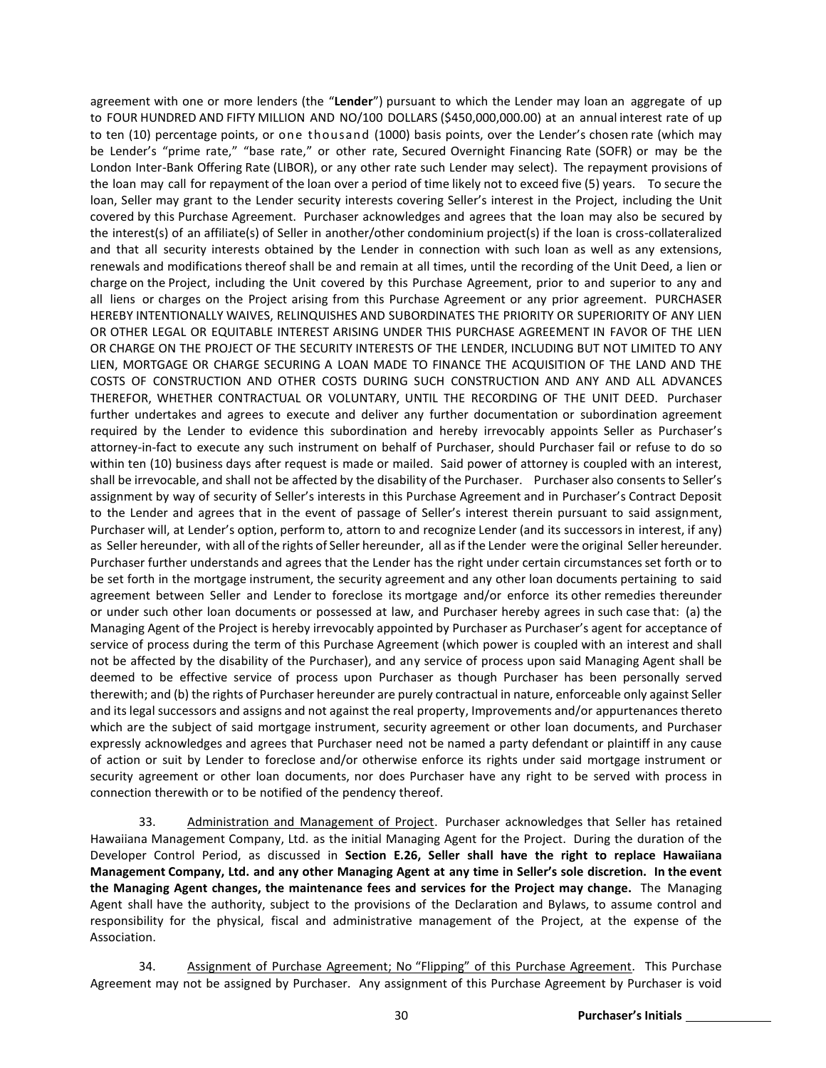agreement with one or more lenders (the "**Lender**") pursuant to which the Lender may loan an aggregate of up to FOUR HUNDRED AND FIFTY MILLION AND NO/100 DOLLARS ($450,000,000.00) at an annual interest rate of up to ten (10) percentage points, or one thousand (1000) basis points, over the Lender's chosen rate (which may be Lender's "prime rate," "base rate," or other rate, Secured Overnight Financing Rate (SOFR) or may be the London Inter-Bank Offering Rate (LIBOR), or any other rate such Lender may select). The repayment provisions of the loan may call for repayment of the loan over a period of time likely not to exceed five (5) years. To secure the loan, Seller may grant to the Lender security interests covering Seller's interest in the Project, including the Unit covered by this Purchase Agreement. Purchaser acknowledges and agrees that the loan may also be secured by the interest(s) of an affiliate(s) of Seller in another/other condominium project(s) if the loan is cross-collateralized and that all security interests obtained by the Lender in connection with such loan as well as any extensions, renewals and modifications thereof shall be and remain at all times, until the recording of the Unit Deed, a lien or charge on the Project, including the Unit covered by this Purchase Agreement, prior to and superior to any and all liens or charges on the Project arising from this Purchase Agreement or any prior agreement. PURCHASER HEREBY INTENTIONALLY WAIVES, RELINQUISHES AND SUBORDINATES THE PRIORITY OR SUPERIORITY OF ANY LIEN OR OTHER LEGAL OR EQUITABLE INTEREST ARISING UNDER THIS PURCHASE AGREEMENT IN FAVOR OF THE LIEN OR CHARGE ON THE PROJECT OF THE SECURITY INTERESTS OF THE LENDER, INCLUDING BUT NOT LIMITED TO ANY LIEN, MORTGAGE OR CHARGE SECURING A LOAN MADE TO FINANCE THE ACQUISITION OF THE LAND AND THE COSTS OF CONSTRUCTION AND OTHER COSTS DURING SUCH CONSTRUCTION AND ANY AND ALL ADVANCES THEREFOR, WHETHER CONTRACTUAL OR VOLUNTARY, UNTIL THE RECORDING OF THE UNIT DEED. Purchaser further undertakes and agrees to execute and deliver any further documentation or subordination agreement required by the Lender to evidence this subordination and hereby irrevocably appoints Seller as Purchaser's attorney-in-fact to execute any such instrument on behalf of Purchaser, should Purchaser fail or refuse to do so within ten (10) business days after request is made or mailed. Said power of attorney is coupled with an interest, shall be irrevocable, and shall not be affected by the disability of the Purchaser. Purchaser also consents to Seller's assignment by way of security of Seller's interests in this Purchase Agreement and in Purchaser's Contract Deposit to the Lender and agrees that in the event of passage of Seller's interest therein pursuant to said assignment, Purchaser will, at Lender's option, perform to, attorn to and recognize Lender (and its successors in interest, if any) as Seller hereunder, with all of the rights of Seller hereunder, all as if the Lender were the original Seller hereunder. Purchaser further understands and agrees that the Lender has the right under certain circumstances set forth or to be set forth in the mortgage instrument, the security agreement and any other loan documents pertaining to said agreement between Seller and Lender to foreclose its mortgage and/or enforce its other remedies thereunder or under such other loan documents or possessed at law, and Purchaser hereby agrees in such case that: (a) the Managing Agent of the Project is hereby irrevocably appointed by Purchaser as Purchaser's agent for acceptance of service of process during the term of this Purchase Agreement (which power is coupled with an interest and shall not be affected by the disability of the Purchaser), and any service of process upon said Managing Agent shall be deemed to be effective service of process upon Purchaser as though Purchaser has been personally served therewith; and (b) the rights of Purchaser hereunder are purely contractual in nature, enforceable only against Seller and its legal successors and assigns and not against the real property, Improvements and/or appurtenances thereto which are the subject of said mortgage instrument, security agreement or other loan documents, and Purchaser expressly acknowledges and agrees that Purchaser need not be named a party defendant or plaintiff in any cause of action or suit by Lender to foreclose and/or otherwise enforce its rights under said mortgage instrument or security agreement or other loan documents, nor does Purchaser have any right to be served with process in connection therewith or to be notified of the pendency thereof.

33. Administration and Management of Project. Purchaser acknowledges that Seller has retained Hawaiiana Management Company, Ltd. as the initial Managing Agent for the Project. During the duration of the Developer Control Period, as discussed in **Section E.26, Seller shall have the right to replace Hawaiiana Management Company, Ltd. and any other Managing Agent at any time in Seller's sole discretion. In the event the Managing Agent changes, the maintenance fees and services for the Project may change.** The Managing Agent shall have the authority, subject to the provisions of the Declaration and Bylaws, to assume control and responsibility for the physical, fiscal and administrative management of the Project, at the expense of the Association.

34. Assignment of Purchase Agreement; No "Flipping" of this Purchase Agreement. This Purchase Agreement may not be assigned by Purchaser. Any assignment of this Purchase Agreement by Purchaser is void

**Purchaser's Initials** ____________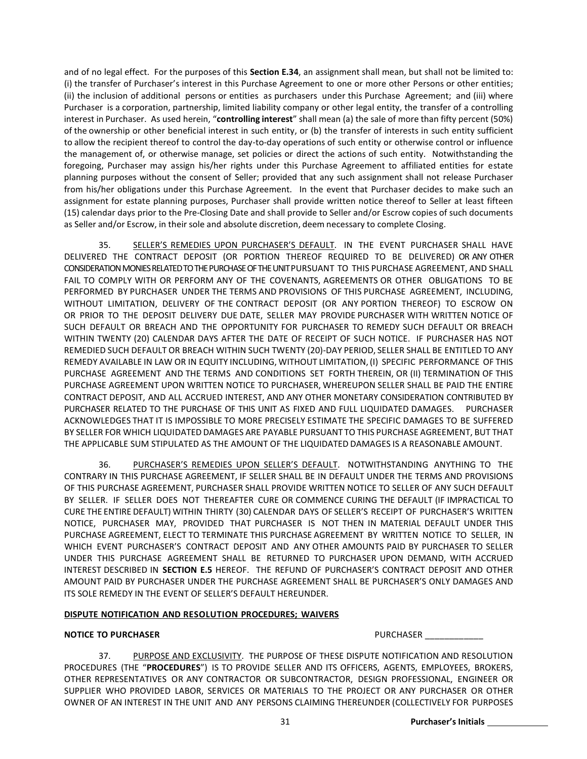and of no legal effect. For the purposes of this **Section E.34**, an assignment shall mean, but shall not be limited to: (i) the transfer of Purchaser's interest in this Purchase Agreement to one or more other Persons or other entities; (ii) the inclusion of additional persons or entities as purchasers under this Purchase Agreement; and (iii) where Purchaser is a corporation, partnership, limited liability company or other legal entity, the transfer of a controlling interest in Purchaser. As used herein, "**controlling interest**" shall mean (a) the sale of more than fifty percent (50%) of the ownership or other beneficial interest in such entity, or (b) the transfer of interests in such entity sufficient to allow the recipient thereof to control the day-to-day operations of such entity or otherwise control or influence the management of, or otherwise manage, set policies or direct the actions of such entity. Notwithstanding the foregoing, Purchaser may assign his/her rights under this Purchase Agreement to affiliated entities for estate planning purposes without the consent of Seller; provided that any such assignment shall not release Purchaser from his/her obligations under this Purchase Agreement. In the event that Purchaser decides to make such an assignment for estate planning purposes, Purchaser shall provide written notice thereof to Seller at least fifteen (15) calendar days prior to the Pre-Closing Date and shall provide to Seller and/or Escrow copies of such documents as Seller and/or Escrow, in their sole and absolute discretion, deem necessary to complete Closing.

35. <u>SELLER'S REMEDIES UPON PURCHASER'S DEFAULT</u>. IN THE EVENT PURCHASER SHALL HAVE DELIVERED THE CONTRACT DEPOSIT (OR PORTION THEREOF REQUIRED TO BE DELIVERED) OR ANY OTHER CONSIDERATION MONIES RELATED TO THE PURCHASE OF THE UNIT PURSUANT TO THIS PURCHASE AGREEMENT, AND SHALL FAIL TO COMPLY WITH OR PERFORM ANY OF THE COVENANTS, AGREEMENTS OR OTHER OBLIGATIONS TO BE PERFORMED BY PURCHASER UNDER THE TERMS AND PROVISIONS OF THIS PURCHASE AGREEMENT, INCLUDING, WITHOUT LIMITATION, DELIVERY OF THE CONTRACT DEPOSIT (OR ANY PORTION THEREOF) TO ESCROW ON OR PRIOR TO THE DEPOSIT DELIVERY DUE DATE, SELLER MAY PROVIDE PURCHASER WITH WRITTEN NOTICE OF SUCH DEFAULT OR BREACH AND THE OPPORTUNITY FOR PURCHASER TO REMEDY SUCH DEFAULT OR BREACH WITHIN TWENTY (20) CALENDAR DAYS AFTER THE DATE OF RECEIPT OF SUCH NOTICE. IF PURCHASER HAS NOT REMEDIED SUCH DEFAULT OR BREACH WITHIN SUCH TWENTY (20)-DAY PERIOD, SELLER SHALL BE ENTITLED TO ANY REMEDY AVAILABLE IN LAW OR IN EQUITY INCLUDING, WITHOUT LIMITATION, (I) SPECIFIC PERFORMANCE OF THIS PURCHASE AGREEMENT AND THE TERMS AND CONDITIONS SET FORTH THEREIN, OR (II) TERMINATION OF THIS PURCHASE AGREEMENT UPON WRITTEN NOTICE TO PURCHASER, WHEREUPON SELLER SHALL BE PAID THE ENTIRE CONTRACT DEPOSIT, AND ALL ACCRUED INTEREST, AND ANY OTHER MONETARY CONSIDERATION CONTRIBUTED BY PURCHASER RELATED TO THE PURCHASE OF THIS UNIT AS FIXED AND FULL LIQUIDATED DAMAGES. PURCHASER ACKNOWLEDGES THAT IT IS IMPOSSIBLE TO MORE PRECISELY ESTIMATE THE SPECIFIC DAMAGES TO BE SUFFERED BY SELLER FOR WHICH LIQUIDATED DAMAGES ARE PAYABLE PURSUANT TO THIS PURCHASE AGREEMENT, BUT THAT THE APPLICABLE SUM STIPULATED AS THE AMOUNT OF THE LIQUIDATED DAMAGES IS A REASONABLE AMOUNT.

36. <u>PURCHASER'S REMEDIES UPON SELLER'S DEFAULT</u>. NOTWITHSTANDING ANYTHING TO THE CONTRARY IN THIS PURCHASE AGREEMENT, IF SELLER SHALL BE IN DEFAULT UNDER THE TERMS AND PROVISIONS OF THIS PURCHASE AGREEMENT, PURCHASER SHALL PROVIDE WRITTEN NOTICE TO SELLER OF ANY SUCH DEFAULT BY SELLER. IF SELLER DOES NOT THEREAFTER CURE OR COMMENCE CURING THE DEFAULT (IF IMPRACTICAL TO CURE THE ENTIRE DEFAULT) WITHIN THIRTY (30) CALENDAR DAYS OF SELLER'S RECEIPT OF PURCHASER'S WRITTEN NOTICE, PURCHASER MAY, PROVIDED THAT PURCHASER IS NOT THEN IN MATERIAL DEFAULT UNDER THIS PURCHASE AGREEMENT, ELECT TO TERMINATE THIS PURCHASE AGREEMENT BY WRITTEN NOTICE TO SELLER, IN WHICH EVENT PURCHASER'S CONTRACT DEPOSIT AND ANY OTHER AMOUNTS PAID BY PURCHASER TO SELLER UNDER THIS PURCHASE AGREEMENT SHALL BE RETURNED TO PURCHASER UPON DEMAND, WITH ACCRUED INTEREST DESCRIBED IN **SECTION E.5** HEREOF. THE REFUND OF PURCHASER'S CONTRACT DEPOSIT AND OTHER AMOUNT PAID BY PURCHASER UNDER THE PURCHASE AGREEMENT SHALL BE PURCHASER'S ONLY DAMAGES AND ITS SOLE REMEDY IN THE EVENT OF SELLER'S DEFAULT HEREUNDER.

**<u>DISPUTE NOTIFICATION AND RESOLUTION PROCEDURES; WAIVERS</u>**

**NOTICE TO PURCHASER** PURCHASER ____________

37. <u>PURPOSE AND EXCLUSIVITY</u>. THE PURPOSE OF THESE DISPUTE NOTIFICATION AND RESOLUTION PROCEDURES (THE "**PROCEDURES**") IS TO PROVIDE SELLER AND ITS OFFICERS, AGENTS, EMPLOYEES, BROKERS, OTHER REPRESENTATIVES OR ANY CONTRACTOR OR SUBCONTRACTOR, DESIGN PROFESSIONAL, ENGINEER OR SUPPLIER WHO PROVIDED LABOR, SERVICES OR MATERIALS TO THE PROJECT OR ANY PURCHASER OR OTHER OWNER OF AN INTEREST IN THE UNIT AND ANY PERSONS CLAIMING THEREUNDER (COLLECTIVELY FOR PURPOSES

**Purchaser's Initials** ____________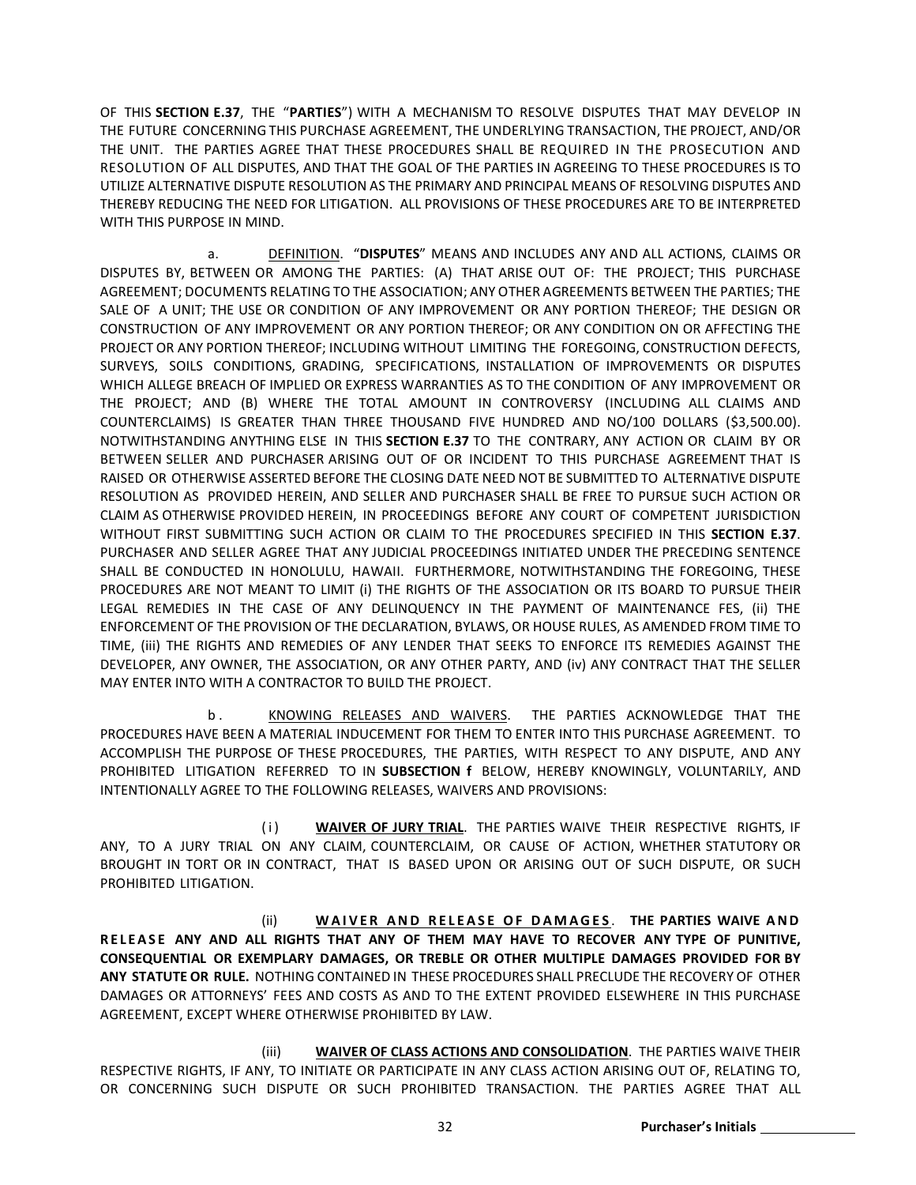OF THIS **SECTION E.37**, THE "**PARTIES**") WITH A MECHANISM TO RESOLVE DISPUTES THAT MAY DEVELOP IN THE FUTURE CONCERNING THIS PURCHASE AGREEMENT, THE UNDERLYING TRANSACTION, THE PROJECT, AND/OR THE UNIT. THE PARTIES AGREE THAT THESE PROCEDURES SHALL BE REQUIRED IN THE PROSECUTION AND RESOLUTION OF ALL DISPUTES, AND THAT THE GOAL OF THE PARTIES IN AGREEING TO THESE PROCEDURES IS TO UTILIZE ALTERNATIVE DISPUTE RESOLUTION AS THE PRIMARY AND PRINCIPAL MEANS OF RESOLVING DISPUTES AND THEREBY REDUCING THE NEED FOR LITIGATION. ALL PROVISIONS OF THESE PROCEDURES ARE TO BE INTERPRETED WITH THIS PURPOSE IN MIND.

a. <u>DEFINITION</u>. "**DISPUTES**" MEANS AND INCLUDES ANY AND ALL ACTIONS, CLAIMS OR DISPUTES BY, BETWEEN OR AMONG THE PARTIES: (A) THAT ARISE OUT OF: THE PROJECT; THIS PURCHASE AGREEMENT; DOCUMENTS RELATING TO THE ASSOCIATION; ANY OTHER AGREEMENTS BETWEEN THE PARTIES; THE SALE OF A UNIT; THE USE OR CONDITION OF ANY IMPROVEMENT OR ANY PORTION THEREOF; THE DESIGN OR CONSTRUCTION OF ANY IMPROVEMENT OR ANY PORTION THEREOF; OR ANY CONDITION ON OR AFFECTING THE PROJECT OR ANY PORTION THEREOF; INCLUDING WITHOUT LIMITING THE FOREGOING, CONSTRUCTION DEFECTS, SURVEYS, SOILS CONDITIONS, GRADING, SPECIFICATIONS, INSTALLATION OF IMPROVEMENTS OR DISPUTES WHICH ALLEGE BREACH OF IMPLIED OR EXPRESS WARRANTIES AS TO THE CONDITION OF ANY IMPROVEMENT OR THE PROJECT; AND (B) WHERE THE TOTAL AMOUNT IN CONTROVERSY (INCLUDING ALL CLAIMS AND COUNTERCLAIMS) IS GREATER THAN THREE THOUSAND FIVE HUNDRED AND NO/100 DOLLARS ($3,500.00). NOTWITHSTANDING ANYTHING ELSE IN THIS **SECTION E.37** TO THE CONTRARY, ANY ACTION OR CLAIM BY OR BETWEEN SELLER AND PURCHASER ARISING OUT OF OR INCIDENT TO THIS PURCHASE AGREEMENT THAT IS RAISED OR OTHERWISE ASSERTED BEFORE THE CLOSING DATE NEED NOT BE SUBMITTED TO ALTERNATIVE DISPUTE RESOLUTION AS PROVIDED HEREIN, AND SELLER AND PURCHASER SHALL BE FREE TO PURSUE SUCH ACTION OR CLAIM AS OTHERWISE PROVIDED HEREIN, IN PROCEEDINGS BEFORE ANY COURT OF COMPETENT JURISDICTION WITHOUT FIRST SUBMITTING SUCH ACTION OR CLAIM TO THE PROCEDURES SPECIFIED IN THIS **SECTION E.37**. PURCHASER AND SELLER AGREE THAT ANY JUDICIAL PROCEEDINGS INITIATED UNDER THE PRECEDING SENTENCE SHALL BE CONDUCTED IN HONOLULU, HAWAII. FURTHERMORE, NOTWITHSTANDING THE FOREGOING, THESE PROCEDURES ARE NOT MEANT TO LIMIT (i) THE RIGHTS OF THE ASSOCIATION OR ITS BOARD TO PURSUE THEIR LEGAL REMEDIES IN THE CASE OF ANY DELINQUENCY IN THE PAYMENT OF MAINTENANCE FES, (ii) THE ENFORCEMENT OF THE PROVISION OF THE DECLARATION, BYLAWS, OR HOUSE RULES, AS AMENDED FROM TIME TO TIME, (iii) THE RIGHTS AND REMEDIES OF ANY LENDER THAT SEEKS TO ENFORCE ITS REMEDIES AGAINST THE DEVELOPER, ANY OWNER, THE ASSOCIATION, OR ANY OTHER PARTY, AND (iv) ANY CONTRACT THAT THE SELLER MAY ENTER INTO WITH A CONTRACTOR TO BUILD THE PROJECT.

b. <u>KNOWING RELEASES AND WAIVERS</u>. THE PARTIES ACKNOWLEDGE THAT THE PROCEDURES HAVE BEEN A MATERIAL INDUCEMENT FOR THEM TO ENTER INTO THIS PURCHASE AGREEMENT. TO ACCOMPLISH THE PURPOSE OF THESE PROCEDURES, THE PARTIES, WITH RESPECT TO ANY DISPUTE, AND ANY PROHIBITED LITIGATION REFERRED TO IN **SUBSECTION f** BELOW, HEREBY KNOWINGLY, VOLUNTARILY, AND INTENTIONALLY AGREE TO THE FOLLOWING RELEASES, WAIVERS AND PROVISIONS:

(i) **<u>WAIVER OF JURY TRIAL</u>**. THE PARTIES WAIVE THEIR RESPECTIVE RIGHTS, IF ANY, TO A JURY TRIAL ON ANY CLAIM, COUNTERCLAIM, OR CAUSE OF ACTION, WHETHER STATUTORY OR BROUGHT IN TORT OR IN CONTRACT, THAT IS BASED UPON OR ARISING OUT OF SUCH DISPUTE, OR SUCH PROHIBITED LITIGATION.

(ii) **<u>WAIVER AND RELEASE OF DAMAGES</u>**. **THE PARTIES WAIVE AND RELEASE ANY AND ALL RIGHTS THAT ANY OF THEM MAY HAVE TO RECOVER ANY TYPE OF PUNITIVE, CONSEQUENTIAL OR EXEMPLARY DAMAGES, OR TREBLE OR OTHER MULTIPLE DAMAGES PROVIDED FOR BY ANY STATUTE OR RULE.** NOTHING CONTAINED IN THESE PROCEDURES SHALL PRECLUDE THE RECOVERY OF OTHER DAMAGES OR ATTORNEYS' FEES AND COSTS AS AND TO THE EXTENT PROVIDED ELSEWHERE IN THIS PURCHASE AGREEMENT, EXCEPT WHERE OTHERWISE PROHIBITED BY LAW.

(iii) **<u>WAIVER OF CLASS ACTIONS AND CONSOLIDATION</u>**. THE PARTIES WAIVE THEIR RESPECTIVE RIGHTS, IF ANY, TO INITIATE OR PARTICIPATE IN ANY CLASS ACTION ARISING OUT OF, RELATING TO, OR CONCERNING SUCH DISPUTE OR SUCH PROHIBITED TRANSACTION. THE PARTIES AGREE THAT ALL

**Purchaser's Initials** ____________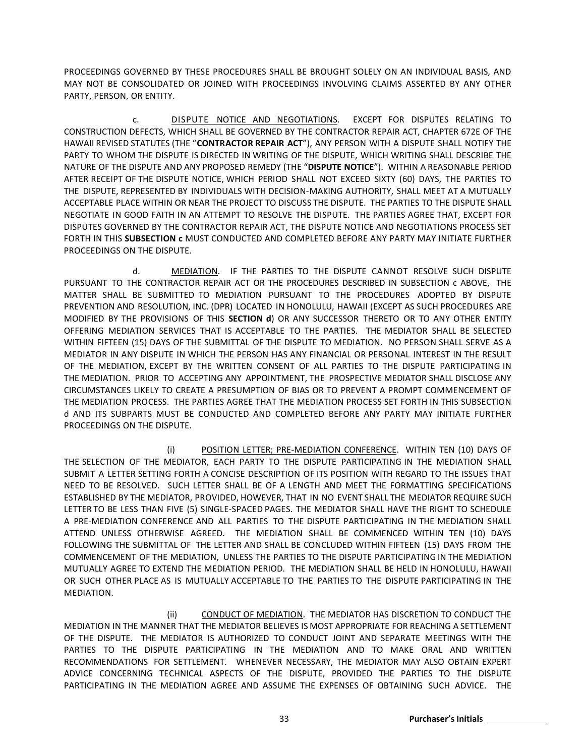PROCEEDINGS GOVERNED BY THESE PROCEDURES SHALL BE BROUGHT SOLELY ON AN INDIVIDUAL BASIS, AND MAY NOT BE CONSOLIDATED OR JOINED WITH PROCEEDINGS INVOLVING CLAIMS ASSERTED BY ANY OTHER PARTY, PERSON, OR ENTITY.

c. DISPUTE NOTICE AND NEGOTIATIONS. EXCEPT FOR DISPUTES RELATING TO CONSTRUCTION DEFECTS, WHICH SHALL BE GOVERNED BY THE CONTRACTOR REPAIR ACT, CHAPTER 672E OF THE HAWAII REVISED STATUTES (THE "**CONTRACTOR REPAIR ACT**"), ANY PERSON WITH A DISPUTE SHALL NOTIFY THE PARTY TO WHOM THE DISPUTE IS DIRECTED IN WRITING OF THE DISPUTE, WHICH WRITING SHALL DESCRIBE THE NATURE OF THE DISPUTE AND ANY PROPOSED REMEDY (THE "**DISPUTE NOTICE**"). WITHIN A REASONABLE PERIOD AFTER RECEIPT OF THE DISPUTE NOTICE, WHICH PERIOD SHALL NOT EXCEED SIXTY (60) DAYS, THE PARTIES TO THE DISPUTE, REPRESENTED BY INDIVIDUALS WITH DECISION-MAKING AUTHORITY, SHALL MEET AT A MUTUALLY ACCEPTABLE PLACE WITHIN OR NEAR THE PROJECT TO DISCUSS THE DISPUTE. THE PARTIES TO THE DISPUTE SHALL NEGOTIATE IN GOOD FAITH IN AN ATTEMPT TO RESOLVE THE DISPUTE. THE PARTIES AGREE THAT, EXCEPT FOR DISPUTES GOVERNED BY THE CONTRACTOR REPAIR ACT, THE DISPUTE NOTICE AND NEGOTIATIONS PROCESS SET FORTH IN THIS **SUBSECTION c** MUST CONDUCTED AND COMPLETED BEFORE ANY PARTY MAY INITIATE FURTHER PROCEEDINGS ON THE DISPUTE.

d. MEDIATION. IF THE PARTIES TO THE DISPUTE CANNOT RESOLVE SUCH DISPUTE PURSUANT TO THE CONTRACTOR REPAIR ACT OR THE PROCEDURES DESCRIBED IN SUBSECTION c ABOVE, THE MATTER SHALL BE SUBMITTED TO MEDIATION PURSUANT TO THE PROCEDURES ADOPTED BY DISPUTE PREVENTION AND RESOLUTION, INC. (DPR) LOCATED IN HONOLULU, HAWAII (EXCEPT AS SUCH PROCEDURES ARE MODIFIED BY THE PROVISIONS OF THIS **SECTION d**) OR ANY SUCCESSOR THERETO OR TO ANY OTHER ENTITY OFFERING MEDIATION SERVICES THAT IS ACCEPTABLE TO THE PARTIES. THE MEDIATOR SHALL BE SELECTED WITHIN FIFTEEN (15) DAYS OF THE SUBMITTAL OF THE DISPUTE TO MEDIATION. NO PERSON SHALL SERVE AS A MEDIATOR IN ANY DISPUTE IN WHICH THE PERSON HAS ANY FINANCIAL OR PERSONAL INTEREST IN THE RESULT OF THE MEDIATION, EXCEPT BY THE WRITTEN CONSENT OF ALL PARTIES TO THE DISPUTE PARTICIPATING IN THE MEDIATION. PRIOR TO ACCEPTING ANY APPOINTMENT, THE PROSPECTIVE MEDIATOR SHALL DISCLOSE ANY CIRCUMSTANCES LIKELY TO CREATE A PRESUMPTION OF BIAS OR TO PREVENT A PROMPT COMMENCEMENT OF THE MEDIATION PROCESS. THE PARTIES AGREE THAT THE MEDIATION PROCESS SET FORTH IN THIS SUBSECTION d AND ITS SUBPARTS MUST BE CONDUCTED AND COMPLETED BEFORE ANY PARTY MAY INITIATE FURTHER PROCEEDINGS ON THE DISPUTE.

(i) POSITION LETTER; PRE-MEDIATION CONFERENCE. WITHIN TEN (10) DAYS OF THE SELECTION OF THE MEDIATOR, EACH PARTY TO THE DISPUTE PARTICIPATING IN THE MEDIATION SHALL SUBMIT A LETTER SETTING FORTH A CONCISE DESCRIPTION OF ITS POSITION WITH REGARD TO THE ISSUES THAT NEED TO BE RESOLVED. SUCH LETTER SHALL BE OF A LENGTH AND MEET THE FORMATTING SPECIFICATIONS ESTABLISHED BY THE MEDIATOR, PROVIDED, HOWEVER, THAT IN NO EVENT SHALL THE MEDIATOR REQUIRE SUCH LETTER TO BE LESS THAN FIVE (5) SINGLE-SPACED PAGES. THE MEDIATOR SHALL HAVE THE RIGHT TO SCHEDULE A PRE-MEDIATION CONFERENCE AND ALL PARTIES TO THE DISPUTE PARTICIPATING IN THE MEDIATION SHALL ATTEND UNLESS OTHERWISE AGREED. THE MEDIATION SHALL BE COMMENCED WITHIN TEN (10) DAYS FOLLOWING THE SUBMITTAL OF THE LETTER AND SHALL BE CONCLUDED WITHIN FIFTEEN (15) DAYS FROM THE COMMENCEMENT OF THE MEDIATION, UNLESS THE PARTIES TO THE DISPUTE PARTICIPATING IN THE MEDIATION MUTUALLY AGREE TO EXTEND THE MEDIATION PERIOD. THE MEDIATION SHALL BE HELD IN HONOLULU, HAWAII OR SUCH OTHER PLACE AS IS MUTUALLY ACCEPTABLE TO THE PARTIES TO THE DISPUTE PARTICIPATING IN THE MEDIATION.

(ii) CONDUCT OF MEDIATION. THE MEDIATOR HAS DISCRETION TO CONDUCT THE MEDIATION IN THE MANNER THAT THE MEDIATOR BELIEVES IS MOST APPROPRIATE FOR REACHING A SETTLEMENT OF THE DISPUTE. THE MEDIATOR IS AUTHORIZED TO CONDUCT JOINT AND SEPARATE MEETINGS WITH THE PARTIES TO THE DISPUTE PARTICIPATING IN THE MEDIATION AND TO MAKE ORAL AND WRITTEN RECOMMENDATIONS FOR SETTLEMENT. WHENEVER NECESSARY, THE MEDIATOR MAY ALSO OBTAIN EXPERT ADVICE CONCERNING TECHNICAL ASPECTS OF THE DISPUTE, PROVIDED THE PARTIES TO THE DISPUTE PARTICIPATING IN THE MEDIATION AGREE AND ASSUME THE EXPENSES OF OBTAINING SUCH ADVICE. THE

**Purchaser's Initials** ____________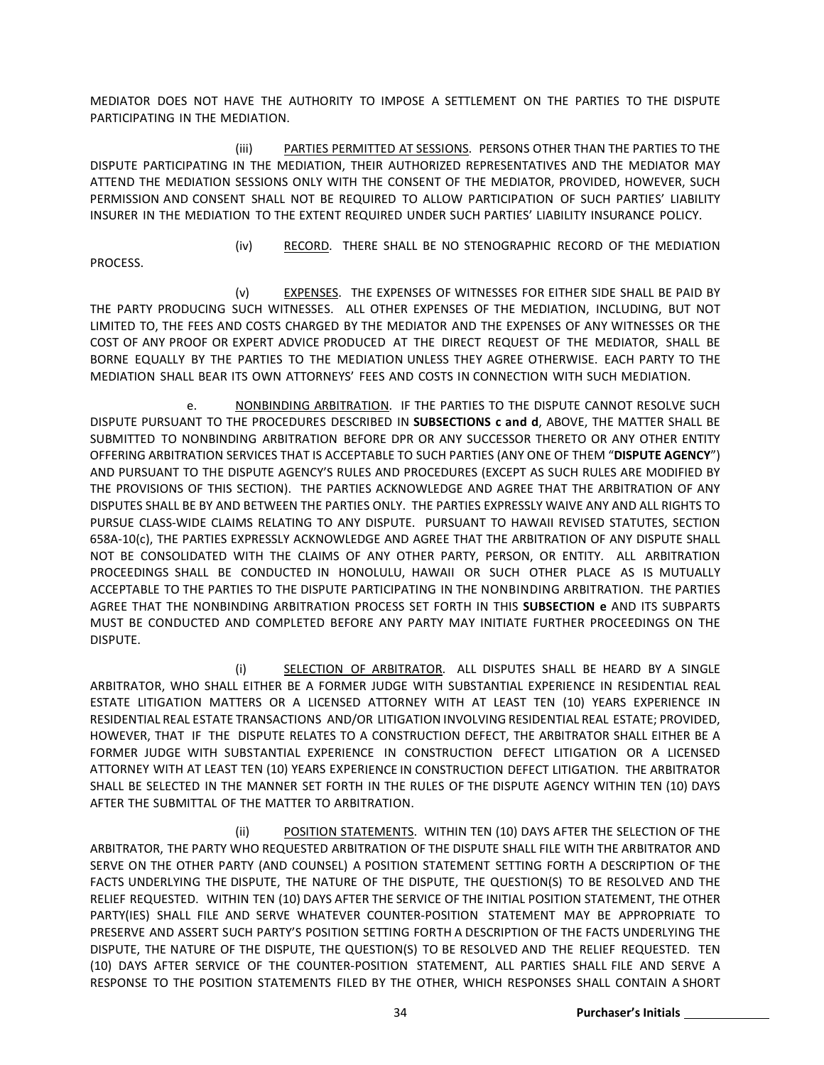MEDIATOR DOES NOT HAVE THE AUTHORITY TO IMPOSE A SETTLEMENT ON THE PARTIES TO THE DISPUTE PARTICIPATING IN THE MEDIATION.

(iii) PARTIES PERMITTED AT SESSIONS. PERSONS OTHER THAN THE PARTIES TO THE DISPUTE PARTICIPATING IN THE MEDIATION, THEIR AUTHORIZED REPRESENTATIVES AND THE MEDIATOR MAY ATTEND THE MEDIATION SESSIONS ONLY WITH THE CONSENT OF THE MEDIATOR, PROVIDED, HOWEVER, SUCH PERMISSION AND CONSENT SHALL NOT BE REQUIRED TO ALLOW PARTICIPATION OF SUCH PARTIES' LIABILITY INSURER IN THE MEDIATION TO THE EXTENT REQUIRED UNDER SUCH PARTIES' LIABILITY INSURANCE POLICY.

(iv) RECORD. THERE SHALL BE NO STENOGRAPHIC RECORD OF THE MEDIATION PROCESS.

(v) EXPENSES. THE EXPENSES OF WITNESSES FOR EITHER SIDE SHALL BE PAID BY THE PARTY PRODUCING SUCH WITNESSES. ALL OTHER EXPENSES OF THE MEDIATION, INCLUDING, BUT NOT LIMITED TO, THE FEES AND COSTS CHARGED BY THE MEDIATOR AND THE EXPENSES OF ANY WITNESSES OR THE COST OF ANY PROOF OR EXPERT ADVICE PRODUCED AT THE DIRECT REQUEST OF THE MEDIATOR, SHALL BE BORNE EQUALLY BY THE PARTIES TO THE MEDIATION UNLESS THEY AGREE OTHERWISE. EACH PARTY TO THE MEDIATION SHALL BEAR ITS OWN ATTORNEYS' FEES AND COSTS IN CONNECTION WITH SUCH MEDIATION.

e. NONBINDING ARBITRATION. IF THE PARTIES TO THE DISPUTE CANNOT RESOLVE SUCH DISPUTE PURSUANT TO THE PROCEDURES DESCRIBED IN **SUBSECTIONS c and d**, ABOVE, THE MATTER SHALL BE SUBMITTED TO NONBINDING ARBITRATION BEFORE DPR OR ANY SUCCESSOR THERETO OR ANY OTHER ENTITY OFFERING ARBITRATION SERVICES THAT IS ACCEPTABLE TO SUCH PARTIES (ANY ONE OF THEM "**DISPUTE AGENCY**") AND PURSUANT TO THE DISPUTE AGENCY'S RULES AND PROCEDURES (EXCEPT AS SUCH RULES ARE MODIFIED BY THE PROVISIONS OF THIS SECTION). THE PARTIES ACKNOWLEDGE AND AGREE THAT THE ARBITRATION OF ANY DISPUTES SHALL BE BY AND BETWEEN THE PARTIES ONLY. THE PARTIES EXPRESSLY WAIVE ANY AND ALL RIGHTS TO PURSUE CLASS-WIDE CLAIMS RELATING TO ANY DISPUTE. PURSUANT TO HAWAII REVISED STATUTES, SECTION 658A-10(c), THE PARTIES EXPRESSLY ACKNOWLEDGE AND AGREE THAT THE ARBITRATION OF ANY DISPUTE SHALL NOT BE CONSOLIDATED WITH THE CLAIMS OF ANY OTHER PARTY, PERSON, OR ENTITY. ALL ARBITRATION PROCEEDINGS SHALL BE CONDUCTED IN HONOLULU, HAWAII OR SUCH OTHER PLACE AS IS MUTUALLY ACCEPTABLE TO THE PARTIES TO THE DISPUTE PARTICIPATING IN THE NONBINDING ARBITRATION. THE PARTIES AGREE THAT THE NONBINDING ARBITRATION PROCESS SET FORTH IN THIS **SUBSECTION e** AND ITS SUBPARTS MUST BE CONDUCTED AND COMPLETED BEFORE ANY PARTY MAY INITIATE FURTHER PROCEEDINGS ON THE DISPUTE.

(i) SELECTION OF ARBITRATOR. ALL DISPUTES SHALL BE HEARD BY A SINGLE ARBITRATOR, WHO SHALL EITHER BE A FORMER JUDGE WITH SUBSTANTIAL EXPERIENCE IN RESIDENTIAL REAL ESTATE LITIGATION MATTERS OR A LICENSED ATTORNEY WITH AT LEAST TEN (10) YEARS EXPERIENCE IN RESIDENTIAL REAL ESTATE TRANSACTIONS AND/OR LITIGATION INVOLVING RESIDENTIAL REAL ESTATE; PROVIDED, HOWEVER, THAT IF THE DISPUTE RELATES TO A CONSTRUCTION DEFECT, THE ARBITRATOR SHALL EITHER BE A FORMER JUDGE WITH SUBSTANTIAL EXPERIENCE IN CONSTRUCTION DEFECT LITIGATION OR A LICENSED ATTORNEY WITH AT LEAST TEN (10) YEARS EXPERIENCE IN CONSTRUCTION DEFECT LITIGATION. THE ARBITRATOR SHALL BE SELECTED IN THE MANNER SET FORTH IN THE RULES OF THE DISPUTE AGENCY WITHIN TEN (10) DAYS AFTER THE SUBMITTAL OF THE MATTER TO ARBITRATION.

(ii) POSITION STATEMENTS. WITHIN TEN (10) DAYS AFTER THE SELECTION OF THE ARBITRATOR, THE PARTY WHO REQUESTED ARBITRATION OF THE DISPUTE SHALL FILE WITH THE ARBITRATOR AND SERVE ON THE OTHER PARTY (AND COUNSEL) A POSITION STATEMENT SETTING FORTH A DESCRIPTION OF THE FACTS UNDERLYING THE DISPUTE, THE NATURE OF THE DISPUTE, THE QUESTION(S) TO BE RESOLVED AND THE RELIEF REQUESTED. WITHIN TEN (10) DAYS AFTER THE SERVICE OF THE INITIAL POSITION STATEMENT, THE OTHER PARTY(IES) SHALL FILE AND SERVE WHATEVER COUNTER-POSITION STATEMENT MAY BE APPROPRIATE TO PRESERVE AND ASSERT SUCH PARTY'S POSITION SETTING FORTH A DESCRIPTION OF THE FACTS UNDERLYING THE DISPUTE, THE NATURE OF THE DISPUTE, THE QUESTION(S) TO BE RESOLVED AND THE RELIEF REQUESTED. TEN (10) DAYS AFTER SERVICE OF THE COUNTER-POSITION STATEMENT, ALL PARTIES SHALL FILE AND SERVE A RESPONSE TO THE POSITION STATEMENTS FILED BY THE OTHER, WHICH RESPONSES SHALL CONTAIN A SHORT

**Purchaser's Initials** ____________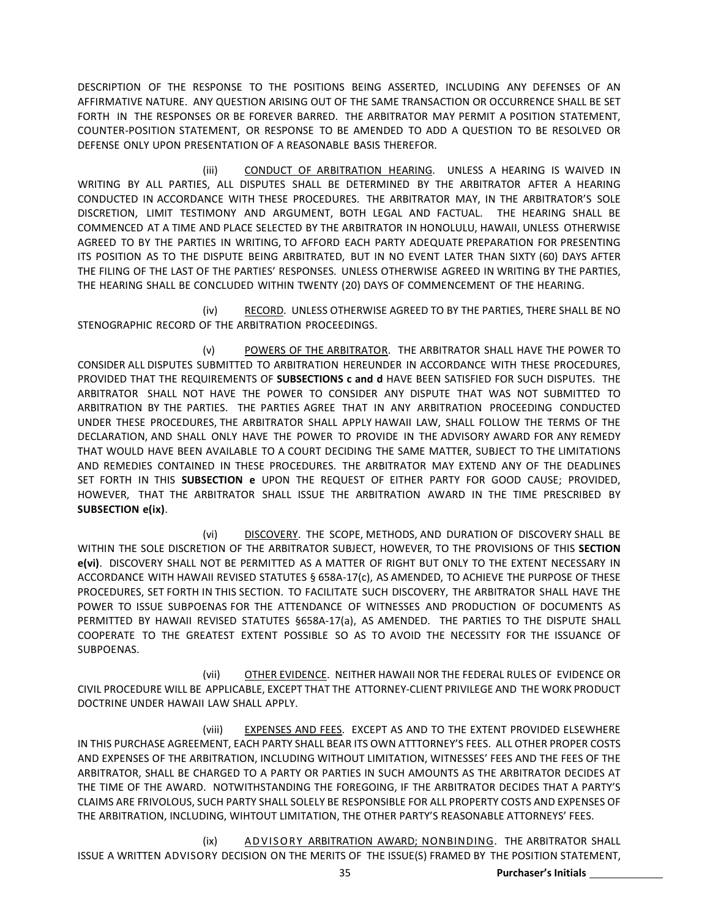DESCRIPTION OF THE RESPONSE TO THE POSITIONS BEING ASSERTED, INCLUDING ANY DEFENSES OF AN AFFIRMATIVE NATURE. ANY QUESTION ARISING OUT OF THE SAME TRANSACTION OR OCCURRENCE SHALL BE SET FORTH IN THE RESPONSES OR BE FOREVER BARRED. THE ARBITRATOR MAY PERMIT A POSITION STATEMENT, COUNTER-POSITION STATEMENT, OR RESPONSE TO BE AMENDED TO ADD A QUESTION TO BE RESOLVED OR DEFENSE ONLY UPON PRESENTATION OF A REASONABLE BASIS THEREFOR.

(iii) CONDUCT OF ARBITRATION HEARING. UNLESS A HEARING IS WAIVED IN WRITING BY ALL PARTIES, ALL DISPUTES SHALL BE DETERMINED BY THE ARBITRATOR AFTER A HEARING CONDUCTED IN ACCORDANCE WITH THESE PROCEDURES. THE ARBITRATOR MAY, IN THE ARBITRATOR'S SOLE DISCRETION, LIMIT TESTIMONY AND ARGUMENT, BOTH LEGAL AND FACTUAL. THE HEARING SHALL BE COMMENCED AT A TIME AND PLACE SELECTED BY THE ARBITRATOR IN HONOLULU, HAWAII, UNLESS OTHERWISE AGREED TO BY THE PARTIES IN WRITING, TO AFFORD EACH PARTY ADEQUATE PREPARATION FOR PRESENTING ITS POSITION AS TO THE DISPUTE BEING ARBITRATED, BUT IN NO EVENT LATER THAN SIXTY (60) DAYS AFTER THE FILING OF THE LAST OF THE PARTIES' RESPONSES. UNLESS OTHERWISE AGREED IN WRITING BY THE PARTIES, THE HEARING SHALL BE CONCLUDED WITHIN TWENTY (20) DAYS OF COMMENCEMENT OF THE HEARING.

(iv) RECORD. UNLESS OTHERWISE AGREED TO BY THE PARTIES, THERE SHALL BE NO STENOGRAPHIC RECORD OF THE ARBITRATION PROCEEDINGS.

(v) POWERS OF THE ARBITRATOR. THE ARBITRATOR SHALL HAVE THE POWER TO CONSIDER ALL DISPUTES SUBMITTED TO ARBITRATION HEREUNDER IN ACCORDANCE WITH THESE PROCEDURES, PROVIDED THAT THE REQUIREMENTS OF **SUBSECTIONS c and d** HAVE BEEN SATISFIED FOR SUCH DISPUTES. THE ARBITRATOR SHALL NOT HAVE THE POWER TO CONSIDER ANY DISPUTE THAT WAS NOT SUBMITTED TO ARBITRATION BY THE PARTIES. THE PARTIES AGREE THAT IN ANY ARBITRATION PROCEEDING CONDUCTED UNDER THESE PROCEDURES, THE ARBITRATOR SHALL APPLY HAWAII LAW, SHALL FOLLOW THE TERMS OF THE DECLARATION, AND SHALL ONLY HAVE THE POWER TO PROVIDE IN THE ADVISORY AWARD FOR ANY REMEDY THAT WOULD HAVE BEEN AVAILABLE TO A COURT DECIDING THE SAME MATTER, SUBJECT TO THE LIMITATIONS AND REMEDIES CONTAINED IN THESE PROCEDURES. THE ARBITRATOR MAY EXTEND ANY OF THE DEADLINES SET FORTH IN THIS **SUBSECTION e** UPON THE REQUEST OF EITHER PARTY FOR GOOD CAUSE; PROVIDED, HOWEVER, THAT THE ARBITRATOR SHALL ISSUE THE ARBITRATION AWARD IN THE TIME PRESCRIBED BY **SUBSECTION e(ix)**.

(vi) DISCOVERY. THE SCOPE, METHODS, AND DURATION OF DISCOVERY SHALL BE WITHIN THE SOLE DISCRETION OF THE ARBITRATOR SUBJECT, HOWEVER, TO THE PROVISIONS OF THIS **SECTION e(vi)**. DISCOVERY SHALL NOT BE PERMITTED AS A MATTER OF RIGHT BUT ONLY TO THE EXTENT NECESSARY IN ACCORDANCE WITH HAWAII REVISED STATUTES § 658A-17(c), AS AMENDED, TO ACHIEVE THE PURPOSE OF THESE PROCEDURES, SET FORTH IN THIS SECTION. TO FACILITATE SUCH DISCOVERY, THE ARBITRATOR SHALL HAVE THE POWER TO ISSUE SUBPOENAS FOR THE ATTENDANCE OF WITNESSES AND PRODUCTION OF DOCUMENTS AS PERMITTED BY HAWAII REVISED STATUTES §658A-17(a), AS AMENDED. THE PARTIES TO THE DISPUTE SHALL COOPERATE TO THE GREATEST EXTENT POSSIBLE SO AS TO AVOID THE NECESSITY FOR THE ISSUANCE OF SUBPOENAS.

(vii) OTHER EVIDENCE. NEITHER HAWAII NOR THE FEDERAL RULES OF EVIDENCE OR CIVIL PROCEDURE WILL BE APPLICABLE, EXCEPT THAT THE ATTORNEY-CLIENT PRIVILEGE AND THE WORK PRODUCT DOCTRINE UNDER HAWAII LAW SHALL APPLY.

(viii) EXPENSES AND FEES. EXCEPT AS AND TO THE EXTENT PROVIDED ELSEWHERE IN THIS PURCHASE AGREEMENT, EACH PARTY SHALL BEAR ITS OWN ATTTORNEY'S FEES. ALL OTHER PROPER COSTS AND EXPENSES OF THE ARBITRATION, INCLUDING WITHOUT LIMITATION, WITNESSES' FEES AND THE FEES OF THE ARBITRATOR, SHALL BE CHARGED TO A PARTY OR PARTIES IN SUCH AMOUNTS AS THE ARBITRATOR DECIDES AT THE TIME OF THE AWARD. NOTWITHSTANDING THE FOREGOING, IF THE ARBITRATOR DECIDES THAT A PARTY'S CLAIMS ARE FRIVOLOUS, SUCH PARTY SHALL SOLELY BE RESPONSIBLE FOR ALL PROPERTY COSTS AND EXPENSES OF THE ARBITRATION, INCLUDING, WIHTOUT LIMITATION, THE OTHER PARTY'S REASONABLE ATTORNEYS' FEES.

(ix) ADVISORY ARBITRATION AWARD; NONBINDING. THE ARBITRATOR SHALL ISSUE A WRITTEN ADVISORY DECISION ON THE MERITS OF THE ISSUE(S) FRAMED BY THE POSITION STATEMENT,

**Purchaser's Initials** ____________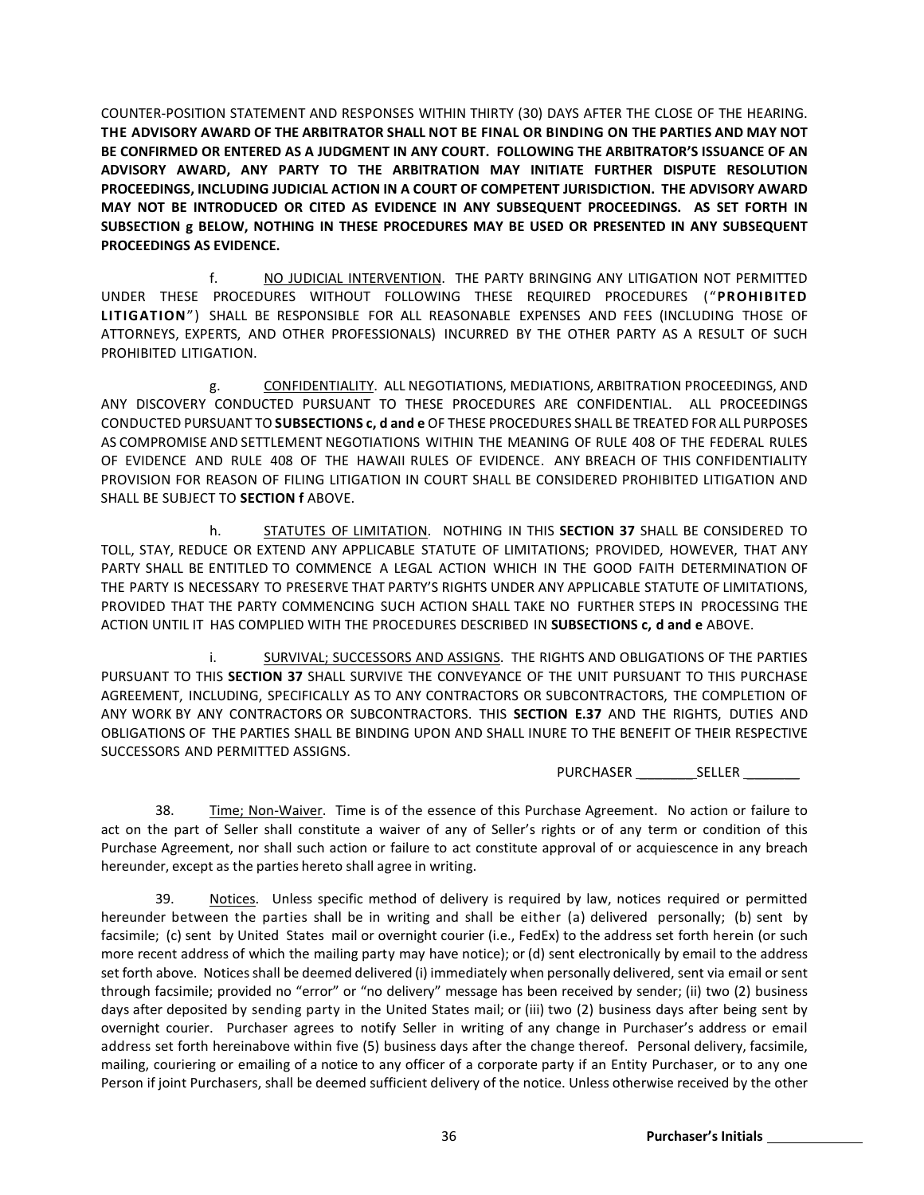COUNTER-POSITION STATEMENT AND RESPONSES WITHIN THIRTY (30) DAYS AFTER THE CLOSE OF THE HEARING. **THE ADVISORY AWARD OF THE ARBITRATOR SHALL NOT BE FINAL OR BINDING ON THE PARTIES AND MAY NOT BE CONFIRMED OR ENTERED AS A JUDGMENT IN ANY COURT. FOLLOWING THE ARBITRATOR'S ISSUANCE OF AN ADVISORY AWARD, ANY PARTY TO THE ARBITRATION MAY INITIATE FURTHER DISPUTE RESOLUTION PROCEEDINGS, INCLUDING JUDICIAL ACTION IN A COURT OF COMPETENT JURISDICTION. THE ADVISORY AWARD MAY NOT BE INTRODUCED OR CITED AS EVIDENCE IN ANY SUBSEQUENT PROCEEDINGS. AS SET FORTH IN SUBSECTION g BELOW, NOTHING IN THESE PROCEDURES MAY BE USED OR PRESENTED IN ANY SUBSEQUENT PROCEEDINGS AS EVIDENCE.**

f. <u>NO JUDICIAL INTERVENTION</u>. THE PARTY BRINGING ANY LITIGATION NOT PERMITTED UNDER THESE PROCEDURES WITHOUT FOLLOWING THESE REQUIRED PROCEDURES ("**PROHIBITED LITIGATION**") SHALL BE RESPONSIBLE FOR ALL REASONABLE EXPENSES AND FEES (INCLUDING THOSE OF ATTORNEYS, EXPERTS, AND OTHER PROFESSIONALS) INCURRED BY THE OTHER PARTY AS A RESULT OF SUCH PROHIBITED LITIGATION.

g. <u>CONFIDENTIALITY</u>. ALL NEGOTIATIONS, MEDIATIONS, ARBITRATION PROCEEDINGS, AND ANY DISCOVERY CONDUCTED PURSUANT TO THESE PROCEDURES ARE CONFIDENTIAL. ALL PROCEEDINGS CONDUCTED PURSUANT TO **SUBSECTIONS c, d and e** OF THESE PROCEDURES SHALL BE TREATED FOR ALL PURPOSES AS COMPROMISE AND SETTLEMENT NEGOTIATIONS WITHIN THE MEANING OF RULE 408 OF THE FEDERAL RULES OF EVIDENCE AND RULE 408 OF THE HAWAII RULES OF EVIDENCE. ANY BREACH OF THIS CONFIDENTIALITY PROVISION FOR REASON OF FILING LITIGATION IN COURT SHALL BE CONSIDERED PROHIBITED LITIGATION AND SHALL BE SUBJECT TO **SECTION f** ABOVE.

h. <u>STATUTES OF LIMITATION</u>. NOTHING IN THIS **SECTION 37** SHALL BE CONSIDERED TO TOLL, STAY, REDUCE OR EXTEND ANY APPLICABLE STATUTE OF LIMITATIONS; PROVIDED, HOWEVER, THAT ANY PARTY SHALL BE ENTITLED TO COMMENCE A LEGAL ACTION WHICH IN THE GOOD FAITH DETERMINATION OF THE PARTY IS NECESSARY TO PRESERVE THAT PARTY'S RIGHTS UNDER ANY APPLICABLE STATUTE OF LIMITATIONS, PROVIDED THAT THE PARTY COMMENCING SUCH ACTION SHALL TAKE NO FURTHER STEPS IN PROCESSING THE ACTION UNTIL IT HAS COMPLIED WITH THE PROCEDURES DESCRIBED IN **SUBSECTIONS c, d and e** ABOVE.

i. <u>SURVIVAL; SUCCESSORS AND ASSIGNS</u>. THE RIGHTS AND OBLIGATIONS OF THE PARTIES PURSUANT TO THIS **SECTION 37** SHALL SURVIVE THE CONVEYANCE OF THE UNIT PURSUANT TO THIS PURCHASE AGREEMENT, INCLUDING, SPECIFICALLY AS TO ANY CONTRACTORS OR SUBCONTRACTORS, THE COMPLETION OF ANY WORK BY ANY CONTRACTORS OR SUBCONTRACTORS. THIS **SECTION E.37** AND THE RIGHTS, DUTIES AND OBLIGATIONS OF THE PARTIES SHALL BE BINDING UPON AND SHALL INURE TO THE BENEFIT OF THEIR RESPECTIVE SUCCESSORS AND PERMITTED ASSIGNS.

PURCHASER ________SELLER ________

38. <u>Time; Non-Waiver</u>. Time is of the essence of this Purchase Agreement. No action or failure to act on the part of Seller shall constitute a waiver of any of Seller's rights or of any term or condition of this Purchase Agreement, nor shall such action or failure to act constitute approval of or acquiescence in any breach hereunder, except as the parties hereto shall agree in writing.

39. <u>Notices</u>. Unless specific method of delivery is required by law, notices required or permitted hereunder between the parties shall be in writing and shall be either (a) delivered personally; (b) sent by facsimile; (c) sent by United States mail or overnight courier (i.e., FedEx) to the address set forth herein (or such more recent address of which the mailing party may have notice); or (d) sent electronically by email to the address set forth above. Notices shall be deemed delivered (i) immediately when personally delivered, sent via email or sent through facsimile; provided no "error" or "no delivery" message has been received by sender; (ii) two (2) business days after deposited by sending party in the United States mail; or (iii) two (2) business days after being sent by overnight courier. Purchaser agrees to notify Seller in writing of any change in Purchaser's address or email address set forth hereinabove within five (5) business days after the change thereof. Personal delivery, facsimile, mailing, couriering or emailing of a notice to any officer of a corporate party if an Entity Purchaser, or to any one Person if joint Purchasers, shall be deemed sufficient delivery of the notice. Unless otherwise received by the other

**Purchaser's Initials** ____________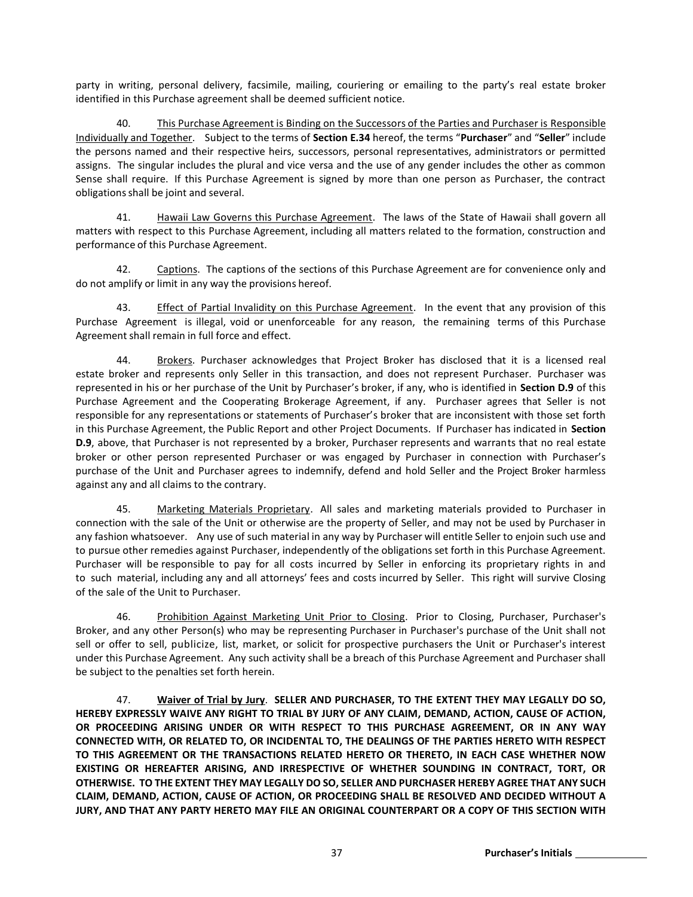party in writing, personal delivery, facsimile, mailing, couriering or emailing to the party's real estate broker identified in this Purchase agreement shall be deemed sufficient notice.

40. <u>This Purchase Agreement is Binding on the Successors of the Parties and Purchaser is Responsible Individually and Together</u>. Subject to the terms of **Section E.34** hereof, the terms "**Purchaser**" and "**Seller**" include the persons named and their respective heirs, successors, personal representatives, administrators or permitted assigns. The singular includes the plural and vice versa and the use of any gender includes the other as common Sense shall require. If this Purchase Agreement is signed by more than one person as Purchaser, the contract obligations shall be joint and several.

41. <u>Hawaii Law Governs this Purchase Agreement</u>. The laws of the State of Hawaii shall govern all matters with respect to this Purchase Agreement, including all matters related to the formation, construction and performance of this Purchase Agreement.

42. <u>Captions</u>. The captions of the sections of this Purchase Agreement are for convenience only and do not amplify or limit in any way the provisions hereof.

43. <u>Effect of Partial Invalidity on this Purchase Agreement</u>. In the event that any provision of this Purchase Agreement is illegal, void or unenforceable for any reason, the remaining terms of this Purchase Agreement shall remain in full force and effect.

44. <u>Brokers</u>. Purchaser acknowledges that Project Broker has disclosed that it is a licensed real estate broker and represents only Seller in this transaction, and does not represent Purchaser. Purchaser was represented in his or her purchase of the Unit by Purchaser's broker, if any, who is identified in **Section D.9** of this Purchase Agreement and the Cooperating Brokerage Agreement, if any. Purchaser agrees that Seller is not responsible for any representations or statements of Purchaser's broker that are inconsistent with those set forth in this Purchase Agreement, the Public Report and other Project Documents. If Purchaser has indicated in **Section D.9**, above, that Purchaser is not represented by a broker, Purchaser represents and warrants that no real estate broker or other person represented Purchaser or was engaged by Purchaser in connection with Purchaser's purchase of the Unit and Purchaser agrees to indemnify, defend and hold Seller and the Project Broker harmless against any and all claims to the contrary.

45. <u>Marketing Materials Proprietary</u>. All sales and marketing materials provided to Purchaser in connection with the sale of the Unit or otherwise are the property of Seller, and may not be used by Purchaser in any fashion whatsoever. Any use of such material in any way by Purchaser will entitle Seller to enjoin such use and to pursue other remedies against Purchaser, independently of the obligations set forth in this Purchase Agreement. Purchaser will be responsible to pay for all costs incurred by Seller in enforcing its proprietary rights in and to such material, including any and all attorneys' fees and costs incurred by Seller. This right will survive Closing of the sale of the Unit to Purchaser.

46. <u>Prohibition Against Marketing Unit Prior to Closing</u>. Prior to Closing, Purchaser, Purchaser's Broker, and any other Person(s) who may be representing Purchaser in Purchaser's purchase of the Unit shall not sell or offer to sell, publicize, list, market, or solicit for prospective purchasers the Unit or Purchaser's interest under this Purchase Agreement. Any such activity shall be a breach of this Purchase Agreement and Purchaser shall be subject to the penalties set forth herein.

47. **<u>Waiver of Trial by Jury</u>**. **SELLER AND PURCHASER, TO THE EXTENT THEY MAY LEGALLY DO SO, HEREBY EXPRESSLY WAIVE ANY RIGHT TO TRIAL BY JURY OF ANY CLAIM, DEMAND, ACTION, CAUSE OF ACTION, OR PROCEEDING ARISING UNDER OR WITH RESPECT TO THIS PURCHASE AGREEMENT, OR IN ANY WAY CONNECTED WITH, OR RELATED TO, OR INCIDENTAL TO, THE DEALINGS OF THE PARTIES HERETO WITH RESPECT TO THIS AGREEMENT OR THE TRANSACTIONS RELATED HERETO OR THERETO, IN EACH CASE WHETHER NOW EXISTING OR HEREAFTER ARISING, AND IRRESPECTIVE OF WHETHER SOUNDING IN CONTRACT, TORT, OR OTHERWISE. TO THE EXTENT THEY MAY LEGALLY DO SO, SELLER AND PURCHASER HEREBY AGREE THAT ANY SUCH CLAIM, DEMAND, ACTION, CAUSE OF ACTION, OR PROCEEDING SHALL BE RESOLVED AND DECIDED WITHOUT A JURY, AND THAT ANY PARTY HERETO MAY FILE AN ORIGINAL COUNTERPART OR A COPY OF THIS SECTION WITH**

**Purchaser's Initials** ____________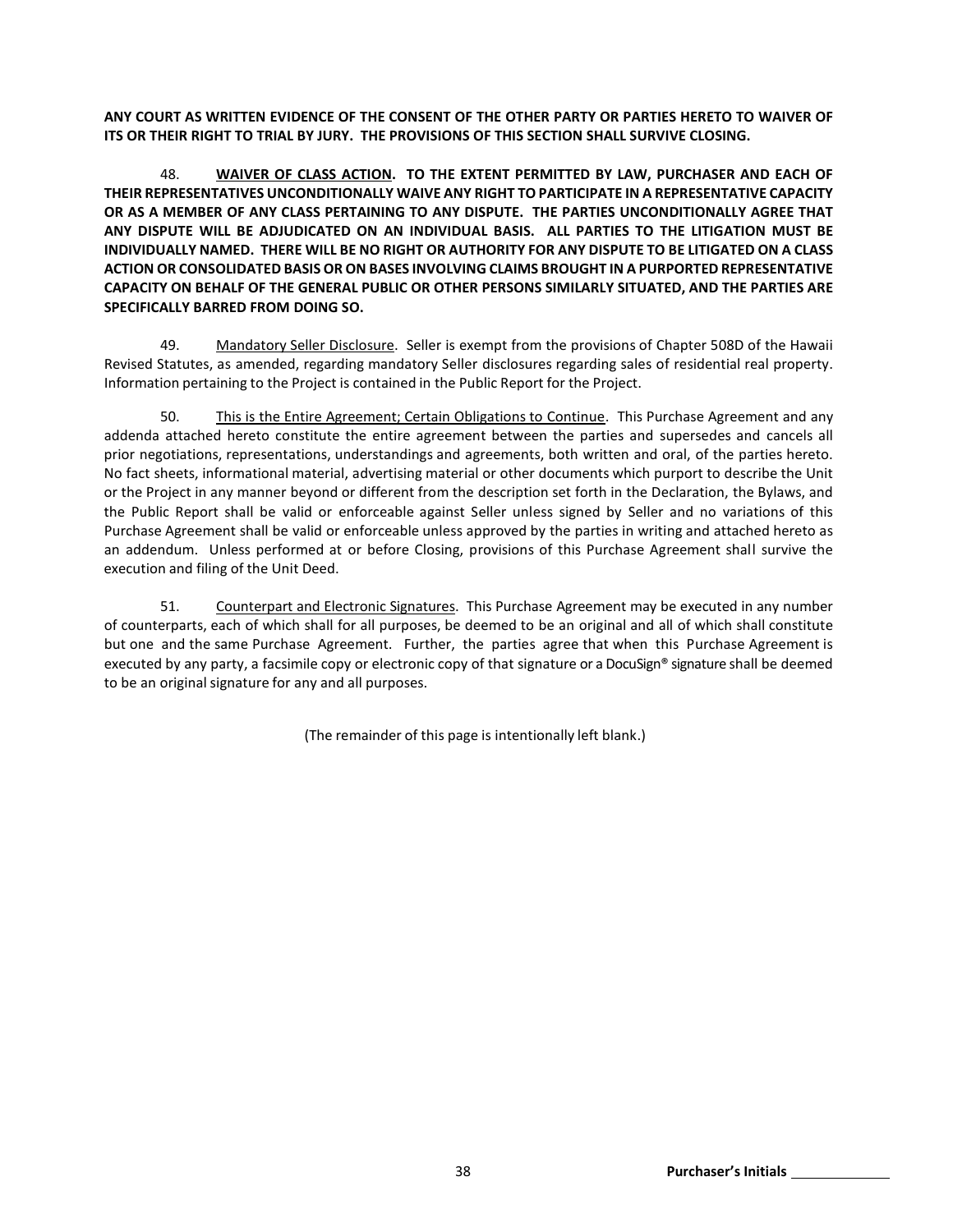**ANY COURT AS WRITTEN EVIDENCE OF THE CONSENT OF THE OTHER PARTY OR PARTIES HERETO TO WAIVER OF ITS OR THEIR RIGHT TO TRIAL BY JURY. THE PROVISIONS OF THIS SECTION SHALL SURVIVE CLOSING.**

48. **WAIVER OF CLASS ACTION. TO THE EXTENT PERMITTED BY LAW, PURCHASER AND EACH OF THEIR REPRESENTATIVES UNCONDITIONALLY WAIVE ANY RIGHT TO PARTICIPATE IN A REPRESENTATIVE CAPACITY OR AS A MEMBER OF ANY CLASS PERTAINING TO ANY DISPUTE. THE PARTIES UNCONDITIONALLY AGREE THAT ANY DISPUTE WILL BE ADJUDICATED ON AN INDIVIDUAL BASIS. ALL PARTIES TO THE LITIGATION MUST BE INDIVIDUALLY NAMED. THERE WILL BE NO RIGHT OR AUTHORITY FOR ANY DISPUTE TO BE LITIGATED ON A CLASS ACTION OR CONSOLIDATED BASIS OR ON BASES INVOLVING CLAIMS BROUGHT IN A PURPORTED REPRESENTATIVE CAPACITY ON BEHALF OF THE GENERAL PUBLIC OR OTHER PERSONS SIMILARLY SITUATED, AND THE PARTIES ARE SPECIFICALLY BARRED FROM DOING SO.**

49. Mandatory Seller Disclosure. Seller is exempt from the provisions of Chapter 508D of the Hawaii Revised Statutes, as amended, regarding mandatory Seller disclosures regarding sales of residential real property. Information pertaining to the Project is contained in the Public Report for the Project.

50. This is the Entire Agreement; Certain Obligations to Continue. This Purchase Agreement and any addenda attached hereto constitute the entire agreement between the parties and supersedes and cancels all prior negotiations, representations, understandings and agreements, both written and oral, of the parties hereto. No fact sheets, informational material, advertising material or other documents which purport to describe the Unit or the Project in any manner beyond or different from the description set forth in the Declaration, the Bylaws, and the Public Report shall be valid or enforceable against Seller unless signed by Seller and no variations of this Purchase Agreement shall be valid or enforceable unless approved by the parties in writing and attached hereto as an addendum. Unless performed at or before Closing, provisions of this Purchase Agreement shall survive the execution and filing of the Unit Deed.

51. Counterpart and Electronic Signatures. This Purchase Agreement may be executed in any number of counterparts, each of which shall for all purposes, be deemed to be an original and all of which shall constitute but one and the same Purchase Agreement. Further, the parties agree that when this Purchase Agreement is executed by any party, a facsimile copy or electronic copy of that signature or a DocuSign® signature shall be deemed to be an original signature for any and all purposes.

(The remainder of this page is intentionally left blank.)

**Purchaser's Initials** ____________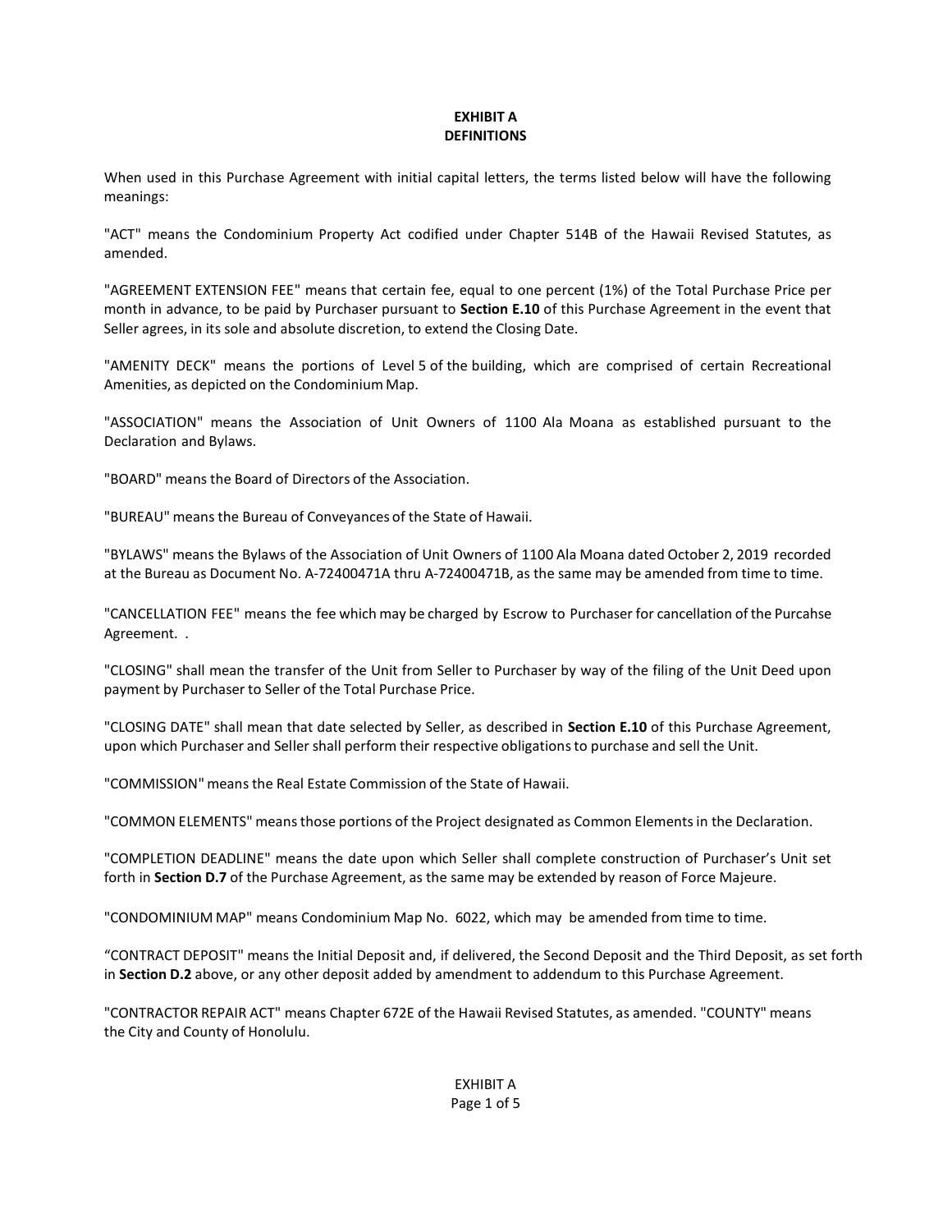**EXHIBIT A**
**DEFINITIONS**

When used in this Purchase Agreement with initial capital letters, the terms listed below will have the following meanings:

"ACT" means the Condominium Property Act codified under Chapter 514B of the Hawaii Revised Statutes, as amended.

"AGREEMENT EXTENSION FEE" means that certain fee, equal to one percent (1%) of the Total Purchase Price per month in advance, to be paid by Purchaser pursuant to **Section E.10** of this Purchase Agreement in the event that Seller agrees, in its sole and absolute discretion, to extend the Closing Date.

"AMENITY DECK" means the portions of Level 5 of the building, which are comprised of certain Recreational Amenities, as depicted on the Condominium Map.

"ASSOCIATION" means the Association of Unit Owners of 1100 Ala Moana as established pursuant to the Declaration and Bylaws.

"BOARD" means the Board of Directors of the Association.

"BUREAU" means the Bureau of Conveyances of the State of Hawaii.

"BYLAWS" means the Bylaws of the Association of Unit Owners of 1100 Ala Moana dated October 2, 2019 recorded at the Bureau as Document No. A-72400471A thru A-72400471B, as the same may be amended from time to time.

"CANCELLATION FEE" means the fee which may be charged by Escrow to Purchaser for cancellation of the Purcahse Agreement. .

"CLOSING" shall mean the transfer of the Unit from Seller to Purchaser by way of the filing of the Unit Deed upon payment by Purchaser to Seller of the Total Purchase Price.

"CLOSING DATE" shall mean that date selected by Seller, as described in **Section E.10** of this Purchase Agreement, upon which Purchaser and Seller shall perform their respective obligations to purchase and sell the Unit.

"COMMISSION" means the Real Estate Commission of the State of Hawaii.

"COMMON ELEMENTS" means those portions of the Project designated as Common Elements in the Declaration.

"COMPLETION DEADLINE" means the date upon which Seller shall complete construction of Purchaser's Unit set forth in **Section D.7** of the Purchase Agreement, as the same may be extended by reason of Force Majeure.

"CONDOMINIUM MAP" means Condominium Map No. 6022, which may be amended from time to time.

"CONTRACT DEPOSIT" means the Initial Deposit and, if delivered, the Second Deposit and the Third Deposit, as set forth in **Section D.2** above, or any other deposit added by amendment to addendum to this Purchase Agreement.

"CONTRACTOR REPAIR ACT" means Chapter 672E of the Hawaii Revised Statutes, as amended. "COUNTY" means the City and County of Honolulu.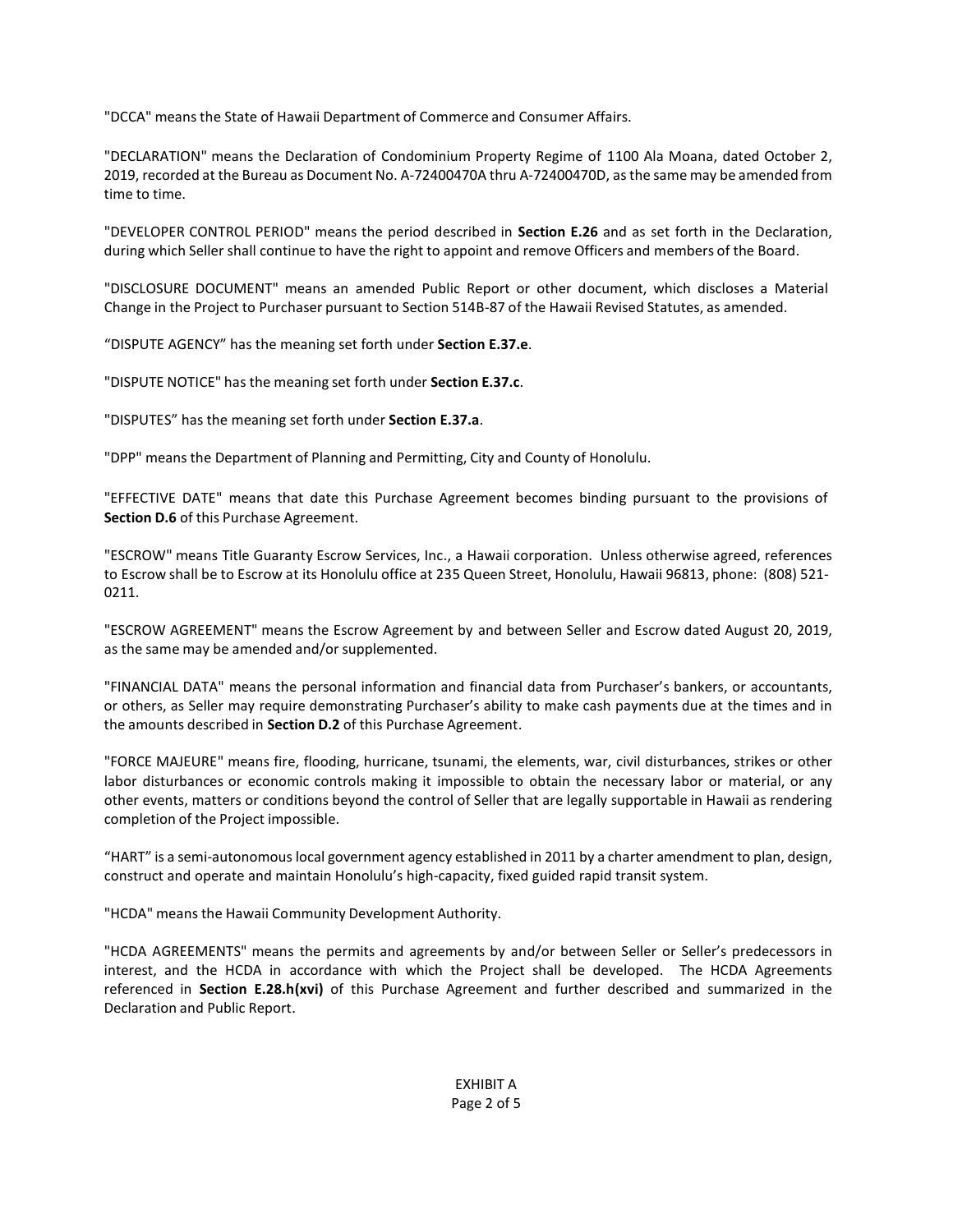"DCCA" means the State of Hawaii Department of Commerce and Consumer Affairs.

"DECLARATION" means the Declaration of Condominium Property Regime of 1100 Ala Moana, dated October 2, 2019, recorded at the Bureau as Document No. A-72400470A thru A-72400470D, as the same may be amended from time to time.

"DEVELOPER CONTROL PERIOD" means the period described in **Section E.26** and as set forth in the Declaration, during which Seller shall continue to have the right to appoint and remove Officers and members of the Board.

"DISCLOSURE DOCUMENT" means an amended Public Report or other document, which discloses a Material Change in the Project to Purchaser pursuant to Section 514B-87 of the Hawaii Revised Statutes, as amended.

"DISPUTE AGENCY" has the meaning set forth under **Section E.37.e**.

"DISPUTE NOTICE" has the meaning set forth under **Section E.37.c**.

"DISPUTES" has the meaning set forth under **Section E.37.a**.

"DPP" means the Department of Planning and Permitting, City and County of Honolulu.

"EFFECTIVE DATE" means that date this Purchase Agreement becomes binding pursuant to the provisions of **Section D.6** of this Purchase Agreement.

"ESCROW" means Title Guaranty Escrow Services, Inc., a Hawaii corporation. Unless otherwise agreed, references to Escrow shall be to Escrow at its Honolulu office at 235 Queen Street, Honolulu, Hawaii 96813, phone: (808) 521-0211.

"ESCROW AGREEMENT" means the Escrow Agreement by and between Seller and Escrow dated August 20, 2019, as the same may be amended and/or supplemented.

"FINANCIAL DATA" means the personal information and financial data from Purchaser's bankers, or accountants, or others, as Seller may require demonstrating Purchaser's ability to make cash payments due at the times and in the amounts described in **Section D.2** of this Purchase Agreement.

"FORCE MAJEURE" means fire, flooding, hurricane, tsunami, the elements, war, civil disturbances, strikes or other labor disturbances or economic controls making it impossible to obtain the necessary labor or material, or any other events, matters or conditions beyond the control of Seller that are legally supportable in Hawaii as rendering completion of the Project impossible.

"HART" is a semi-autonomous local government agency established in 2011 by a charter amendment to plan, design, construct and operate and maintain Honolulu's high-capacity, fixed guided rapid transit system.

"HCDA" means the Hawaii Community Development Authority.

"HCDA AGREEMENTS" means the permits and agreements by and/or between Seller or Seller's predecessors in interest, and the HCDA in accordance with which the Project shall be developed. The HCDA Agreements referenced in **Section E.28.h(xvi)** of this Purchase Agreement and further described and summarized in the Declaration and Public Report.

EXHIBIT A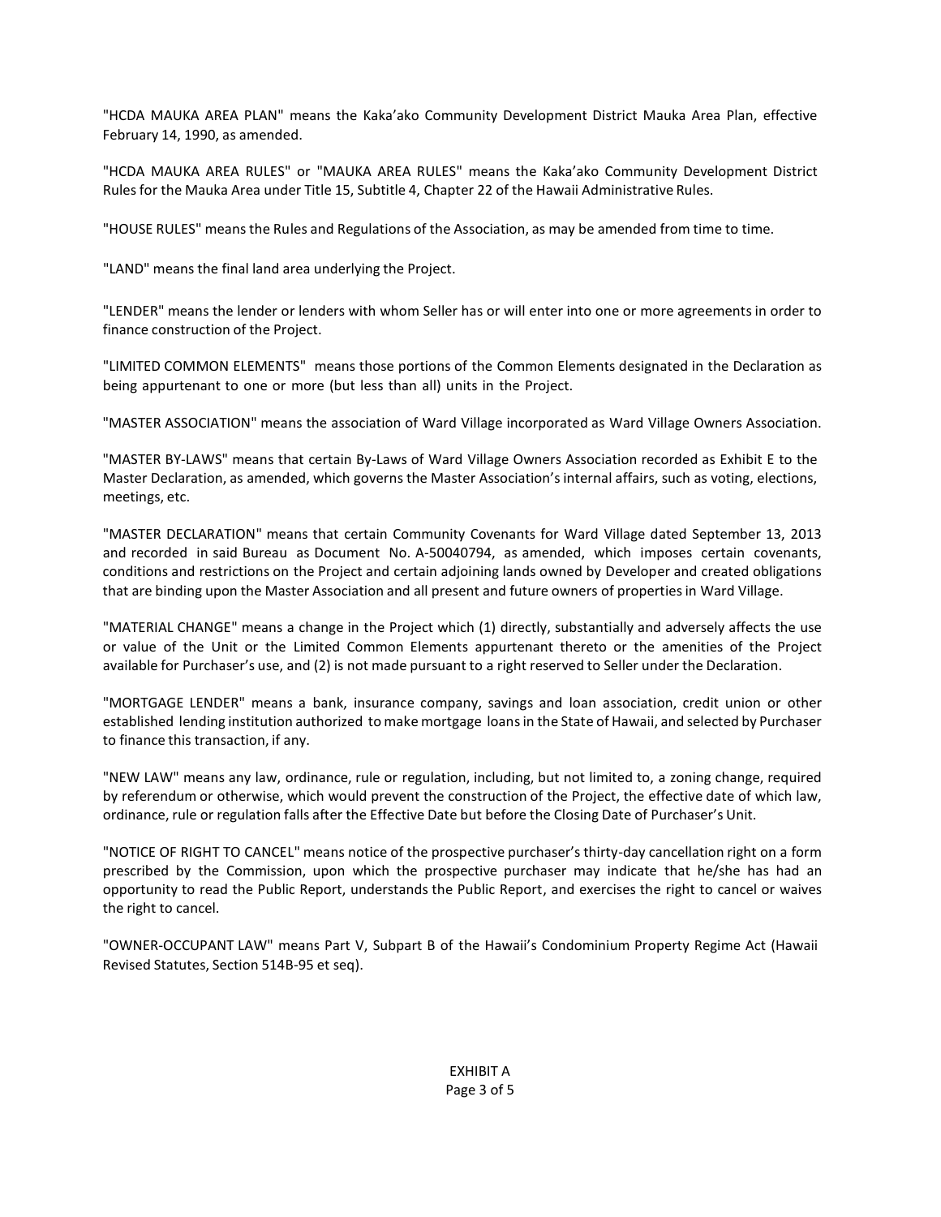"HCDA MAUKA AREA PLAN" means the Kaka'ako Community Development District Mauka Area Plan, effective February 14, 1990, as amended.

"HCDA MAUKA AREA RULES" or "MAUKA AREA RULES" means the Kaka'ako Community Development District Rules for the Mauka Area under Title 15, Subtitle 4, Chapter 22 of the Hawaii Administrative Rules.

"HOUSE RULES" means the Rules and Regulations of the Association, as may be amended from time to time.

"LAND" means the final land area underlying the Project.

"LENDER" means the lender or lenders with whom Seller has or will enter into one or more agreements in order to finance construction of the Project.

"LIMITED COMMON ELEMENTS" means those portions of the Common Elements designated in the Declaration as being appurtenant to one or more (but less than all) units in the Project.

"MASTER ASSOCIATION" means the association of Ward Village incorporated as Ward Village Owners Association.

"MASTER BY-LAWS" means that certain By-Laws of Ward Village Owners Association recorded as Exhibit E to the Master Declaration, as amended, which governs the Master Association's internal affairs, such as voting, elections, meetings, etc.

"MASTER DECLARATION" means that certain Community Covenants for Ward Village dated September 13, 2013 and recorded in said Bureau as Document No. A-50040794, as amended, which imposes certain covenants, conditions and restrictions on the Project and certain adjoining lands owned by Developer and created obligations that are binding upon the Master Association and all present and future owners of properties in Ward Village.

"MATERIAL CHANGE" means a change in the Project which (1) directly, substantially and adversely affects the use or value of the Unit or the Limited Common Elements appurtenant thereto or the amenities of the Project available for Purchaser's use, and (2) is not made pursuant to a right reserved to Seller under the Declaration.

"MORTGAGE LENDER" means a bank, insurance company, savings and loan association, credit union or other established lending institution authorized to make mortgage loans in the State of Hawaii, and selected by Purchaser to finance this transaction, if any.

"NEW LAW" means any law, ordinance, rule or regulation, including, but not limited to, a zoning change, required by referendum or otherwise, which would prevent the construction of the Project, the effective date of which law, ordinance, rule or regulation falls after the Effective Date but before the Closing Date of Purchaser's Unit.

"NOTICE OF RIGHT TO CANCEL" means notice of the prospective purchaser's thirty-day cancellation right on a form prescribed by the Commission, upon which the prospective purchaser may indicate that he/she has had an opportunity to read the Public Report, understands the Public Report, and exercises the right to cancel or waives the right to cancel.

"OWNER-OCCUPANT LAW" means Part V, Subpart B of the Hawaii's Condominium Property Regime Act (Hawaii Revised Statutes, Section 514B-95 et seq).

EXHIBIT A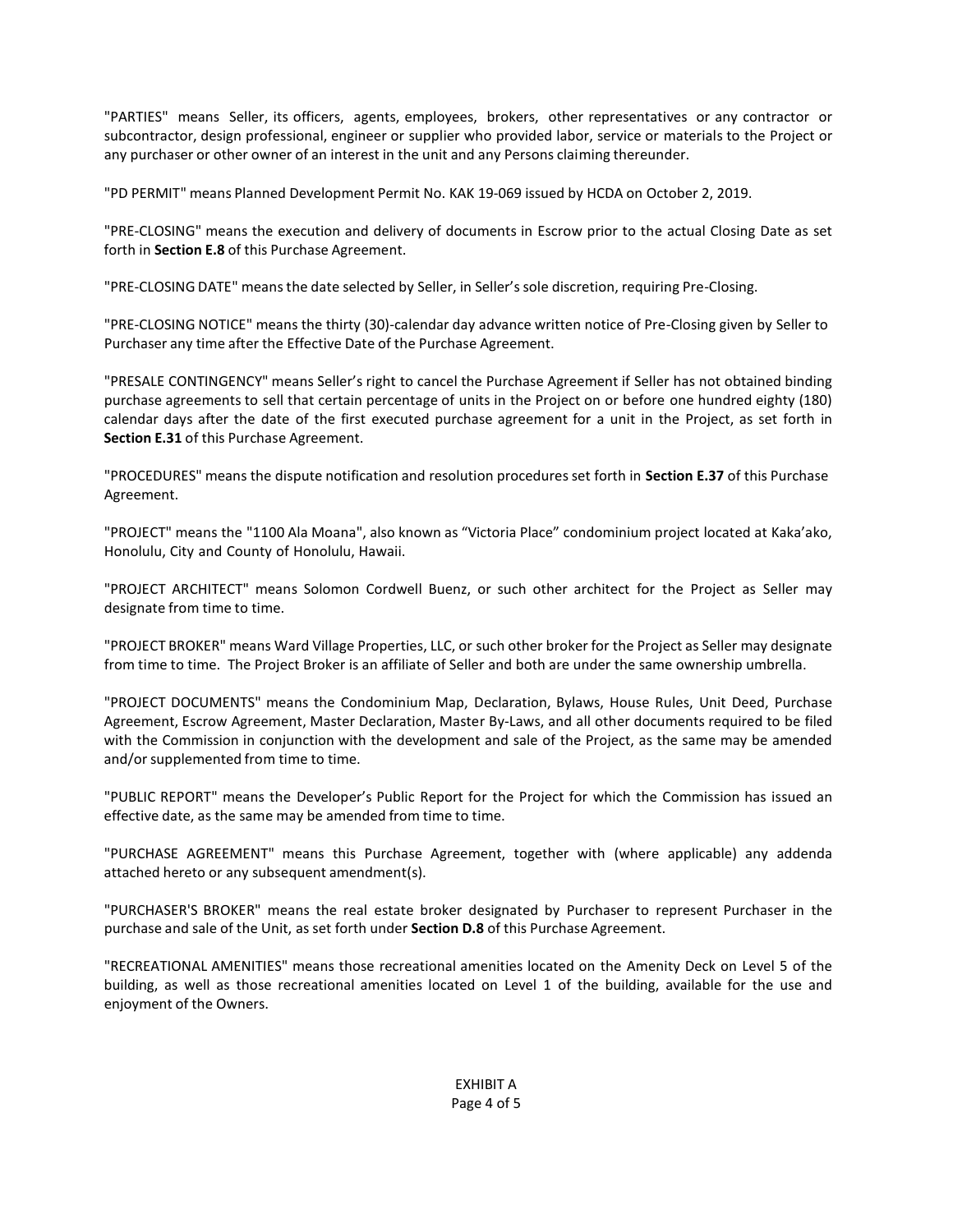"PARTIES" means Seller, its officers, agents, employees, brokers, other representatives or any contractor or subcontractor, design professional, engineer or supplier who provided labor, service or materials to the Project or any purchaser or other owner of an interest in the unit and any Persons claiming thereunder.

"PD PERMIT" means Planned Development Permit No. KAK 19-069 issued by HCDA on October 2, 2019.

"PRE-CLOSING" means the execution and delivery of documents in Escrow prior to the actual Closing Date as set forth in **Section E.8** of this Purchase Agreement.

"PRE-CLOSING DATE" means the date selected by Seller, in Seller's sole discretion, requiring Pre-Closing.

"PRE-CLOSING NOTICE" means the thirty (30)-calendar day advance written notice of Pre-Closing given by Seller to Purchaser any time after the Effective Date of the Purchase Agreement.

"PRESALE CONTINGENCY" means Seller's right to cancel the Purchase Agreement if Seller has not obtained binding purchase agreements to sell that certain percentage of units in the Project on or before one hundred eighty (180) calendar days after the date of the first executed purchase agreement for a unit in the Project, as set forth in **Section E.31** of this Purchase Agreement.

"PROCEDURES" means the dispute notification and resolution procedures set forth in **Section E.37** of this Purchase Agreement.

"PROJECT" means the "1100 Ala Moana", also known as "Victoria Place" condominium project located at Kaka'ako, Honolulu, City and County of Honolulu, Hawaii.

"PROJECT ARCHITECT" means Solomon Cordwell Buenz, or such other architect for the Project as Seller may designate from time to time.

"PROJECT BROKER" means Ward Village Properties, LLC, or such other broker for the Project as Seller may designate from time to time. The Project Broker is an affiliate of Seller and both are under the same ownership umbrella.

"PROJECT DOCUMENTS" means the Condominium Map, Declaration, Bylaws, House Rules, Unit Deed, Purchase Agreement, Escrow Agreement, Master Declaration, Master By-Laws, and all other documents required to be filed with the Commission in conjunction with the development and sale of the Project, as the same may be amended and/or supplemented from time to time.

"PUBLIC REPORT" means the Developer's Public Report for the Project for which the Commission has issued an effective date, as the same may be amended from time to time.

"PURCHASE AGREEMENT" means this Purchase Agreement, together with (where applicable) any addenda attached hereto or any subsequent amendment(s).

"PURCHASER'S BROKER" means the real estate broker designated by Purchaser to represent Purchaser in the purchase and sale of the Unit, as set forth under **Section D.8** of this Purchase Agreement.

"RECREATIONAL AMENITIES" means those recreational amenities located on the Amenity Deck on Level 5 of the building, as well as those recreational amenities located on Level 1 of the building, available for the use and enjoyment of the Owners.

EXHIBIT A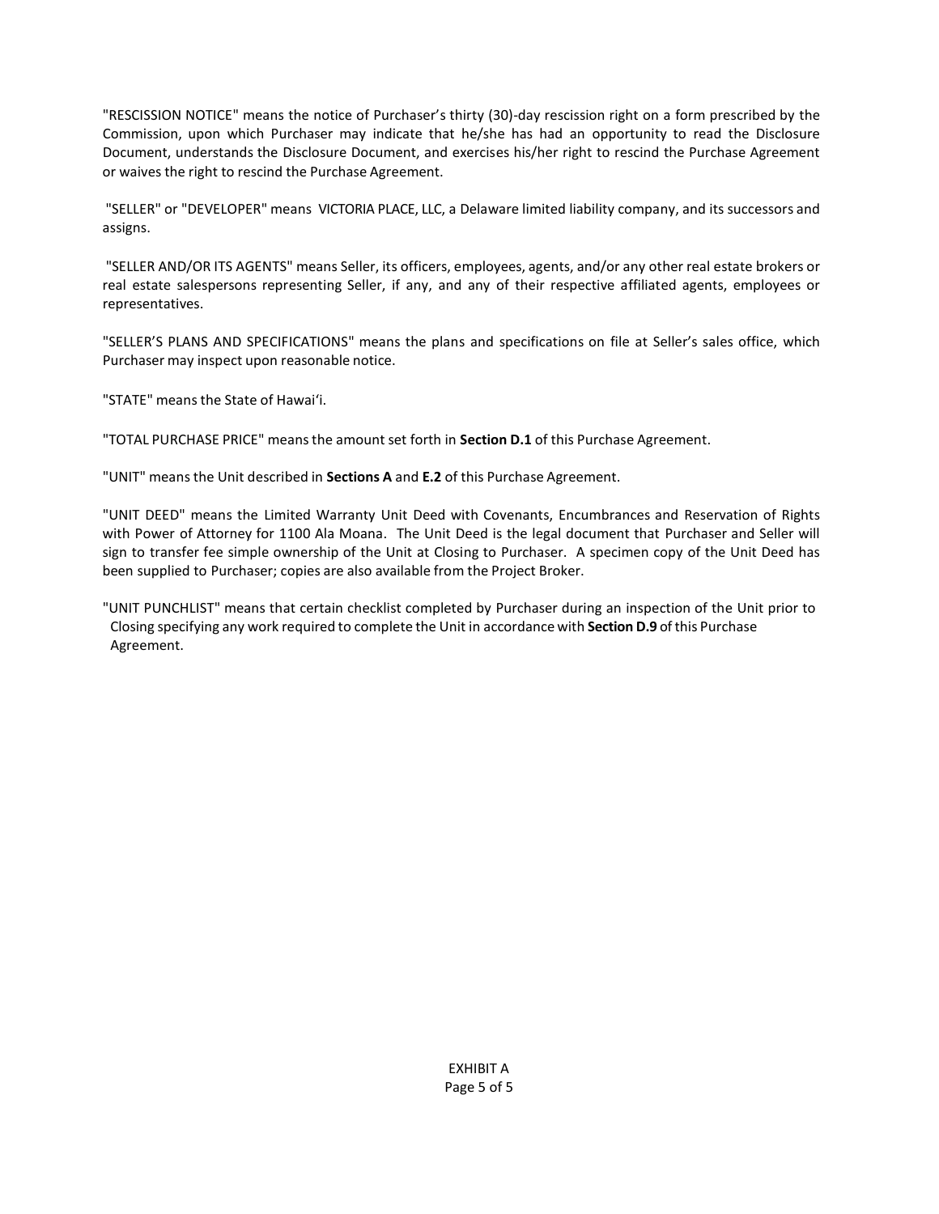"RESCISSION NOTICE" means the notice of Purchaser's thirty (30)-day rescission right on a form prescribed by the Commission, upon which Purchaser may indicate that he/she has had an opportunity to read the Disclosure Document, understands the Disclosure Document, and exercises his/her right to rescind the Purchase Agreement or waives the right to rescind the Purchase Agreement.

"SELLER" or "DEVELOPER" means VICTORIA PLACE, LLC, a Delaware limited liability company, and its successors and assigns.

"SELLER AND/OR ITS AGENTS" means Seller, its officers, employees, agents, and/or any other real estate brokers or real estate salespersons representing Seller, if any, and any of their respective affiliated agents, employees or representatives.

"SELLER'S PLANS AND SPECIFICATIONS" means the plans and specifications on file at Seller's sales office, which Purchaser may inspect upon reasonable notice.

"STATE" means the State of Hawaiʻi.

"TOTAL PURCHASE PRICE" means the amount set forth in **Section D.1** of this Purchase Agreement.

"UNIT" means the Unit described in **Sections A** and **E.2** of this Purchase Agreement.

"UNIT DEED" means the Limited Warranty Unit Deed with Covenants, Encumbrances and Reservation of Rights with Power of Attorney for 1100 Ala Moana. The Unit Deed is the legal document that Purchaser and Seller will sign to transfer fee simple ownership of the Unit at Closing to Purchaser. A specimen copy of the Unit Deed has been supplied to Purchaser; copies are also available from the Project Broker.

"UNIT PUNCHLIST" means that certain checklist completed by Purchaser during an inspection of the Unit prior to Closing specifying any work required to complete the Unit in accordance with **Section D.9** of this Purchase Agreement.

EXHIBIT A